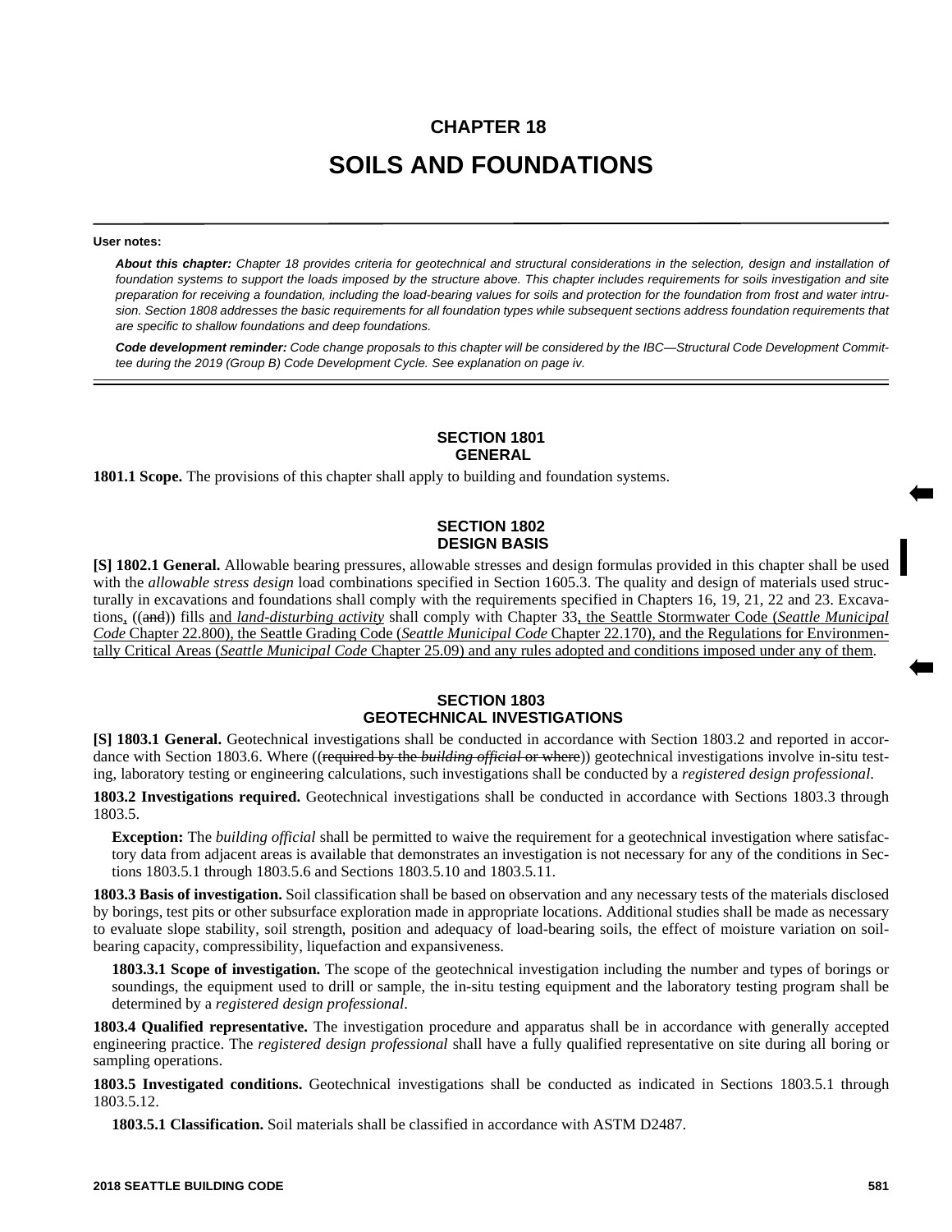# CHAPTER 18

# SOILS AND FOUNDATIONS

**User notes:**

> ***About this chapter:*** *Chapter 18 provides criteria for geotechnical and structural considerations in the selection, design and installation of foundation systems to support the loads imposed by the structure above. This chapter includes requirements for soils investigation and site preparation for receiving a foundation, including the load-bearing values for soils and protection for the foundation from frost and water intrusion. Section 1808 addresses the basic requirements for all foundation types while subsequent sections address foundation requirements that are specific to shallow foundations and deep foundations.*
>
> ***Code development reminder:*** *Code change proposals to this chapter will be considered by the IBC—Structural Code Development Committee during the 2019 (Group B) Code Development Cycle. See explanation on page iv.*

## SECTION 1801 GENERAL

**1801.1 Scope.** The provisions of this chapter shall apply to building and foundation systems.

## SECTION 1802 DESIGN BASIS

**[S] 1802.1 General.** Allowable bearing pressures, allowable stresses and design formulas provided in this chapter shall be used with the *allowable stress design* load combinations specified in Section 1605.3. The quality and design of materials used structurally in excavations and foundations shall comply with the requirements specified in Chapters 16, 19, 21, 22 and 23. Excavations, ((~~and~~)) fills and *land-disturbing activity* shall comply with Chapter 33, the Seattle Stormwater Code (*Seattle Municipal Code* Chapter 22.800), the Seattle Grading Code (*Seattle Municipal Code* Chapter 22.170), and the Regulations for Environmentally Critical Areas (*Seattle Municipal Code* Chapter 25.09) and any rules adopted and conditions imposed under any of them.

## SECTION 1803 GEOTECHNICAL INVESTIGATIONS

**[S] 1803.1 General.** Geotechnical investigations shall be conducted in accordance with Section 1803.2 and reported in accordance with Section 1803.6. Where ((~~required by the *building official* or where~~)) geotechnical investigations involve in-situ testing, laboratory testing or engineering calculations, such investigations shall be conducted by a *registered design professional*.

**1803.2 Investigations required.** Geotechnical investigations shall be conducted in accordance with Sections 1803.3 through 1803.5.

**Exception:** The *building official* shall be permitted to waive the requirement for a geotechnical investigation where satisfactory data from adjacent areas is available that demonstrates an investigation is not necessary for any of the conditions in Sections 1803.5.1 through 1803.5.6 and Sections 1803.5.10 and 1803.5.11.

**1803.3 Basis of investigation.** Soil classification shall be based on observation and any necessary tests of the materials disclosed by borings, test pits or other subsurface exploration made in appropriate locations. Additional studies shall be made as necessary to evaluate slope stability, soil strength, position and adequacy of load-bearing soils, the effect of moisture variation on soil-bearing capacity, compressibility, liquefaction and expansiveness.

**1803.3.1 Scope of investigation.** The scope of the geotechnical investigation including the number and types of borings or soundings, the equipment used to drill or sample, the in-situ testing equipment and the laboratory testing program shall be determined by a *registered design professional*.

**1803.4 Qualified representative.** The investigation procedure and apparatus shall be in accordance with generally accepted engineering practice. The *registered design professional* shall have a fully qualified representative on site during all boring or sampling operations.

**1803.5 Investigated conditions.** Geotechnical investigations shall be conducted as indicated in Sections 1803.5.1 through 1803.5.12.

**1803.5.1 Classification.** Soil materials shall be classified in accordance with ASTM D2487.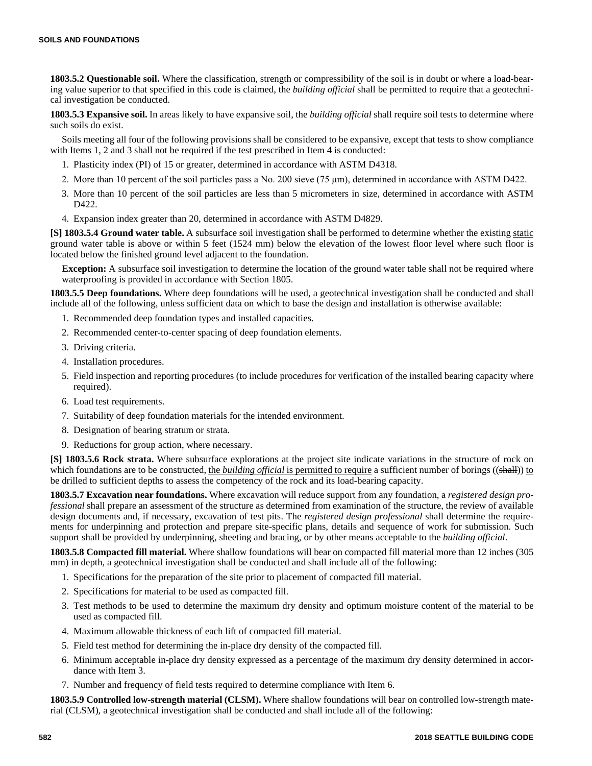**1803.5.2 Questionable soil.** Where the classification, strength or compressibility of the soil is in doubt or where a load-bearing value superior to that specified in this code is claimed, the *building official* shall be permitted to require that a geotechnical investigation be conducted.

**1803.5.3 Expansive soil.** In areas likely to have expansive soil, the *building official* shall require soil tests to determine where such soils do exist.

Soils meeting all four of the following provisions shall be considered to be expansive, except that tests to show compliance with Items 1, 2 and 3 shall not be required if the test prescribed in Item 4 is conducted:

1. Plasticity index (PI) of 15 or greater, determined in accordance with ASTM D4318.
2. More than 10 percent of the soil particles pass a No. 200 sieve (75 μm), determined in accordance with ASTM D422.
3. More than 10 percent of the soil particles are less than 5 micrometers in size, determined in accordance with ASTM D422.
4. Expansion index greater than 20, determined in accordance with ASTM D4829.

**[S] 1803.5.4 Ground water table.** A subsurface soil investigation shall be performed to determine whether the existing <u>static</u> ground water table is above or within 5 feet (1524 mm) below the elevation of the lowest floor level where such floor is located below the finished ground level adjacent to the foundation.

**Exception:** A subsurface soil investigation to determine the location of the ground water table shall not be required where waterproofing is provided in accordance with Section 1805.

**1803.5.5 Deep foundations.** Where deep foundations will be used, a geotechnical investigation shall be conducted and shall include all of the following, unless sufficient data on which to base the design and installation is otherwise available:

1. Recommended deep foundation types and installed capacities.
2. Recommended center-to-center spacing of deep foundation elements.
3. Driving criteria.
4. Installation procedures.
5. Field inspection and reporting procedures (to include procedures for verification of the installed bearing capacity where required).
6. Load test requirements.
7. Suitability of deep foundation materials for the intended environment.
8. Designation of bearing stratum or strata.
9. Reductions for group action, where necessary.

**[S] 1803.5.6 Rock strata.** Where subsurface explorations at the project site indicate variations in the structure of rock on which foundations are to be constructed, <u>the *building official* is permitted to require</u> a sufficient number of borings ((~~shall~~)) <u>to</u> be drilled to sufficient depths to assess the competency of the rock and its load-bearing capacity.

**1803.5.7 Excavation near foundations.** Where excavation will reduce support from any foundation, a *registered design professional* shall prepare an assessment of the structure as determined from examination of the structure, the review of available design documents and, if necessary, excavation of test pits. The *registered design professional* shall determine the requirements for underpinning and protection and prepare site-specific plans, details and sequence of work for submission. Such support shall be provided by underpinning, sheeting and bracing, or by other means acceptable to the *building official*.

**1803.5.8 Compacted fill material.** Where shallow foundations will bear on compacted fill material more than 12 inches (305 mm) in depth, a geotechnical investigation shall be conducted and shall include all of the following:

1. Specifications for the preparation of the site prior to placement of compacted fill material.
2. Specifications for material to be used as compacted fill.
3. Test methods to be used to determine the maximum dry density and optimum moisture content of the material to be used as compacted fill.
4. Maximum allowable thickness of each lift of compacted fill material.
5. Field test method for determining the in-place dry density of the compacted fill.
6. Minimum acceptable in-place dry density expressed as a percentage of the maximum dry density determined in accordance with Item 3.
7. Number and frequency of field tests required to determine compliance with Item 6.

**1803.5.9 Controlled low-strength material (CLSM).** Where shallow foundations will bear on controlled low-strength material (CLSM), a geotechnical investigation shall be conducted and shall include all of the following: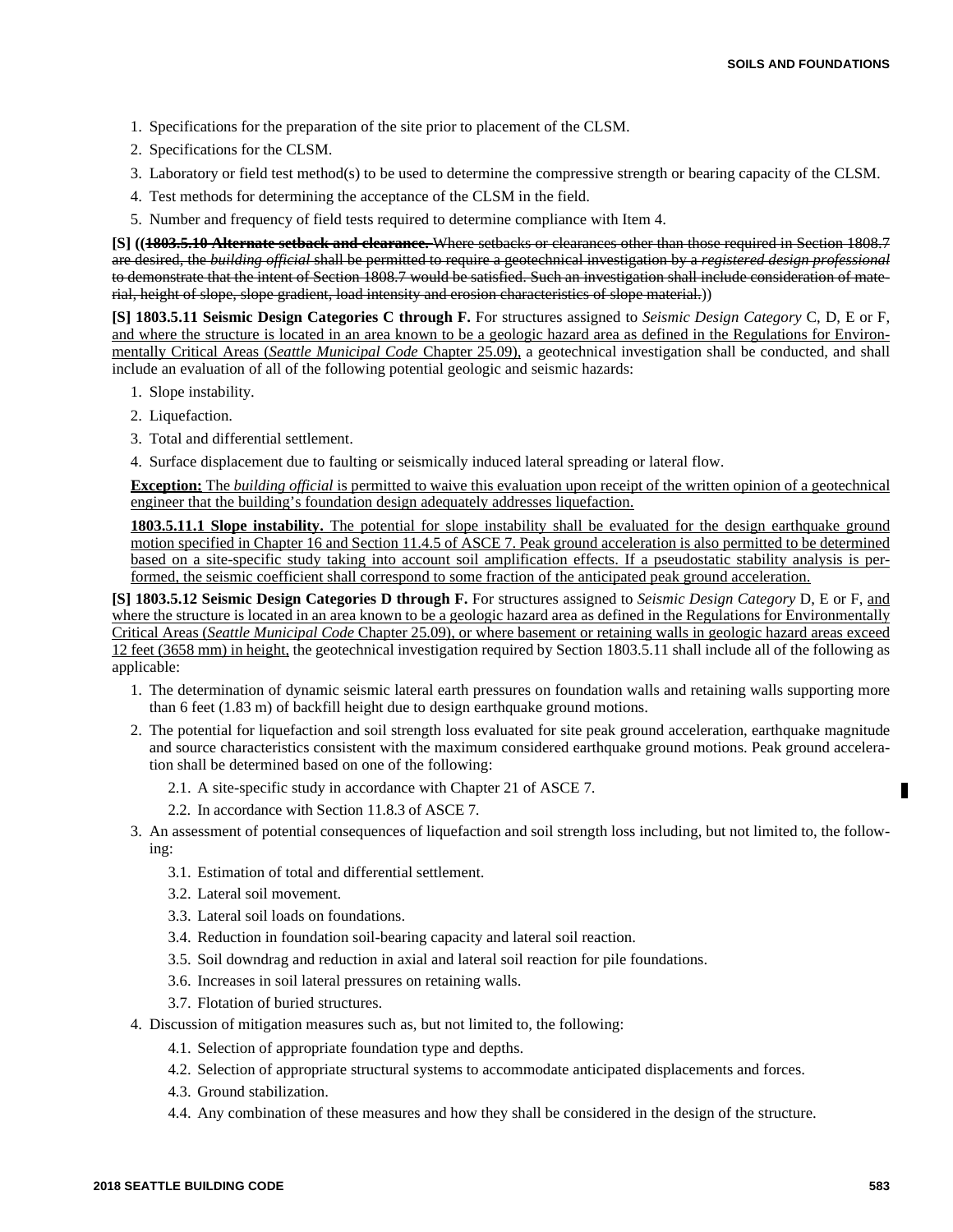1. Specifications for the preparation of the site prior to placement of the CLSM.
2. Specifications for the CLSM.
3. Laboratory or field test method(s) to be used to determine the compressive strength or bearing capacity of the CLSM.
4. Test methods for determining the acceptance of the CLSM in the field.
5. Number and frequency of field tests required to determine compliance with Item 4.

**[S]** ((~~**1803.5.10 Alternate setback and clearance.** Where setbacks or clearances other than those required in Section 1808.7 are desired, the *building official* shall be permitted to require a geotechnical investigation by a *registered design professional* to demonstrate that the intent of Section 1808.7 would be satisfied. Such an investigation shall include consideration of material, height of slope, slope gradient, load intensity and erosion characteristics of slope material.~~))

**[S] 1803.5.11 Seismic Design Categories C through F.** For structures assigned to *Seismic Design Category* C, D, E or F, <u>and where the structure is located in an area known to be a geologic hazard area as defined in the Regulations for Environmentally Critical Areas (*Seattle Municipal Code* Chapter 25.09),</u> a geotechnical investigation shall be conducted, and shall include an evaluation of all of the following potential geologic and seismic hazards:

1. Slope instability.
2. Liquefaction.
3. Total and differential settlement.
4. Surface displacement due to faulting or seismically induced lateral spreading or lateral flow.

<u>**Exception:** The *building official* is permitted to waive this evaluation upon receipt of the written opinion of a geotechnical engineer that the building's foundation design adequately addresses liquefaction.</u>

<u>**1803.5.11.1 Slope instability.** The potential for slope instability shall be evaluated for the design earthquake ground motion specified in Chapter 16 and Section 11.4.5 of ASCE 7. Peak ground acceleration is also permitted to be determined based on a site-specific study taking into account soil amplification effects. If a pseudostatic stability analysis is performed, the seismic coefficient shall correspond to some fraction of the anticipated peak ground acceleration.</u>

**[S] 1803.5.12 Seismic Design Categories D through F.** For structures assigned to *Seismic Design Category* D, E or F, <u>and where the structure is located in an area known to be a geologic hazard area as defined in the Regulations for Environmentally Critical Areas (*Seattle Municipal Code* Chapter 25.09), or where basement or retaining walls in geologic hazard areas exceed 12 feet (3658 mm) in height,</u> the geotechnical investigation required by Section 1803.5.11 shall include all of the following as applicable:

1. The determination of dynamic seismic lateral earth pressures on foundation walls and retaining walls supporting more than 6 feet (1.83 m) of backfill height due to design earthquake ground motions.
2. The potential for liquefaction and soil strength loss evaluated for site peak ground acceleration, earthquake magnitude and source characteristics consistent with the maximum considered earthquake ground motions. Peak ground acceleration shall be determined based on one of the following:
   2.1. A site-specific study in accordance with Chapter 21 of ASCE 7.
   2.2. In accordance with Section 11.8.3 of ASCE 7.
3. An assessment of potential consequences of liquefaction and soil strength loss including, but not limited to, the following:
   3.1. Estimation of total and differential settlement.
   3.2. Lateral soil movement.
   3.3. Lateral soil loads on foundations.
   3.4. Reduction in foundation soil-bearing capacity and lateral soil reaction.
   3.5. Soil downdrag and reduction in axial and lateral soil reaction for pile foundations.
   3.6. Increases in soil lateral pressures on retaining walls.
   3.7. Flotation of buried structures.
4. Discussion of mitigation measures such as, but not limited to, the following:
   4.1. Selection of appropriate foundation type and depths.
   4.2. Selection of appropriate structural systems to accommodate anticipated displacements and forces.
   4.3. Ground stabilization.
   4.4. Any combination of these measures and how they shall be considered in the design of the structure.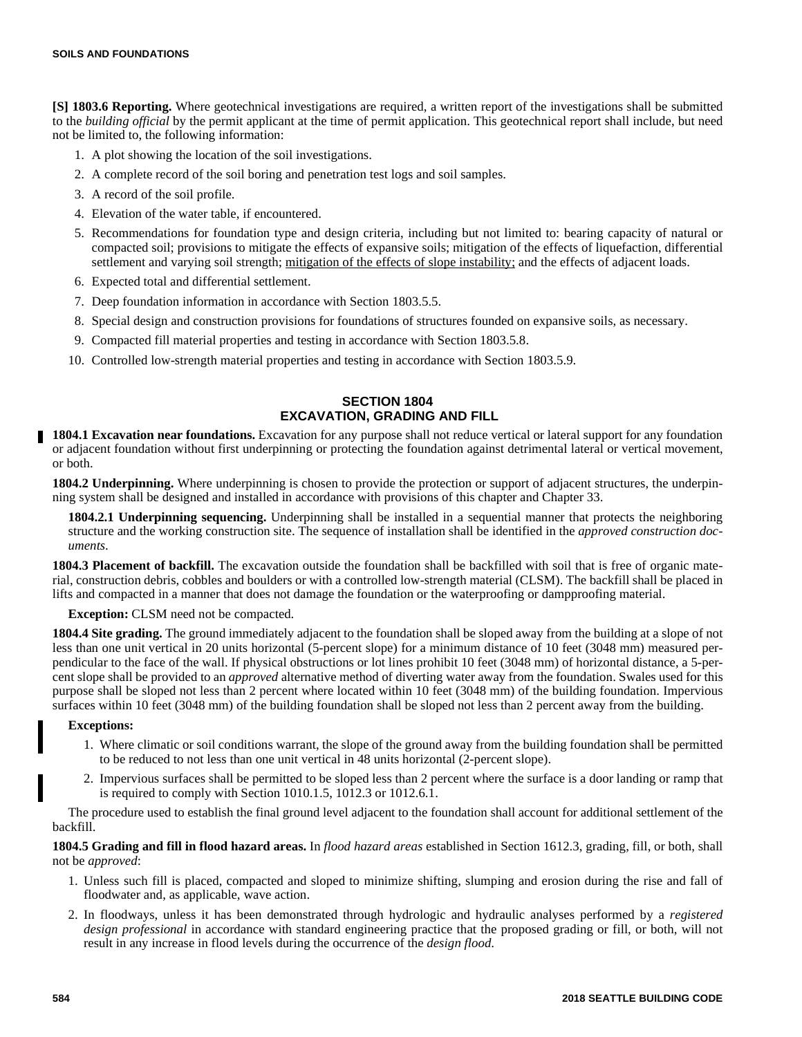**[S] 1803.6 Reporting.** Where geotechnical investigations are required, a written report of the investigations shall be submitted to the *building official* by the permit applicant at the time of permit application. This geotechnical report shall include, but need not be limited to, the following information:

1. A plot showing the location of the soil investigations.
2. A complete record of the soil boring and penetration test logs and soil samples.
3. A record of the soil profile.
4. Elevation of the water table, if encountered.
5. Recommendations for foundation type and design criteria, including but not limited to: bearing capacity of natural or compacted soil; provisions to mitigate the effects of expansive soils; mitigation of the effects of liquefaction, differential settlement and varying soil strength; <u>mitigation of the effects of slope instability;</u> and the effects of adjacent loads.
6. Expected total and differential settlement.
7. Deep foundation information in accordance with Section 1803.5.5.
8. Special design and construction provisions for foundations of structures founded on expansive soils, as necessary.
9. Compacted fill material properties and testing in accordance with Section 1803.5.8.
10. Controlled low-strength material properties and testing in accordance with Section 1803.5.9.

## SECTION 1804
## EXCAVATION, GRADING AND FILL

**1804.1 Excavation near foundations.** Excavation for any purpose shall not reduce vertical or lateral support for any foundation or adjacent foundation without first underpinning or protecting the foundation against detrimental lateral or vertical movement, or both.

**1804.2 Underpinning.** Where underpinning is chosen to provide the protection or support of adjacent structures, the underpinning system shall be designed and installed in accordance with provisions of this chapter and Chapter 33.

**1804.2.1 Underpinning sequencing.** Underpinning shall be installed in a sequential manner that protects the neighboring structure and the working construction site. The sequence of installation shall be identified in the *approved construction documents*.

**1804.3 Placement of backfill.** The excavation outside the foundation shall be backfilled with soil that is free of organic material, construction debris, cobbles and boulders or with a controlled low-strength material (CLSM). The backfill shall be placed in lifts and compacted in a manner that does not damage the foundation or the waterproofing or dampproofing material.

**Exception:** CLSM need not be compacted.

**1804.4 Site grading.** The ground immediately adjacent to the foundation shall be sloped away from the building at a slope of not less than one unit vertical in 20 units horizontal (5-percent slope) for a minimum distance of 10 feet (3048 mm) measured perpendicular to the face of the wall. If physical obstructions or lot lines prohibit 10 feet (3048 mm) of horizontal distance, a 5-percent slope shall be provided to an *approved* alternative method of diverting water away from the foundation. Swales used for this purpose shall be sloped not less than 2 percent where located within 10 feet (3048 mm) of the building foundation. Impervious surfaces within 10 feet (3048 mm) of the building foundation shall be sloped not less than 2 percent away from the building.

**Exceptions:**

1. Where climatic or soil conditions warrant, the slope of the ground away from the building foundation shall be permitted to be reduced to not less than one unit vertical in 48 units horizontal (2-percent slope).
2. Impervious surfaces shall be permitted to be sloped less than 2 percent where the surface is a door landing or ramp that is required to comply with Section 1010.1.5, 1012.3 or 1012.6.1.

The procedure used to establish the final ground level adjacent to the foundation shall account for additional settlement of the backfill.

**1804.5 Grading and fill in flood hazard areas.** In *flood hazard areas* established in Section 1612.3, grading, fill, or both, shall not be *approved*:

1. Unless such fill is placed, compacted and sloped to minimize shifting, slumping and erosion during the rise and fall of floodwater and, as applicable, wave action.
2. In floodways, unless it has been demonstrated through hydrologic and hydraulic analyses performed by a *registered design professional* in accordance with standard engineering practice that the proposed grading or fill, or both, will not result in any increase in flood levels during the occurrence of the *design flood*.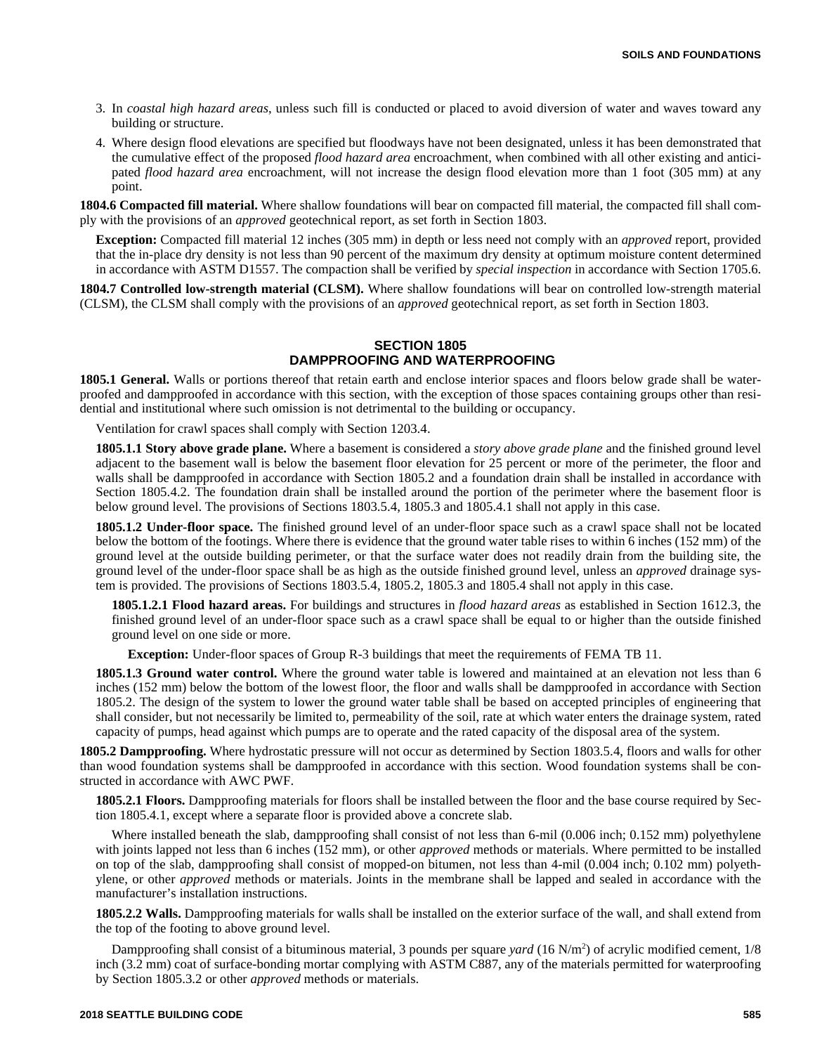3. In *coastal high hazard areas*, unless such fill is conducted or placed to avoid diversion of water and waves toward any building or structure.
4. Where design flood elevations are specified but floodways have not been designated, unless it has been demonstrated that the cumulative effect of the proposed *flood hazard area* encroachment, when combined with all other existing and anticipated *flood hazard area* encroachment, will not increase the design flood elevation more than 1 foot (305 mm) at any point.

**1804.6 Compacted fill material.** Where shallow foundations will bear on compacted fill material, the compacted fill shall comply with the provisions of an *approved* geotechnical report, as set forth in Section 1803.

**Exception:** Compacted fill material 12 inches (305 mm) in depth or less need not comply with an *approved* report, provided that the in-place dry density is not less than 90 percent of the maximum dry density at optimum moisture content determined in accordance with ASTM D1557. The compaction shall be verified by *special inspection* in accordance with Section 1705.6.

**1804.7 Controlled low-strength material (CLSM).** Where shallow foundations will bear on controlled low-strength material (CLSM), the CLSM shall comply with the provisions of an *approved* geotechnical report, as set forth in Section 1803.

## SECTION 1805 DAMPPROOFING AND WATERPROOFING

**1805.1 General.** Walls or portions thereof that retain earth and enclose interior spaces and floors below grade shall be waterproofed and dampproofed in accordance with this section, with the exception of those spaces containing groups other than residential and institutional where such omission is not detrimental to the building or occupancy.

Ventilation for crawl spaces shall comply with Section 1203.4.

**1805.1.1 Story above grade plane.** Where a basement is considered a *story above grade plane* and the finished ground level adjacent to the basement wall is below the basement floor elevation for 25 percent or more of the perimeter, the floor and walls shall be dampproofed in accordance with Section 1805.2 and a foundation drain shall be installed in accordance with Section 1805.4.2. The foundation drain shall be installed around the portion of the perimeter where the basement floor is below ground level. The provisions of Sections 1803.5.4, 1805.3 and 1805.4.1 shall not apply in this case.

**1805.1.2 Under-floor space.** The finished ground level of an under-floor space such as a crawl space shall not be located below the bottom of the footings. Where there is evidence that the ground water table rises to within 6 inches (152 mm) of the ground level at the outside building perimeter, or that the surface water does not readily drain from the building site, the ground level of the under-floor space shall be as high as the outside finished ground level, unless an *approved* drainage system is provided. The provisions of Sections 1803.5.4, 1805.2, 1805.3 and 1805.4 shall not apply in this case.

**1805.1.2.1 Flood hazard areas.** For buildings and structures in *flood hazard areas* as established in Section 1612.3, the finished ground level of an under-floor space such as a crawl space shall be equal to or higher than the outside finished ground level on one side or more.

**Exception:** Under-floor spaces of Group R-3 buildings that meet the requirements of FEMA TB 11.

**1805.1.3 Ground water control.** Where the ground water table is lowered and maintained at an elevation not less than 6 inches (152 mm) below the bottom of the lowest floor, the floor and walls shall be dampproofed in accordance with Section 1805.2. The design of the system to lower the ground water table shall be based on accepted principles of engineering that shall consider, but not necessarily be limited to, permeability of the soil, rate at which water enters the drainage system, rated capacity of pumps, head against which pumps are to operate and the rated capacity of the disposal area of the system.

**1805.2 Dampproofing.** Where hydrostatic pressure will not occur as determined by Section 1803.5.4, floors and walls for other than wood foundation systems shall be dampproofed in accordance with this section. Wood foundation systems shall be constructed in accordance with AWC PWF.

**1805.2.1 Floors.** Dampproofing materials for floors shall be installed between the floor and the base course required by Section 1805.4.1, except where a separate floor is provided above a concrete slab.

Where installed beneath the slab, dampproofing shall consist of not less than 6-mil (0.006 inch; 0.152 mm) polyethylene with joints lapped not less than 6 inches (152 mm), or other *approved* methods or materials. Where permitted to be installed on top of the slab, dampproofing shall consist of mopped-on bitumen, not less than 4-mil (0.004 inch; 0.102 mm) polyethylene, or other *approved* methods or materials. Joints in the membrane shall be lapped and sealed in accordance with the manufacturer's installation instructions.

**1805.2.2 Walls.** Dampproofing materials for walls shall be installed on the exterior surface of the wall, and shall extend from the top of the footing to above ground level.

Dampproofing shall consist of a bituminous material, 3 pounds per square *yard* (16 N/m$^2$) of acrylic modified cement, 1/8 inch (3.2 mm) coat of surface-bonding mortar complying with ASTM C887, any of the materials permitted for waterproofing by Section 1805.3.2 or other *approved* methods or materials.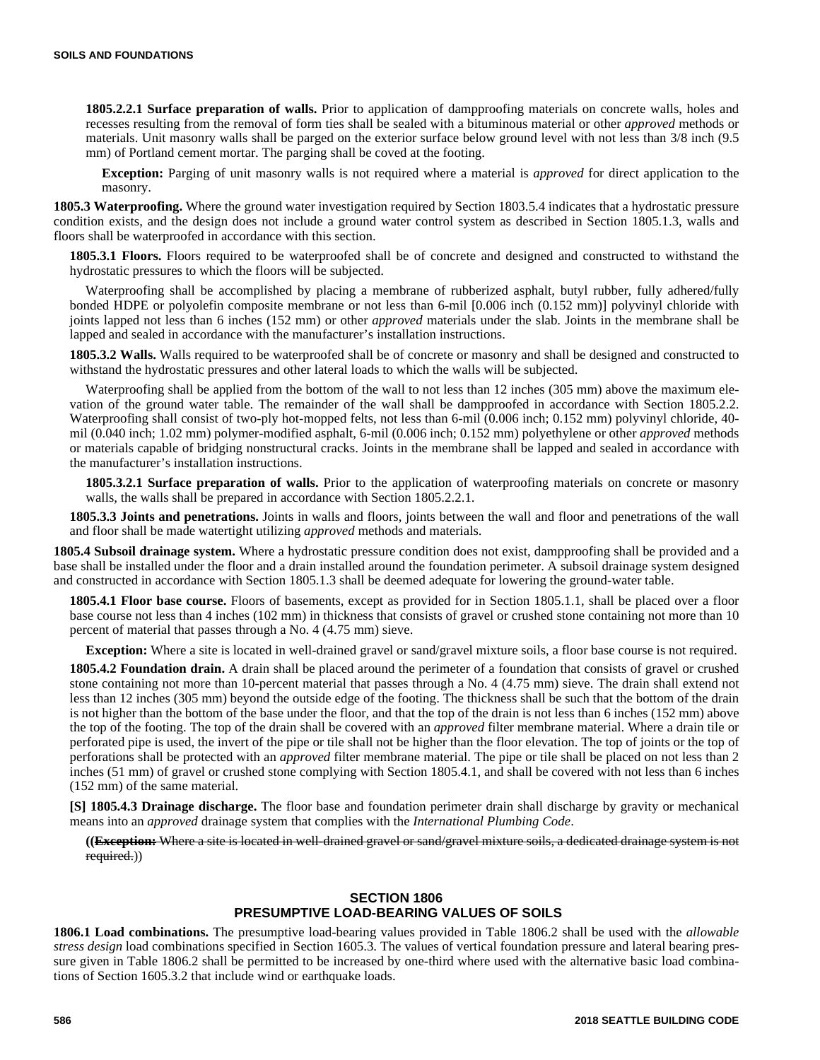**1805.2.2.1 Surface preparation of walls.** Prior to application of dampproofing materials on concrete walls, holes and recesses resulting from the removal of form ties shall be sealed with a bituminous material or other *approved* methods or materials. Unit masonry walls shall be parged on the exterior surface below ground level with not less than 3/8 inch (9.5 mm) of Portland cement mortar. The parging shall be coved at the footing.

**Exception:** Parging of unit masonry walls is not required where a material is *approved* for direct application to the masonry.

**1805.3 Waterproofing.** Where the ground water investigation required by Section 1803.5.4 indicates that a hydrostatic pressure condition exists, and the design does not include a ground water control system as described in Section 1805.1.3, walls and floors shall be waterproofed in accordance with this section.

**1805.3.1 Floors.** Floors required to be waterproofed shall be of concrete and designed and constructed to withstand the hydrostatic pressures to which the floors will be subjected.

Waterproofing shall be accomplished by placing a membrane of rubberized asphalt, butyl rubber, fully adhered/fully bonded HDPE or polyolefin composite membrane or not less than 6-mil [0.006 inch (0.152 mm)] polyvinyl chloride with joints lapped not less than 6 inches (152 mm) or other *approved* materials under the slab. Joints in the membrane shall be lapped and sealed in accordance with the manufacturer's installation instructions.

**1805.3.2 Walls.** Walls required to be waterproofed shall be of concrete or masonry and shall be designed and constructed to withstand the hydrostatic pressures and other lateral loads to which the walls will be subjected.

Waterproofing shall be applied from the bottom of the wall to not less than 12 inches (305 mm) above the maximum elevation of the ground water table. The remainder of the wall shall be dampproofed in accordance with Section 1805.2.2. Waterproofing shall consist of two-ply hot-mopped felts, not less than 6-mil (0.006 inch; 0.152 mm) polyvinyl chloride, 40-mil (0.040 inch; 1.02 mm) polymer-modified asphalt, 6-mil (0.006 inch; 0.152 mm) polyethylene or other *approved* methods or materials capable of bridging nonstructural cracks. Joints in the membrane shall be lapped and sealed in accordance with the manufacturer's installation instructions.

**1805.3.2.1 Surface preparation of walls.** Prior to the application of waterproofing materials on concrete or masonry walls, the walls shall be prepared in accordance with Section 1805.2.2.1.

**1805.3.3 Joints and penetrations.** Joints in walls and floors, joints between the wall and floor and penetrations of the wall and floor shall be made watertight utilizing *approved* methods and materials.

**1805.4 Subsoil drainage system.** Where a hydrostatic pressure condition does not exist, dampproofing shall be provided and a base shall be installed under the floor and a drain installed around the foundation perimeter. A subsoil drainage system designed and constructed in accordance with Section 1805.1.3 shall be deemed adequate for lowering the ground-water table.

**1805.4.1 Floor base course.** Floors of basements, except as provided for in Section 1805.1.1, shall be placed over a floor base course not less than 4 inches (102 mm) in thickness that consists of gravel or crushed stone containing not more than 10 percent of material that passes through a No. 4 (4.75 mm) sieve.

**Exception:** Where a site is located in well-drained gravel or sand/gravel mixture soils, a floor base course is not required.

**1805.4.2 Foundation drain.** A drain shall be placed around the perimeter of a foundation that consists of gravel or crushed stone containing not more than 10-percent material that passes through a No. 4 (4.75 mm) sieve. The drain shall extend not less than 12 inches (305 mm) beyond the outside edge of the footing. The thickness shall be such that the bottom of the drain is not higher than the bottom of the base under the floor, and that the top of the drain is not less than 6 inches (152 mm) above the top of the footing. The top of the drain shall be covered with an *approved* filter membrane material. Where a drain tile or perforated pipe is used, the invert of the pipe or tile shall not be higher than the floor elevation. The top of joints or the top of perforations shall be protected with an *approved* filter membrane material. The pipe or tile shall be placed on not less than 2 inches (51 mm) of gravel or crushed stone complying with Section 1805.4.1, and shall be covered with not less than 6 inches (152 mm) of the same material.

**[S] 1805.4.3 Drainage discharge.** The floor base and foundation perimeter drain shall discharge by gravity or mechanical means into an *approved* drainage system that complies with the *International Plumbing Code*.

((~~**Exception:** Where a site is located in well-drained gravel or sand/gravel mixture soils, a dedicated drainage system is not required.~~))

## SECTION 1806
## PRESUMPTIVE LOAD-BEARING VALUES OF SOILS

**1806.1 Load combinations.** The presumptive load-bearing values provided in Table 1806.2 shall be used with the *allowable stress design* load combinations specified in Section 1605.3. The values of vertical foundation pressure and lateral bearing pressure given in Table 1806.2 shall be permitted to be increased by one-third where used with the alternative basic load combinations of Section 1605.3.2 that include wind or earthquake loads.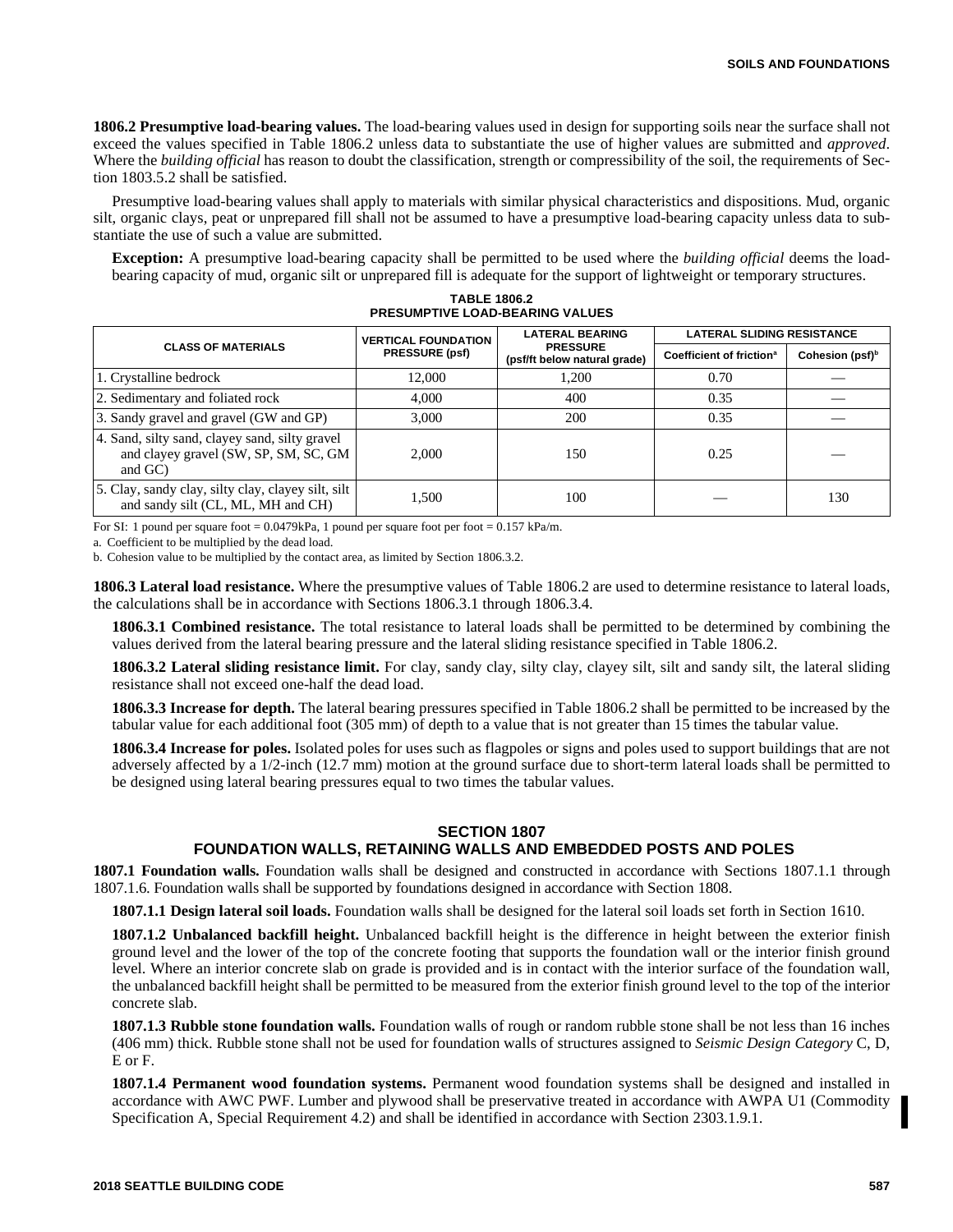**1806.2 Presumptive load-bearing values.** The load-bearing values used in design for supporting soils near the surface shall not exceed the values specified in Table 1806.2 unless data to substantiate the use of higher values are submitted and *approved*. Where the *building official* has reason to doubt the classification, strength or compressibility of the soil, the requirements of Section 1803.5.2 shall be satisfied.

Presumptive load-bearing values shall apply to materials with similar physical characteristics and dispositions. Mud, organic silt, organic clays, peat or unprepared fill shall not be assumed to have a presumptive load-bearing capacity unless data to substantiate the use of such a value are submitted.

**Exception:** A presumptive load-bearing capacity shall be permitted to be used where the *building official* deems the load-bearing capacity of mud, organic silt or unprepared fill is adequate for the support of lightweight or temporary structures.

**TABLE 1806.2**
**PRESUMPTIVE LOAD-BEARING VALUES**

| CLASS OF MATERIALS | VERTICAL FOUNDATION PRESSURE (psf) | LATERAL BEARING PRESSURE (psf/ft below natural grade) | LATERAL SLIDING RESISTANCE | |
|---|---|---|---|---|
| | | | Coefficient of friction[a] | Cohesion (psf)[b] |
| 1. Crystalline bedrock | 12,000 | 1,200 | 0.70 | — |
| 2. Sedimentary and foliated rock | 4,000 | 400 | 0.35 | — |
| 3. Sandy gravel and gravel (GW and GP) | 3,000 | 200 | 0.35 | — |
| 4. Sand, silty sand, clayey sand, silty gravel and clayey gravel (SW, SP, SM, SC, GM and GC) | 2,000 | 150 | 0.25 | — |
| 5. Clay, sandy clay, silty clay, clayey silt, silt and sandy silt (CL, ML, MH and CH) | 1,500 | 100 | — | 130 |

For SI: 1 pound per square foot = 0.0479kPa, 1 pound per square foot per foot = 0.157 kPa/m.

a. Coefficient to be multiplied by the dead load.

b. Cohesion value to be multiplied by the contact area, as limited by Section 1806.3.2.

**1806.3 Lateral load resistance.** Where the presumptive values of Table 1806.2 are used to determine resistance to lateral loads, the calculations shall be in accordance with Sections 1806.3.1 through 1806.3.4.

**1806.3.1 Combined resistance.** The total resistance to lateral loads shall be permitted to be determined by combining the values derived from the lateral bearing pressure and the lateral sliding resistance specified in Table 1806.2.

**1806.3.2 Lateral sliding resistance limit.** For clay, sandy clay, silty clay, clayey silt, silt and sandy silt, the lateral sliding resistance shall not exceed one-half the dead load.

**1806.3.3 Increase for depth.** The lateral bearing pressures specified in Table 1806.2 shall be permitted to be increased by the tabular value for each additional foot (305 mm) of depth to a value that is not greater than 15 times the tabular value.

**1806.3.4 Increase for poles.** Isolated poles for uses such as flagpoles or signs and poles used to support buildings that are not adversely affected by a 1/2-inch (12.7 mm) motion at the ground surface due to short-term lateral loads shall be permitted to be designed using lateral bearing pressures equal to two times the tabular values.

## SECTION 1807
## FOUNDATION WALLS, RETAINING WALLS AND EMBEDDED POSTS AND POLES

**1807.1 Foundation walls.** Foundation walls shall be designed and constructed in accordance with Sections 1807.1.1 through 1807.1.6. Foundation walls shall be supported by foundations designed in accordance with Section 1808.

**1807.1.1 Design lateral soil loads.** Foundation walls shall be designed for the lateral soil loads set forth in Section 1610.

**1807.1.2 Unbalanced backfill height.** Unbalanced backfill height is the difference in height between the exterior finish ground level and the lower of the top of the concrete footing that supports the foundation wall or the interior finish ground level. Where an interior concrete slab on grade is provided and is in contact with the interior surface of the foundation wall, the unbalanced backfill height shall be permitted to be measured from the exterior finish ground level to the top of the interior concrete slab.

**1807.1.3 Rubble stone foundation walls.** Foundation walls of rough or random rubble stone shall be not less than 16 inches (406 mm) thick. Rubble stone shall not be used for foundation walls of structures assigned to *Seismic Design Category* C, D, E or F.

**1807.1.4 Permanent wood foundation systems.** Permanent wood foundation systems shall be designed and installed in accordance with AWC PWF. Lumber and plywood shall be preservative treated in accordance with AWPA U1 (Commodity Specification A, Special Requirement 4.2) and shall be identified in accordance with Section 2303.1.9.1.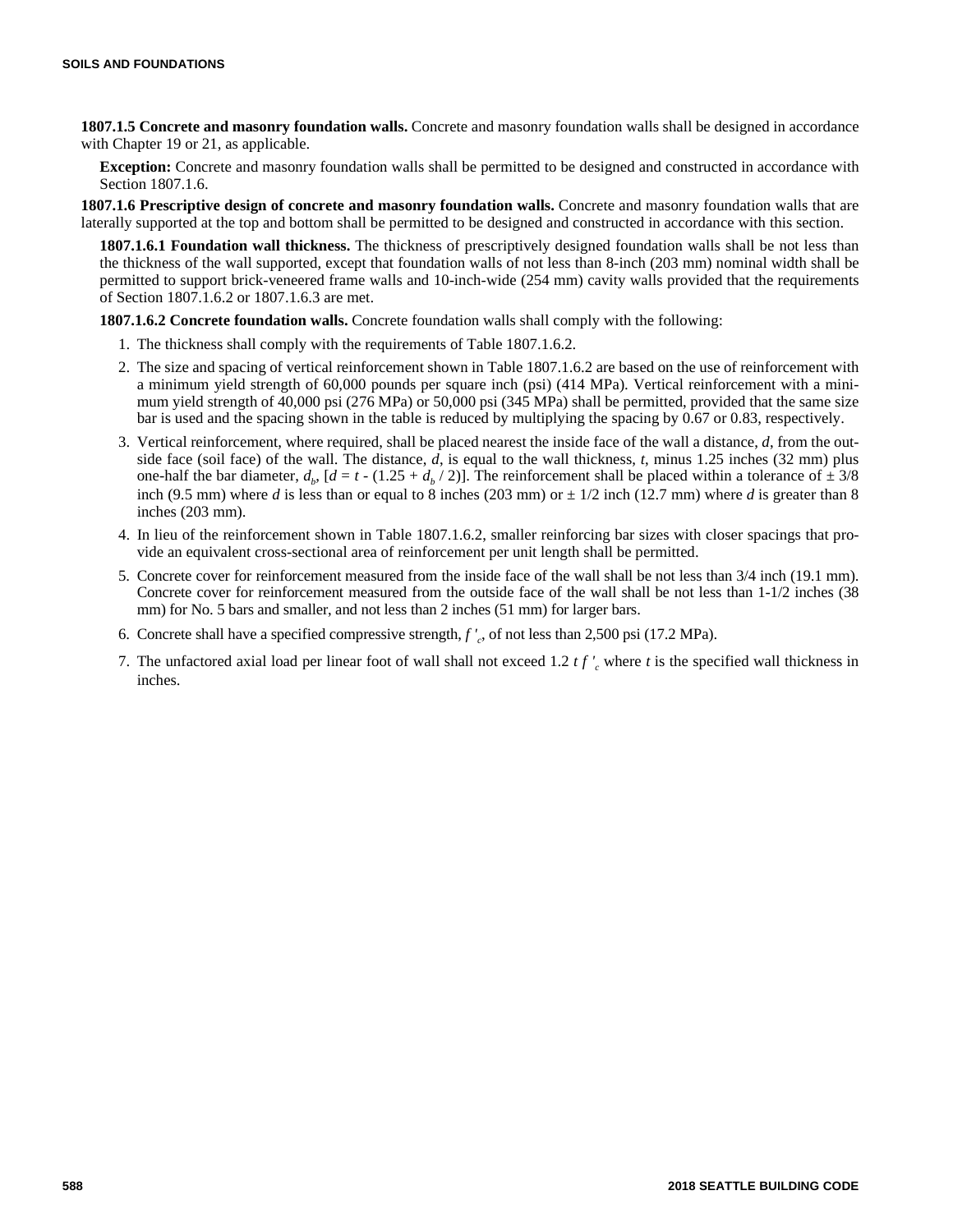**1807.1.5 Concrete and masonry foundation walls.** Concrete and masonry foundation walls shall be designed in accordance with Chapter 19 or 21, as applicable.

**Exception:** Concrete and masonry foundation walls shall be permitted to be designed and constructed in accordance with Section 1807.1.6.

**1807.1.6 Prescriptive design of concrete and masonry foundation walls.** Concrete and masonry foundation walls that are laterally supported at the top and bottom shall be permitted to be designed and constructed in accordance with this section.

**1807.1.6.1 Foundation wall thickness.** The thickness of prescriptively designed foundation walls shall be not less than the thickness of the wall supported, except that foundation walls of not less than 8-inch (203 mm) nominal width shall be permitted to support brick-veneered frame walls and 10-inch-wide (254 mm) cavity walls provided that the requirements of Section 1807.1.6.2 or 1807.1.6.3 are met.

**1807.1.6.2 Concrete foundation walls.** Concrete foundation walls shall comply with the following:

1. The thickness shall comply with the requirements of Table 1807.1.6.2.
2. The size and spacing of vertical reinforcement shown in Table 1807.1.6.2 are based on the use of reinforcement with a minimum yield strength of 60,000 pounds per square inch (psi) (414 MPa). Vertical reinforcement with a minimum yield strength of 40,000 psi (276 MPa) or 50,000 psi (345 MPa) shall be permitted, provided that the same size bar is used and the spacing shown in the table is reduced by multiplying the spacing by 0.67 or 0.83, respectively.
3. Vertical reinforcement, where required, shall be placed nearest the inside face of the wall a distance, $d$, from the outside face (soil face) of the wall. The distance, $d$, is equal to the wall thickness, $t$, minus 1.25 inches (32 mm) plus one-half the bar diameter, $d_b$, $[d = t - (1.25 + d_b / 2)]$. The reinforcement shall be placed within a tolerance of ± 3/8 inch (9.5 mm) where $d$ is less than or equal to 8 inches (203 mm) or ± 1/2 inch (12.7 mm) where $d$ is greater than 8 inches (203 mm).
4. In lieu of the reinforcement shown in Table 1807.1.6.2, smaller reinforcing bar sizes with closer spacings that provide an equivalent cross-sectional area of reinforcement per unit length shall be permitted.
5. Concrete cover for reinforcement measured from the inside face of the wall shall be not less than 3/4 inch (19.1 mm). Concrete cover for reinforcement measured from the outside face of the wall shall be not less than 1-1/2 inches (38 mm) for No. 5 bars and smaller, and not less than 2 inches (51 mm) for larger bars.
6. Concrete shall have a specified compressive strength, $f'_c$, of not less than 2,500 psi (17.2 MPa).
7. The unfactored axial load per linear foot of wall shall not exceed $1.2\, t\, f'_c$ where $t$ is the specified wall thickness in inches.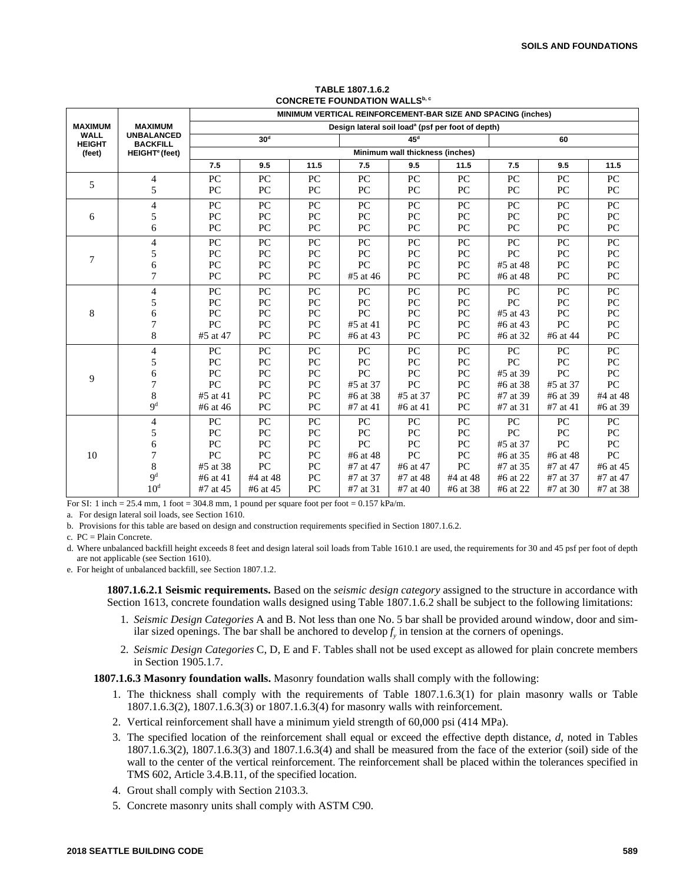**TABLE 1807.1.6.2**
**CONCRETE FOUNDATION WALLS[b, c]**

| MAXIMUM WALL HEIGHT (feet) | MAXIMUM UNBALANCED BACKFILL HEIGHT[e] (feet) | MINIMUM VERTICAL REINFORCEMENT-BAR SIZE AND SPACING (inches) | | | | | | | | |
|---|---|---|---|---|---|---|---|---|---|---|
| | | Design lateral soil load[a] (psf per foot of depth) | | | | | | | | |
| | | 30[d] | | | 45[d] | | | 60 | | |
| | | Minimum wall thickness (inches) | | | | | | | | |
| | | 7.5 | 9.5 | 11.5 | 7.5 | 9.5 | 11.5 | 7.5 | 9.5 | 11.5 |
| 5 | 4 | PC | PC | PC | PC | PC | PC | PC | PC | PC |
| | 5 | PC | PC | PC | PC | PC | PC | PC | PC | PC |
| 6 | 4 | PC | PC | PC | PC | PC | PC | PC | PC | PC |
| | 5 | PC | PC | PC | PC | PC | PC | PC | PC | PC |
| | 6 | PC | PC | PC | PC | PC | PC | PC | PC | PC |
| 7 | 4 | PC | PC | PC | PC | PC | PC | PC | PC | PC |
| | 5 | PC | PC | PC | PC | PC | PC | PC | PC | PC |
| | 6 | PC | PC | PC | PC | PC | PC | #5 at 48 | PC | PC |
| | 7 | PC | PC | PC | #5 at 46 | PC | PC | #6 at 48 | PC | PC |
| 8 | 4 | PC | PC | PC | PC | PC | PC | PC | PC | PC |
| | 5 | PC | PC | PC | PC | PC | PC | PC | PC | PC |
| | 6 | PC | PC | PC | PC | PC | PC | #5 at 43 | PC | PC |
| | 7 | PC | PC | PC | #5 at 41 | PC | PC | #6 at 43 | PC | PC |
| | 8 | #5 at 47 | PC | PC | #6 at 43 | PC | PC | #6 at 32 | #6 at 44 | PC |
| 9 | 4 | PC | PC | PC | PC | PC | PC | PC | PC | PC |
| | 5 | PC | PC | PC | PC | PC | PC | PC | PC | PC |
| | 6 | PC | PC | PC | PC | PC | PC | #5 at 39 | PC | PC |
| | 7 | PC | PC | PC | #5 at 37 | PC | PC | #6 at 38 | #5 at 37 | PC |
| | 8 | #5 at 41 | PC | PC | #6 at 38 | #5 at 37 | PC | #7 at 39 | #6 at 39 | #4 at 48 |
| | 9[d] | #6 at 46 | PC | PC | #7 at 41 | #6 at 41 | PC | #7 at 31 | #7 at 41 | #6 at 39 |
| 10 | 4 | PC | PC | PC | PC | PC | PC | PC | PC | PC |
| | 5 | PC | PC | PC | PC | PC | PC | PC | PC | PC |
| | 6 | PC | PC | PC | PC | PC | PC | #5 at 37 | PC | PC |
| | 7 | PC | PC | PC | #6 at 48 | PC | PC | #6 at 35 | #6 at 48 | PC |
| | 8 | #5 at 38 | PC | PC | #7 at 47 | #6 at 47 | PC | #7 at 35 | #7 at 47 | #6 at 45 |
| | 9[d] | #6 at 41 | #4 at 48 | PC | #7 at 37 | #7 at 48 | #4 at 48 | #6 at 22 | #7 at 37 | #7 at 47 |
| | 10[d] | #7 at 45 | #6 at 45 | PC | #7 at 31 | #7 at 40 | #6 at 38 | #6 at 22 | #7 at 30 | #7 at 38 |

For SI: 1 inch = 25.4 mm, 1 foot = 304.8 mm, 1 pound per square foot per foot = 0.157 kPa/m.

a. For design lateral soil loads, see Section 1610.

b. Provisions for this table are based on design and construction requirements specified in Section 1807.1.6.2.

c. PC = Plain Concrete.

d. Where unbalanced backfill height exceeds 8 feet and design lateral soil loads from Table 1610.1 are used, the requirements for 30 and 45 psf per foot of depth are not applicable (see Section 1610).

e. For height of unbalanced backfill, see Section 1807.1.2.

**1807.1.6.2.1 Seismic requirements.** Based on the *seismic design category* assigned to the structure in accordance with Section 1613, concrete foundation walls designed using Table 1807.1.6.2 shall be subject to the following limitations:

1. *Seismic Design Categories* A and B. Not less than one No. 5 bar shall be provided around window, door and similar sized openings. The bar shall be anchored to develop $f_y$ in tension at the corners of openings.
2. *Seismic Design Categories* C, D, E and F. Tables shall not be used except as allowed for plain concrete members in Section 1905.1.7.

**1807.1.6.3 Masonry foundation walls.** Masonry foundation walls shall comply with the following:

1. The thickness shall comply with the requirements of Table 1807.1.6.3(1) for plain masonry walls or Table 1807.1.6.3(2), 1807.1.6.3(3) or 1807.1.6.3(4) for masonry walls with reinforcement.
2. Vertical reinforcement shall have a minimum yield strength of 60,000 psi (414 MPa).
3. The specified location of the reinforcement shall equal or exceed the effective depth distance, *d*, noted in Tables 1807.1.6.3(2), 1807.1.6.3(3) and 1807.1.6.3(4) and shall be measured from the face of the exterior (soil) side of the wall to the center of the vertical reinforcement. The reinforcement shall be placed within the tolerances specified in TMS 602, Article 3.4.B.11, of the specified location.
4. Grout shall comply with Section 2103.3.
5. Concrete masonry units shall comply with ASTM C90.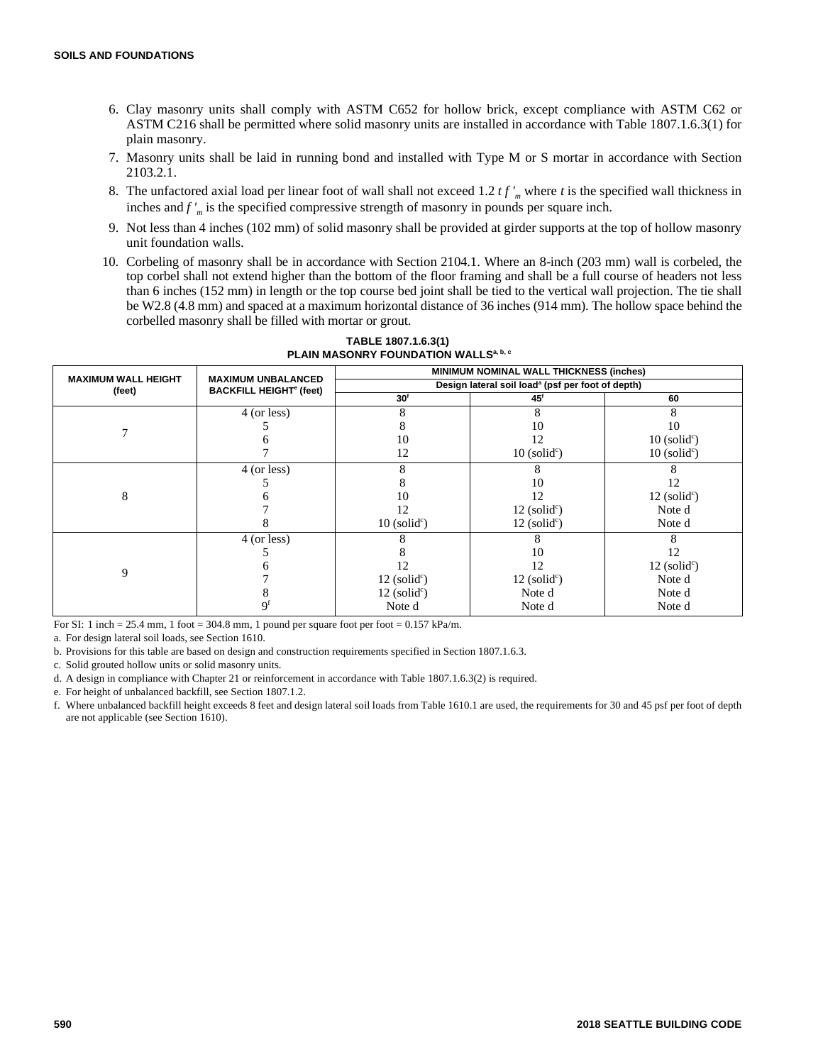6. Clay masonry units shall comply with ASTM C652 for hollow brick, except compliance with ASTM C62 or ASTM C216 shall be permitted where solid masonry units are installed in accordance with Table 1807.1.6.3(1) for plain masonry.
7. Masonry units shall be laid in running bond and installed with Type M or S mortar in accordance with Section 2103.2.1.
8. The unfactored axial load per linear foot of wall shall not exceed 1.2 $t f'_m$ where $t$ is the specified wall thickness in inches and $f'_m$ is the specified compressive strength of masonry in pounds per square inch.
9. Not less than 4 inches (102 mm) of solid masonry shall be provided at girder supports at the top of hollow masonry unit foundation walls.
10. Corbeling of masonry shall be in accordance with Section 2104.1. Where an 8-inch (203 mm) wall is corbeled, the top corbel shall not extend higher than the bottom of the floor framing and shall be a full course of headers not less than 6 inches (152 mm) in length or the top course bed joint shall be tied to the vertical wall projection. The tie shall be W2.8 (4.8 mm) and spaced at a maximum horizontal distance of 36 inches (914 mm). The hollow space behind the corbelled masonry shall be filled with mortar or grout.

**TABLE 1807.1.6.3(1)**
**PLAIN MASONRY FOUNDATION WALLS[a, b, c]**

| MAXIMUM WALL HEIGHT (feet) | MAXIMUM UNBALANCED BACKFILL HEIGHT[e] (feet) | MINIMUM NOMINAL WALL THICKNESS (inches) | | |
|---|---|---|---|---|
| | | Design lateral soil load[a] (psf per foot of depth) | | |
| | | 30[f] | 45[f] | 60 |
| 7 | 4 (or less) | 8 | 8 | 8 |
| | 5 | 8 | 10 | 10 |
| | 6 | 10 | 12 | 10 (solid[c]) |
| | 7 | 12 | 10 (solid[c]) | 10 (solid[c]) |
| 8 | 4 (or less) | 8 | 8 | 8 |
| | 5 | 8 | 10 | 12 |
| | 6 | 10 | 12 | 12 (solid[c]) |
| | 7 | 12 | 12 (solid[c]) | Note d |
| | 8 | 10 (solid[c]) | 12 (solid[c]) | Note d |
| 9 | 4 (or less) | 8 | 8 | 8 |
| | 5 | 8 | 10 | 12 |
| | 6 | 12 | 12 | 12 (solid[c]) |
| | 7 | 12 (solid[c]) | 12 (solid[c]) | Note d |
| | 8 | 12 (solid[c]) | Note d | Note d |
| | 9[f] | Note d | Note d | Note d |

For SI: 1 inch = 25.4 mm, 1 foot = 304.8 mm, 1 pound per square foot per foot = 0.157 kPa/m.

a. For design lateral soil loads, see Section 1610.

b. Provisions for this table are based on design and construction requirements specified in Section 1807.1.6.3.

c. Solid grouted hollow units or solid masonry units.

d. A design in compliance with Chapter 21 or reinforcement in accordance with Table 1807.1.6.3(2) is required.

e. For height of unbalanced backfill, see Section 1807.1.2.

f. Where unbalanced backfill height exceeds 8 feet and design lateral soil loads from Table 1610.1 are used, the requirements for 30 and 45 psf per foot of depth are not applicable (see Section 1610).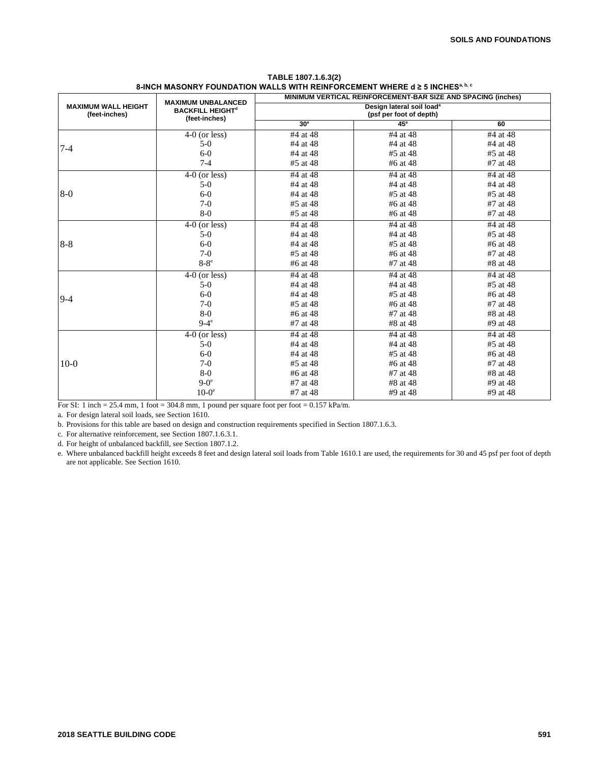**TABLE 1807.1.6.3(2)**
**8-INCH MASONRY FOUNDATION WALLS WITH REINFORCEMENT WHERE d ≥ 5 INCHES[a, b, c]**

| MAXIMUM WALL HEIGHT (feet-inches) | MAXIMUM UNBALANCED BACKFILL HEIGHT[d] (feet-inches) | MINIMUM VERTICAL REINFORCEMENT-BAR SIZE AND SPACING (inches) | | |
|---|---|---|---|---|
| | | Design lateral soil load[a] (psf per foot of depth) | | |
| | | 30[e] | 45[e] | 60 |
| 7-4 | 4-0 (or less) | #4 at 48 | #4 at 48 | #4 at 48 |
| | 5-0 | #4 at 48 | #4 at 48 | #4 at 48 |
| | 6-0 | #4 at 48 | #5 at 48 | #5 at 48 |
| | 7-4 | #5 at 48 | #6 at 48 | #7 at 48 |
| 8-0 | 4-0 (or less) | #4 at 48 | #4 at 48 | #4 at 48 |
| | 5-0 | #4 at 48 | #4 at 48 | #4 at 48 |
| | 6-0 | #4 at 48 | #5 at 48 | #5 at 48 |
| | 7-0 | #5 at 48 | #6 at 48 | #7 at 48 |
| | 8-0 | #5 at 48 | #6 at 48 | #7 at 48 |
| 8-8 | 4-0 (or less) | #4 at 48 | #4 at 48 | #4 at 48 |
| | 5-0 | #4 at 48 | #4 at 48 | #5 at 48 |
| | 6-0 | #4 at 48 | #5 at 48 | #6 at 48 |
| | 7-0 | #5 at 48 | #6 at 48 | #7 at 48 |
| | 8-8[e] | #6 at 48 | #7 at 48 | #8 at 48 |
| 9-4 | 4-0 (or less) | #4 at 48 | #4 at 48 | #4 at 48 |
| | 5-0 | #4 at 48 | #4 at 48 | #5 at 48 |
| | 6-0 | #4 at 48 | #5 at 48 | #6 at 48 |
| | 7-0 | #5 at 48 | #6 at 48 | #7 at 48 |
| | 8-0 | #6 at 48 | #7 at 48 | #8 at 48 |
| | 9-4[e] | #7 at 48 | #8 at 48 | #9 at 48 |
| 10-0 | 4-0 (or less) | #4 at 48 | #4 at 48 | #4 at 48 |
| | 5-0 | #4 at 48 | #4 at 48 | #5 at 48 |
| | 6-0 | #4 at 48 | #5 at 48 | #6 at 48 |
| | 7-0 | #5 at 48 | #6 at 48 | #7 at 48 |
| | 8-0 | #6 at 48 | #7 at 48 | #8 at 48 |
| | 9-0[e] | #7 at 48 | #8 at 48 | #9 at 48 |
| | 10-0[e] | #7 at 48 | #9 at 48 | #9 at 48 |

For SI: 1 inch = 25.4 mm, 1 foot = 304.8 mm, 1 pound per square foot per foot = 0.157 kPa/m.

a. For design lateral soil loads, see Section 1610.

b. Provisions for this table are based on design and construction requirements specified in Section 1807.1.6.3.

c. For alternative reinforcement, see Section 1807.1.6.3.1.

d. For height of unbalanced backfill, see Section 1807.1.2.

e. Where unbalanced backfill height exceeds 8 feet and design lateral soil loads from Table 1610.1 are used, the requirements for 30 and 45 psf per foot of depth are not applicable. See Section 1610.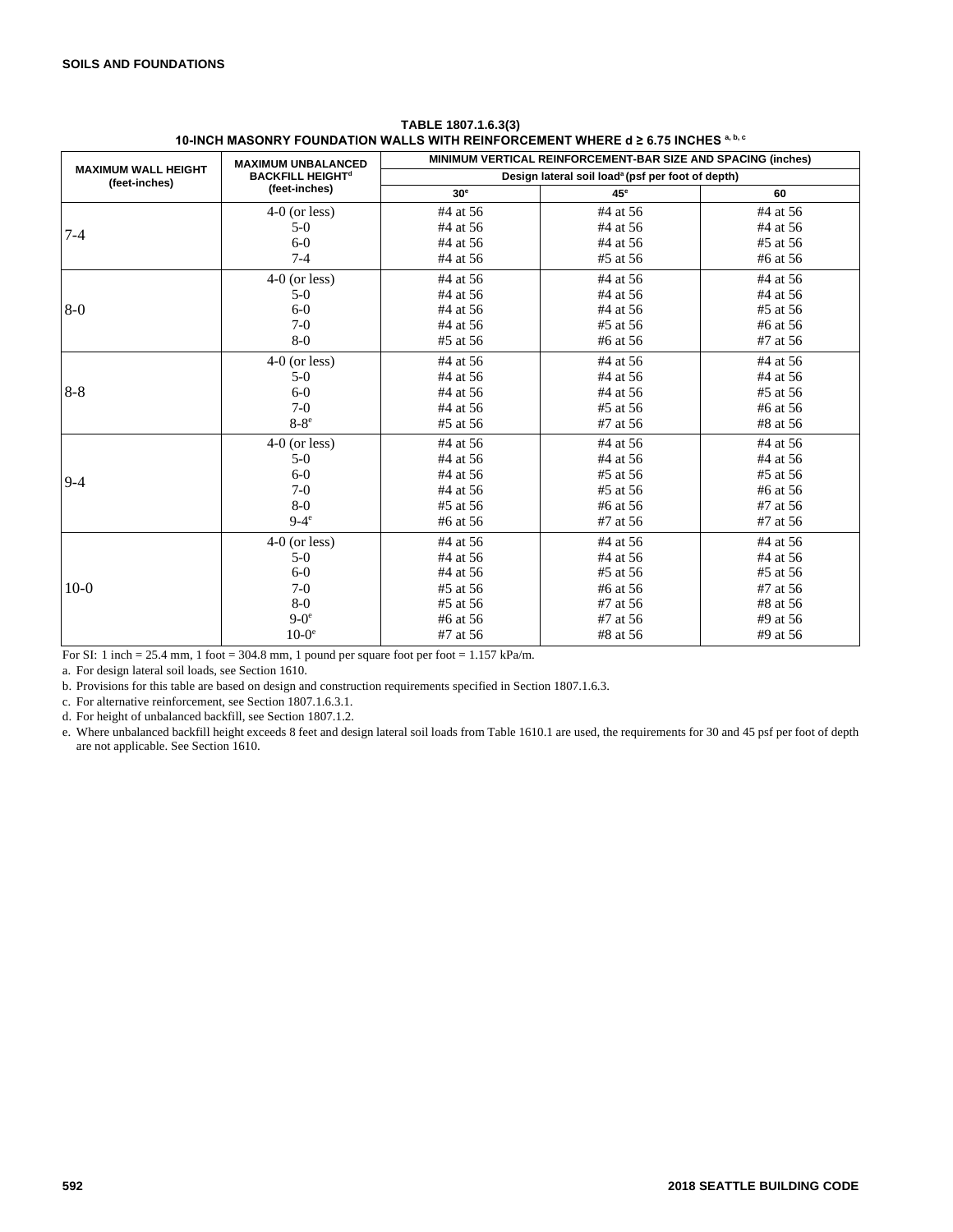**TABLE 1807.1.6.3(3)**
**10-INCH MASONRY FOUNDATION WALLS WITH REINFORCEMENT WHERE d ≥ 6.75 INCHES [a, b, c]**

| MAXIMUM WALL HEIGHT (feet-inches) | MAXIMUM UNBALANCED BACKFILL HEIGHT[d] (feet-inches) | MINIMUM VERTICAL REINFORCEMENT-BAR SIZE AND SPACING (inches) | | |
|---|---|---|---|---|
| | | Design lateral soil load[a] (psf per foot of depth) | | |
| | | 30[e] | 45[e] | 60 |
| 7-4 | 4-0 (or less) | #4 at 56 | #4 at 56 | #4 at 56 |
| | 5-0 | #4 at 56 | #4 at 56 | #4 at 56 |
| | 6-0 | #4 at 56 | #4 at 56 | #5 at 56 |
| | 7-4 | #4 at 56 | #5 at 56 | #6 at 56 |
| 8-0 | 4-0 (or less) | #4 at 56 | #4 at 56 | #4 at 56 |
| | 5-0 | #4 at 56 | #4 at 56 | #4 at 56 |
| | 6-0 | #4 at 56 | #4 at 56 | #5 at 56 |
| | 7-0 | #4 at 56 | #5 at 56 | #6 at 56 |
| | 8-0 | #5 at 56 | #6 at 56 | #7 at 56 |
| 8-8 | 4-0 (or less) | #4 at 56 | #4 at 56 | #4 at 56 |
| | 5-0 | #4 at 56 | #4 at 56 | #4 at 56 |
| | 6-0 | #4 at 56 | #4 at 56 | #5 at 56 |
| | 7-0 | #4 at 56 | #5 at 56 | #6 at 56 |
| | 8-8[e] | #5 at 56 | #7 at 56 | #8 at 56 |
| 9-4 | 4-0 (or less) | #4 at 56 | #4 at 56 | #4 at 56 |
| | 5-0 | #4 at 56 | #4 at 56 | #4 at 56 |
| | 6-0 | #4 at 56 | #5 at 56 | #5 at 56 |
| | 7-0 | #4 at 56 | #5 at 56 | #6 at 56 |
| | 8-0 | #5 at 56 | #6 at 56 | #7 at 56 |
| | 9-4[e] | #6 at 56 | #7 at 56 | #7 at 56 |
| 10-0 | 4-0 (or less) | #4 at 56 | #4 at 56 | #4 at 56 |
| | 5-0 | #4 at 56 | #4 at 56 | #4 at 56 |
| | 6-0 | #4 at 56 | #5 at 56 | #5 at 56 |
| | 7-0 | #5 at 56 | #6 at 56 | #7 at 56 |
| | 8-0 | #5 at 56 | #7 at 56 | #8 at 56 |
| | 9-0[e] | #6 at 56 | #7 at 56 | #9 at 56 |
| | 10-0[e] | #7 at 56 | #8 at 56 | #9 at 56 |

For SI: 1 inch = 25.4 mm, 1 foot = 304.8 mm, 1 pound per square foot per foot = 1.157 kPa/m.

a. For design lateral soil loads, see Section 1610.

b. Provisions for this table are based on design and construction requirements specified in Section 1807.1.6.3.

c. For alternative reinforcement, see Section 1807.1.6.3.1.

d. For height of unbalanced backfill, see Section 1807.1.2.

e. Where unbalanced backfill height exceeds 8 feet and design lateral soil loads from Table 1610.1 are used, the requirements for 30 and 45 psf per foot of depth are not applicable. See Section 1610.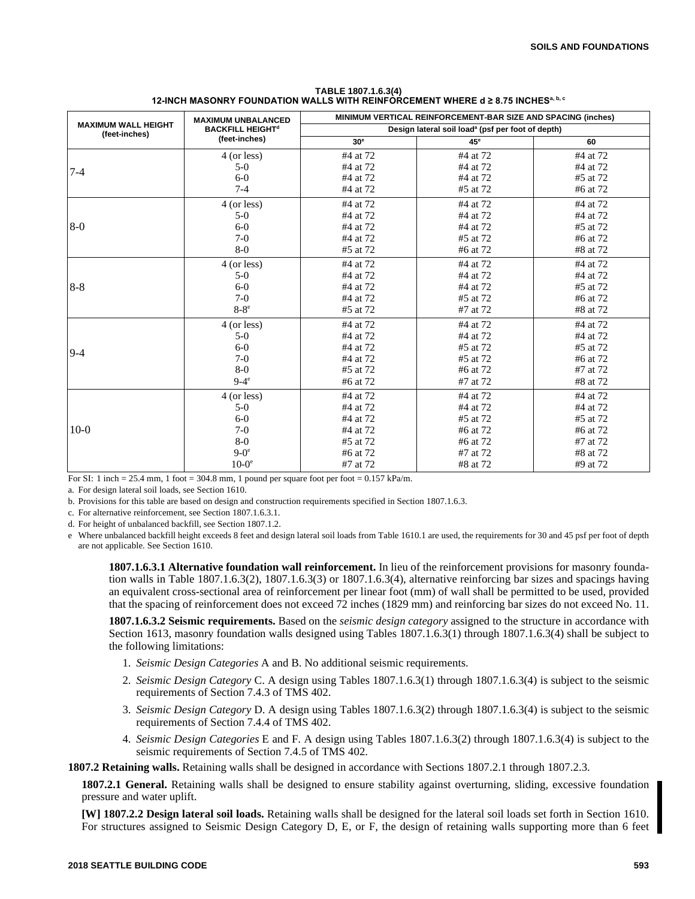**TABLE 1807.1.6.3(4)**
**12-INCH MASONRY FOUNDATION WALLS WITH REINFORCEMENT WHERE d ≥ 8.75 INCHES[a, b, c]**

| MAXIMUM WALL HEIGHT (feet-inches) | MAXIMUM UNBALANCED BACKFILL HEIGHT[d] (feet-inches) | MINIMUM VERTICAL REINFORCEMENT-BAR SIZE AND SPACING (inches) | | |
|---|---|---|---|---|
| | | Design lateral soil load[a] (psf per foot of depth) | | |
| | | 30[e] | 45[e] | 60 |
| 7-4 | 4 (or less) | #4 at 72 | #4 at 72 | #4 at 72 |
| | 5-0 | #4 at 72 | #4 at 72 | #4 at 72 |
| | 6-0 | #4 at 72 | #4 at 72 | #5 at 72 |
| | 7-4 | #4 at 72 | #5 at 72 | #6 at 72 |
| 8-0 | 4 (or less) | #4 at 72 | #4 at 72 | #4 at 72 |
| | 5-0 | #4 at 72 | #4 at 72 | #4 at 72 |
| | 6-0 | #4 at 72 | #4 at 72 | #5 at 72 |
| | 7-0 | #4 at 72 | #5 at 72 | #6 at 72 |
| | 8-0 | #5 at 72 | #6 at 72 | #8 at 72 |
| 8-8 | 4 (or less) | #4 at 72 | #4 at 72 | #4 at 72 |
| | 5-0 | #4 at 72 | #4 at 72 | #4 at 72 |
| | 6-0 | #4 at 72 | #4 at 72 | #5 at 72 |
| | 7-0 | #4 at 72 | #5 at 72 | #6 at 72 |
| | 8-8[e] | #5 at 72 | #7 at 72 | #8 at 72 |
| 9-4 | 4 (or less) | #4 at 72 | #4 at 72 | #4 at 72 |
| | 5-0 | #4 at 72 | #4 at 72 | #4 at 72 |
| | 6-0 | #4 at 72 | #5 at 72 | #5 at 72 |
| | 7-0 | #4 at 72 | #5 at 72 | #6 at 72 |
| | 8-0 | #5 at 72 | #6 at 72 | #7 at 72 |
| | 9-4[e] | #6 at 72 | #7 at 72 | #8 at 72 |
| 10-0 | 4 (or less) | #4 at 72 | #4 at 72 | #4 at 72 |
| | 5-0 | #4 at 72 | #4 at 72 | #4 at 72 |
| | 6-0 | #4 at 72 | #5 at 72 | #5 at 72 |
| | 7-0 | #4 at 72 | #6 at 72 | #6 at 72 |
| | 8-0 | #5 at 72 | #6 at 72 | #7 at 72 |
| | 9-0[e] | #6 at 72 | #7 at 72 | #8 at 72 |
| | 10-0[e] | #7 at 72 | #8 at 72 | #9 at 72 |

For SI: 1 inch = 25.4 mm, 1 foot = 304.8 mm, 1 pound per square foot per foot = 0.157 kPa/m.

a. For design lateral soil loads, see Section 1610.

b. Provisions for this table are based on design and construction requirements specified in Section 1807.1.6.3.

c. For alternative reinforcement, see Section 1807.1.6.3.1.

d. For height of unbalanced backfill, see Section 1807.1.2.

e Where unbalanced backfill height exceeds 8 feet and design lateral soil loads from Table 1610.1 are used, the requirements for 30 and 45 psf per foot of depth are not applicable. See Section 1610.

**1807.1.6.3.1 Alternative foundation wall reinforcement.** In lieu of the reinforcement provisions for masonry foundation walls in Table 1807.1.6.3(2), 1807.1.6.3(3) or 1807.1.6.3(4), alternative reinforcing bar sizes and spacings having an equivalent cross-sectional area of reinforcement per linear foot (mm) of wall shall be permitted to be used, provided that the spacing of reinforcement does not exceed 72 inches (1829 mm) and reinforcing bar sizes do not exceed No. 11.

**1807.1.6.3.2 Seismic requirements.** Based on the *seismic design category* assigned to the structure in accordance with Section 1613, masonry foundation walls designed using Tables 1807.1.6.3(1) through 1807.1.6.3(4) shall be subject to the following limitations:

1. *Seismic Design Categories* A and B. No additional seismic requirements.
2. *Seismic Design Category* C. A design using Tables 1807.1.6.3(1) through 1807.1.6.3(4) is subject to the seismic requirements of Section 7.4.3 of TMS 402.
3. *Seismic Design Category* D. A design using Tables 1807.1.6.3(2) through 1807.1.6.3(4) is subject to the seismic requirements of Section 7.4.4 of TMS 402.
4. *Seismic Design Categories* E and F. A design using Tables 1807.1.6.3(2) through 1807.1.6.3(4) is subject to the seismic requirements of Section 7.4.5 of TMS 402.

**1807.2 Retaining walls.** Retaining walls shall be designed in accordance with Sections 1807.2.1 through 1807.2.3.

**1807.2.1 General.** Retaining walls shall be designed to ensure stability against overturning, sliding, excessive foundation pressure and water uplift.

**[W] 1807.2.2 Design lateral soil loads.** Retaining walls shall be designed for the lateral soil loads set forth in Section 1610. For structures assigned to Seismic Design Category D, E, or F, the design of retaining walls supporting more than 6 feet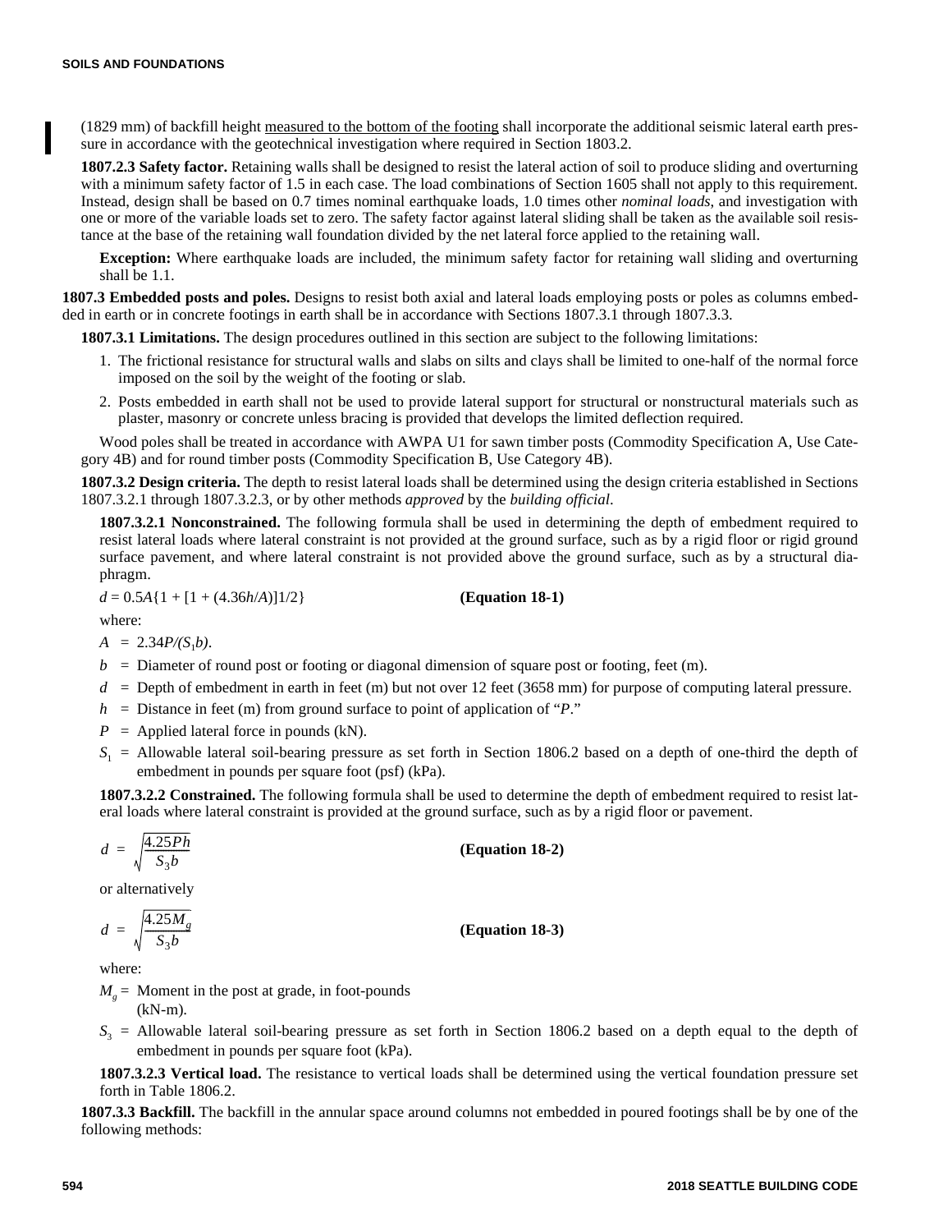(1829 mm) of backfill height measured to the bottom of the footing shall incorporate the additional seismic lateral earth pressure in accordance with the geotechnical investigation where required in Section 1803.2.

**1807.2.3 Safety factor.** Retaining walls shall be designed to resist the lateral action of soil to produce sliding and overturning with a minimum safety factor of 1.5 in each case. The load combinations of Section 1605 shall not apply to this requirement. Instead, design shall be based on 0.7 times nominal earthquake loads, 1.0 times other *nominal loads*, and investigation with one or more of the variable loads set to zero. The safety factor against lateral sliding shall be taken as the available soil resistance at the base of the retaining wall foundation divided by the net lateral force applied to the retaining wall.

**Exception:** Where earthquake loads are included, the minimum safety factor for retaining wall sliding and overturning shall be 1.1.

**1807.3 Embedded posts and poles.** Designs to resist both axial and lateral loads employing posts or poles as columns embedded in earth or in concrete footings in earth shall be in accordance with Sections 1807.3.1 through 1807.3.3.

**1807.3.1 Limitations.** The design procedures outlined in this section are subject to the following limitations:

1. The frictional resistance for structural walls and slabs on silts and clays shall be limited to one-half of the normal force imposed on the soil by the weight of the footing or slab.
2. Posts embedded in earth shall not be used to provide lateral support for structural or nonstructural materials such as plaster, masonry or concrete unless bracing is provided that develops the limited deflection required.

Wood poles shall be treated in accordance with AWPA U1 for sawn timber posts (Commodity Specification A, Use Category 4B) and for round timber posts (Commodity Specification B, Use Category 4B).

**1807.3.2 Design criteria.** The depth to resist lateral loads shall be determined using the design criteria established in Sections 1807.3.2.1 through 1807.3.2.3, or by other methods *approved* by the *building official*.

**1807.3.2.1 Nonconstrained.** The following formula shall be used in determining the depth of embedment required to resist lateral loads where lateral constraint is not provided at the ground surface, such as by a rigid floor or rigid ground surface pavement, and where lateral constraint is not provided above the ground surface, such as by a structural diaphragm.

$$d = 0.5A\{1 + [1 + (4.36h/A)]^{1/2}\} \qquad \textbf{(Equation 18-1)}$$

where:

$A$ = $2.34P/(S_1b)$.

$b$ = Diameter of round post or footing or diagonal dimension of square post or footing, feet (m).

$d$ = Depth of embedment in earth in feet (m) but not over 12 feet (3658 mm) for purpose of computing lateral pressure.

$h$ = Distance in feet (m) from ground surface to point of application of "$P$."

$P$ = Applied lateral force in pounds (kN).

$S_1$ = Allowable lateral soil-bearing pressure as set forth in Section 1806.2 based on a depth of one-third the depth of embedment in pounds per square foot (psf) (kPa).

**1807.3.2.2 Constrained.** The following formula shall be used to determine the depth of embedment required to resist lateral loads where lateral constraint is provided at the ground surface, such as by a rigid floor or pavement.

$$d = \sqrt{\frac{4.25Ph}{S_3b}} \qquad \textbf{(Equation 18-2)}$$

or alternatively

$$d = \sqrt{\frac{4.25M_g}{S_3b}} \qquad \textbf{(Equation 18-3)}$$

where:

$M_g$ = Moment in the post at grade, in foot-pounds (kN-m).

$S_3$ = Allowable lateral soil-bearing pressure as set forth in Section 1806.2 based on a depth equal to the depth of embedment in pounds per square foot (kPa).

**1807.3.2.3 Vertical load.** The resistance to vertical loads shall be determined using the vertical foundation pressure set forth in Table 1806.2.

**1807.3.3 Backfill.** The backfill in the annular space around columns not embedded in poured footings shall be by one of the following methods: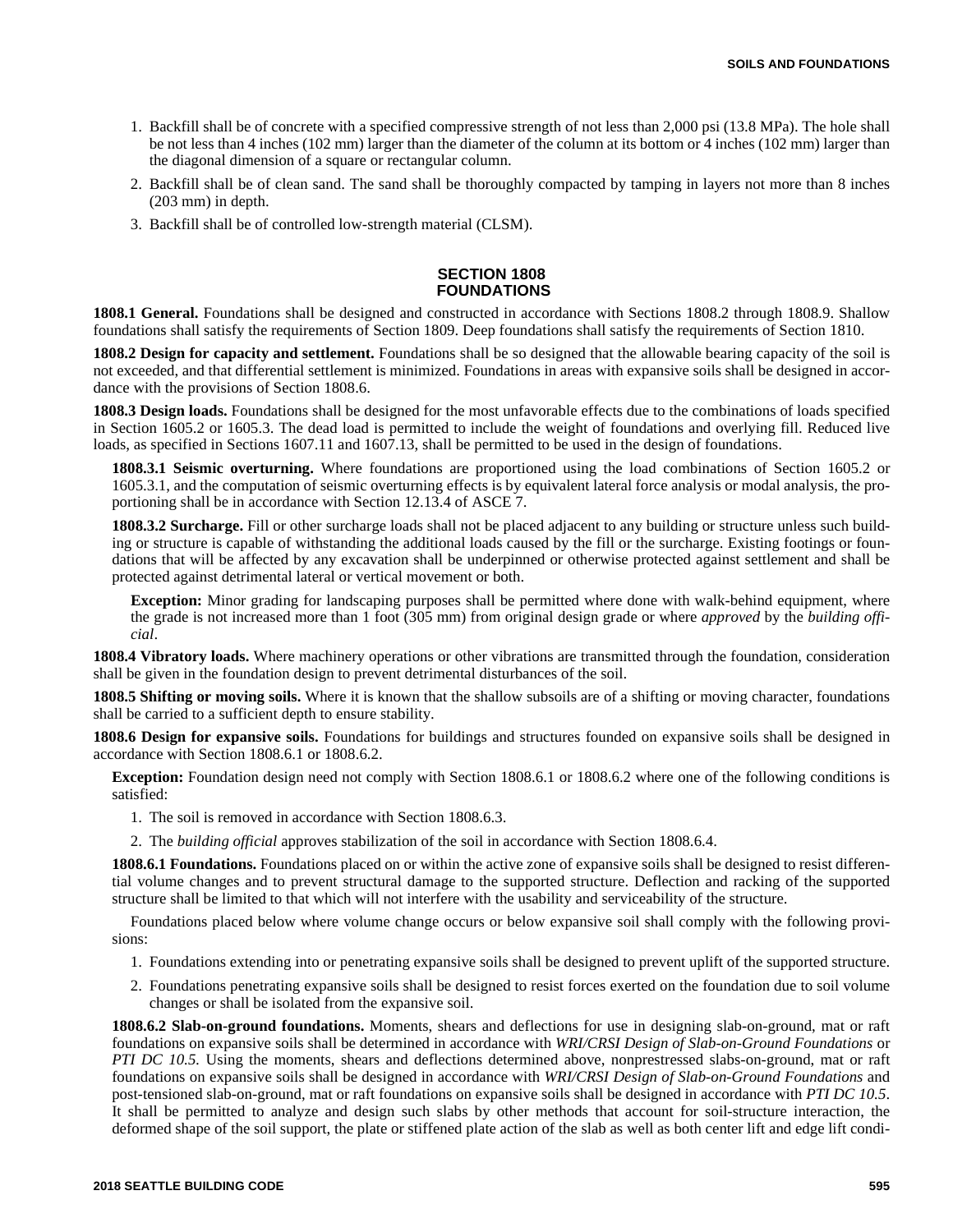1. Backfill shall be of concrete with a specified compressive strength of not less than 2,000 psi (13.8 MPa). The hole shall be not less than 4 inches (102 mm) larger than the diameter of the column at its bottom or 4 inches (102 mm) larger than the diagonal dimension of a square or rectangular column.
2. Backfill shall be of clean sand. The sand shall be thoroughly compacted by tamping in layers not more than 8 inches (203 mm) in depth.
3. Backfill shall be of controlled low-strength material (CLSM).

## SECTION 1808 FOUNDATIONS

**1808.1 General.** Foundations shall be designed and constructed in accordance with Sections 1808.2 through 1808.9. Shallow foundations shall satisfy the requirements of Section 1809. Deep foundations shall satisfy the requirements of Section 1810.

**1808.2 Design for capacity and settlement.** Foundations shall be so designed that the allowable bearing capacity of the soil is not exceeded, and that differential settlement is minimized. Foundations in areas with expansive soils shall be designed in accordance with the provisions of Section 1808.6.

**1808.3 Design loads.** Foundations shall be designed for the most unfavorable effects due to the combinations of loads specified in Section 1605.2 or 1605.3. The dead load is permitted to include the weight of foundations and overlying fill. Reduced live loads, as specified in Sections 1607.11 and 1607.13, shall be permitted to be used in the design of foundations.

**1808.3.1 Seismic overturning.** Where foundations are proportioned using the load combinations of Section 1605.2 or 1605.3.1, and the computation of seismic overturning effects is by equivalent lateral force analysis or modal analysis, the proportioning shall be in accordance with Section 12.13.4 of ASCE 7.

**1808.3.2 Surcharge.** Fill or other surcharge loads shall not be placed adjacent to any building or structure unless such building or structure is capable of withstanding the additional loads caused by the fill or the surcharge. Existing footings or foundations that will be affected by any excavation shall be underpinned or otherwise protected against settlement and shall be protected against detrimental lateral or vertical movement or both.

**Exception:** Minor grading for landscaping purposes shall be permitted where done with walk-behind equipment, where the grade is not increased more than 1 foot (305 mm) from original design grade or where *approved* by the *building official*.

**1808.4 Vibratory loads.** Where machinery operations or other vibrations are transmitted through the foundation, consideration shall be given in the foundation design to prevent detrimental disturbances of the soil.

**1808.5 Shifting or moving soils.** Where it is known that the shallow subsoils are of a shifting or moving character, foundations shall be carried to a sufficient depth to ensure stability.

**1808.6 Design for expansive soils.** Foundations for buildings and structures founded on expansive soils shall be designed in accordance with Section 1808.6.1 or 1808.6.2.

**Exception:** Foundation design need not comply with Section 1808.6.1 or 1808.6.2 where one of the following conditions is satisfied:

1. The soil is removed in accordance with Section 1808.6.3.
2. The *building official* approves stabilization of the soil in accordance with Section 1808.6.4.

**1808.6.1 Foundations.** Foundations placed on or within the active zone of expansive soils shall be designed to resist differential volume changes and to prevent structural damage to the supported structure. Deflection and racking of the supported structure shall be limited to that which will not interfere with the usability and serviceability of the structure.

Foundations placed below where volume change occurs or below expansive soil shall comply with the following provisions:

1. Foundations extending into or penetrating expansive soils shall be designed to prevent uplift of the supported structure.
2. Foundations penetrating expansive soils shall be designed to resist forces exerted on the foundation due to soil volume changes or shall be isolated from the expansive soil.

**1808.6.2 Slab-on-ground foundations.** Moments, shears and deflections for use in designing slab-on-ground, mat or raft foundations on expansive soils shall be determined in accordance with *WRI/CRSI Design of Slab-on-Ground Foundations* or *PTI DC 10.5*. Using the moments, shears and deflections determined above, nonprestressed slabs-on-ground, mat or raft foundations on expansive soils shall be designed in accordance with *WRI/CRSI Design of Slab-on-Ground Foundations* and post-tensioned slab-on-ground, mat or raft foundations on expansive soils shall be designed in accordance with *PTI DC 10.5*. It shall be permitted to analyze and design such slabs by other methods that account for soil-structure interaction, the deformed shape of the soil support, the plate or stiffened plate action of the slab as well as both center lift and edge lift condi-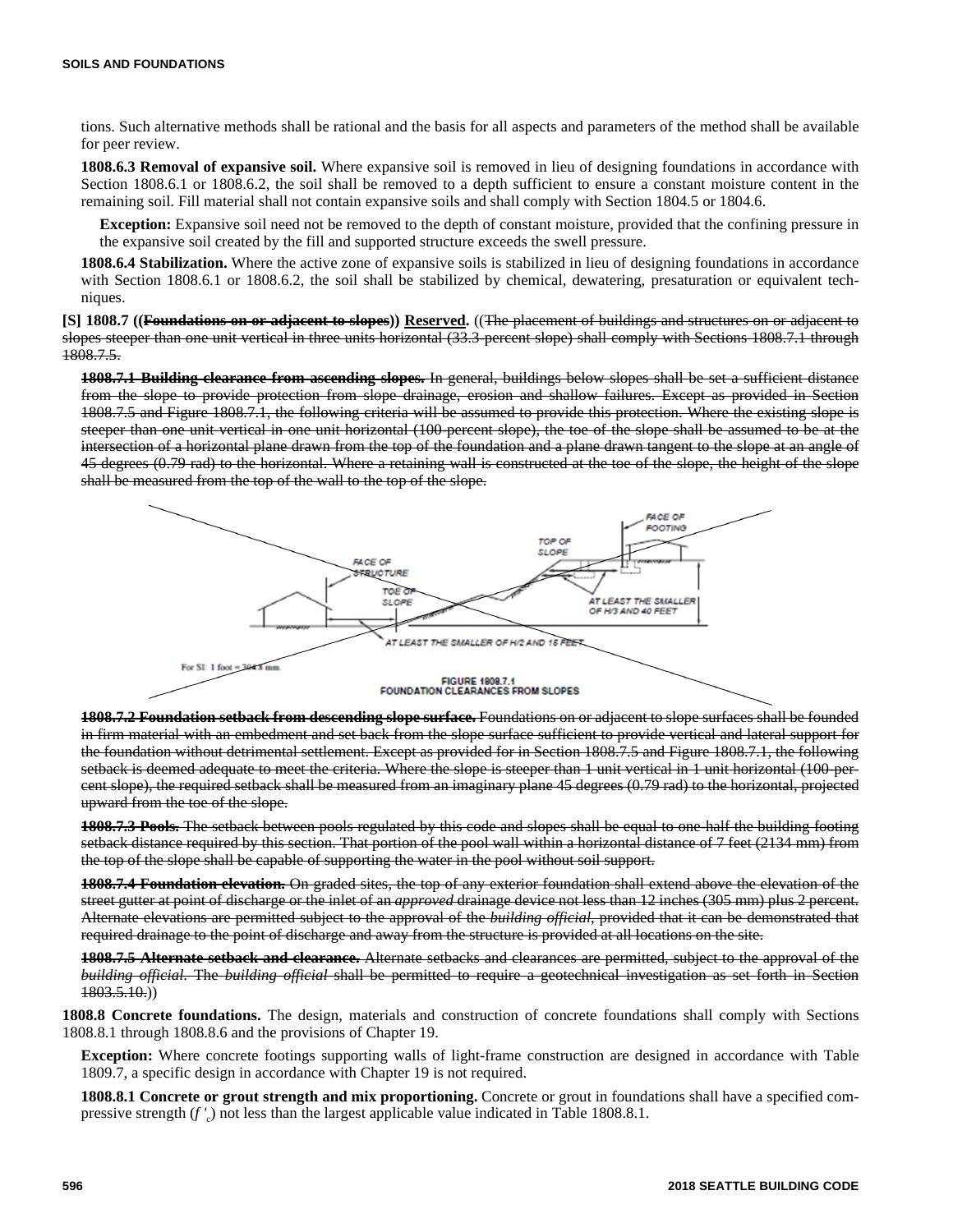tions. Such alternative methods shall be rational and the basis for all aspects and parameters of the method shall be available for peer review.

**1808.6.3 Removal of expansive soil.** Where expansive soil is removed in lieu of designing foundations in accordance with Section 1808.6.1 or 1808.6.2, the soil shall be removed to a depth sufficient to ensure a constant moisture content in the remaining soil. Fill material shall not contain expansive soils and shall comply with Section 1804.5 or 1804.6.

**Exception:** Expansive soil need not be removed to the depth of constant moisture, provided that the confining pressure in the expansive soil created by the fill and supported structure exceeds the swell pressure.

**1808.6.4 Stabilization.** Where the active zone of expansive soils is stabilized in lieu of designing foundations in accordance with Section 1808.6.1 or 1808.6.2, the soil shall be stabilized by chemical, dewatering, presaturation or equivalent techniques.

**[S] 1808.7 ((~~Foundations on or adjacent to slopes~~)) <u>Reserved</u>.** ((~~The placement of buildings and structures on or adjacent to slopes steeper than one unit vertical in three units horizontal (33.3-percent slope) shall comply with Sections 1808.7.1 through 1808.7.5.~~

~~**1808.7.1 Building clearance from ascending slopes.** In general, buildings below slopes shall be set a sufficient distance from the slope to provide protection from slope drainage, erosion and shallow failures. Except as provided in Section 1808.7.5 and Figure 1808.7.1, the following criteria will be assumed to provide this protection. Where the existing slope is steeper than one unit vertical in one unit horizontal (100-percent slope), the toe of the slope shall be assumed to be at the intersection of a horizontal plane drawn from the top of the foundation and a plane drawn tangent to the slope at an angle of 45 degrees (0.79 rad) to the horizontal. Where a retaining wall is constructed at the toe of the slope, the height of the slope shall be measured from the top of the wall to the top of the slope.~~

FACE OF STRUCTURE — TOE OF SLOPE — TOP OF SLOPE — FACE OF FOOTING — AT LEAST THE SMALLER OF H/2 AND 15 FEET — AT LEAST THE SMALLER OF H/3 AND 40 FEET

For SI: 1 foot = 304.8 mm.

**FIGURE 1808.7.1**
**FOUNDATION CLEARANCES FROM SLOPES**

~~**1808.7.2 Foundation setback from descending slope surface.** Foundations on or adjacent to slope surfaces shall be founded in firm material with an embedment and set back from the slope surface sufficient to provide vertical and lateral support for the foundation without detrimental settlement. Except as provided for in Section 1808.7.5 and Figure 1808.7.1, the following setback is deemed adequate to meet the criteria. Where the slope is steeper than 1 unit vertical in 1 unit horizontal (100-percent slope), the required setback shall be measured from an imaginary plane 45 degrees (0.79 rad) to the horizontal, projected upward from the toe of the slope.~~

~~**1808.7.3 Pools.** The setback between pools regulated by this code and slopes shall be equal to one-half the building footing setback distance required by this section. That portion of the pool wall within a horizontal distance of 7 feet (2134 mm) from the top of the slope shall be capable of supporting the water in the pool without soil support.~~

~~**1808.7.4 Foundation elevation.** On graded sites, the top of any exterior foundation shall extend above the elevation of the street gutter at point of discharge or the inlet of an *approved* drainage device not less than 12 inches (305 mm) plus 2 percent. Alternate elevations are permitted subject to the approval of the *building official*, provided that it can be demonstrated that required drainage to the point of discharge and away from the structure is provided at all locations on the site.~~

~~**1808.7.5 Alternate setback and clearance.** Alternate setbacks and clearances are permitted, subject to the approval of the *building official*. The *building official* shall be permitted to require a geotechnical investigation as set forth in Section 1803.5.10.~~))

**1808.8 Concrete foundations.** The design, materials and construction of concrete foundations shall comply with Sections 1808.8.1 through 1808.8.6 and the provisions of Chapter 19.

**Exception:** Where concrete footings supporting walls of light-frame construction are designed in accordance with Table 1809.7, a specific design in accordance with Chapter 19 is not required.

**1808.8.1 Concrete or grout strength and mix proportioning.** Concrete or grout in foundations shall have a specified compressive strength ($f'_c$) not less than the largest applicable value indicated in Table 1808.8.1.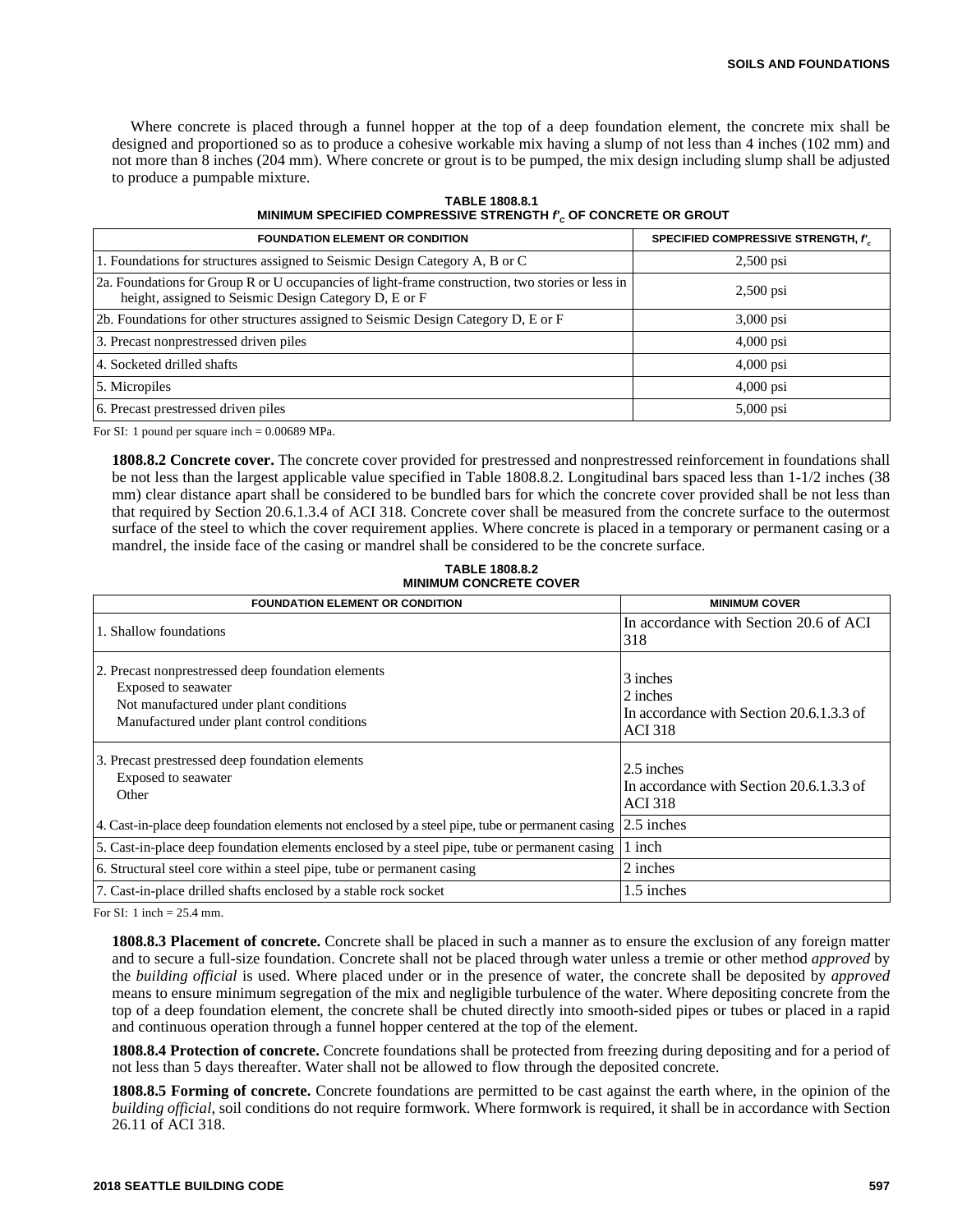Where concrete is placed through a funnel hopper at the top of a deep foundation element, the concrete mix shall be designed and proportioned so as to produce a cohesive workable mix having a slump of not less than 4 inches (102 mm) and not more than 8 inches (204 mm). Where concrete or grout is to be pumped, the mix design including slump shall be adjusted to produce a pumpable mixture.

**TABLE 1808.8.1**
**MINIMUM SPECIFIED COMPRESSIVE STRENGTH $f'_c$ OF CONCRETE OR GROUT**

| FOUNDATION ELEMENT OR CONDITION | SPECIFIED COMPRESSIVE STRENGTH, $f'_c$ |
|---|---|
| 1. Foundations for structures assigned to Seismic Design Category A, B or C | 2,500 psi |
| 2a. Foundations for Group R or U occupancies of light-frame construction, two stories or less in height, assigned to Seismic Design Category D, E or F | 2,500 psi |
| 2b. Foundations for other structures assigned to Seismic Design Category D, E or F | 3,000 psi |
| 3. Precast nonprestressed driven piles | 4,000 psi |
| 4. Socketed drilled shafts | 4,000 psi |
| 5. Micropiles | 4,000 psi |
| 6. Precast prestressed driven piles | 5,000 psi |

For SI: 1 pound per square inch = 0.00689 MPa.

**1808.8.2 Concrete cover.** The concrete cover provided for prestressed and nonprestressed reinforcement in foundations shall be not less than the largest applicable value specified in Table 1808.8.2. Longitudinal bars spaced less than 1-1/2 inches (38 mm) clear distance apart shall be considered to be bundled bars for which the concrete cover provided shall be not less than that required by Section 20.6.1.3.4 of ACI 318. Concrete cover shall be measured from the concrete surface to the outermost surface of the steel to which the cover requirement applies. Where concrete is placed in a temporary or permanent casing or a mandrel, the inside face of the casing or mandrel shall be considered to be the concrete surface.

**TABLE 1808.8.2**
**MINIMUM CONCRETE COVER**

| FOUNDATION ELEMENT OR CONDITION | MINIMUM COVER |
|---|---|
| 1. Shallow foundations | In accordance with Section 20.6 of ACI 318 |
| 2. Precast nonprestressed deep foundation elements<br>Exposed to seawater<br>Not manufactured under plant conditions<br>Manufactured under plant control conditions | <br>3 inches<br>2 inches<br>In accordance with Section 20.6.1.3.3 of ACI 318 |
| 3. Precast prestressed deep foundation elements<br>Exposed to seawater<br>Other | <br>2.5 inches<br>In accordance with Section 20.6.1.3.3 of ACI 318 |
| 4. Cast-in-place deep foundation elements not enclosed by a steel pipe, tube or permanent casing | 2.5 inches |
| 5. Cast-in-place deep foundation elements enclosed by a steel pipe, tube or permanent casing | 1 inch |
| 6. Structural steel core within a steel pipe, tube or permanent casing | 2 inches |
| 7. Cast-in-place drilled shafts enclosed by a stable rock socket | 1.5 inches |

For SI: 1 inch = 25.4 mm.

**1808.8.3 Placement of concrete.** Concrete shall be placed in such a manner as to ensure the exclusion of any foreign matter and to secure a full-size foundation. Concrete shall not be placed through water unless a tremie or other method *approved* by the *building official* is used. Where placed under or in the presence of water, the concrete shall be deposited by *approved* means to ensure minimum segregation of the mix and negligible turbulence of the water. Where depositing concrete from the top of a deep foundation element, the concrete shall be chuted directly into smooth-sided pipes or tubes or placed in a rapid and continuous operation through a funnel hopper centered at the top of the element.

**1808.8.4 Protection of concrete.** Concrete foundations shall be protected from freezing during depositing and for a period of not less than 5 days thereafter. Water shall not be allowed to flow through the deposited concrete.

**1808.8.5 Forming of concrete.** Concrete foundations are permitted to be cast against the earth where, in the opinion of the *building official*, soil conditions do not require formwork. Where formwork is required, it shall be in accordance with Section 26.11 of ACI 318.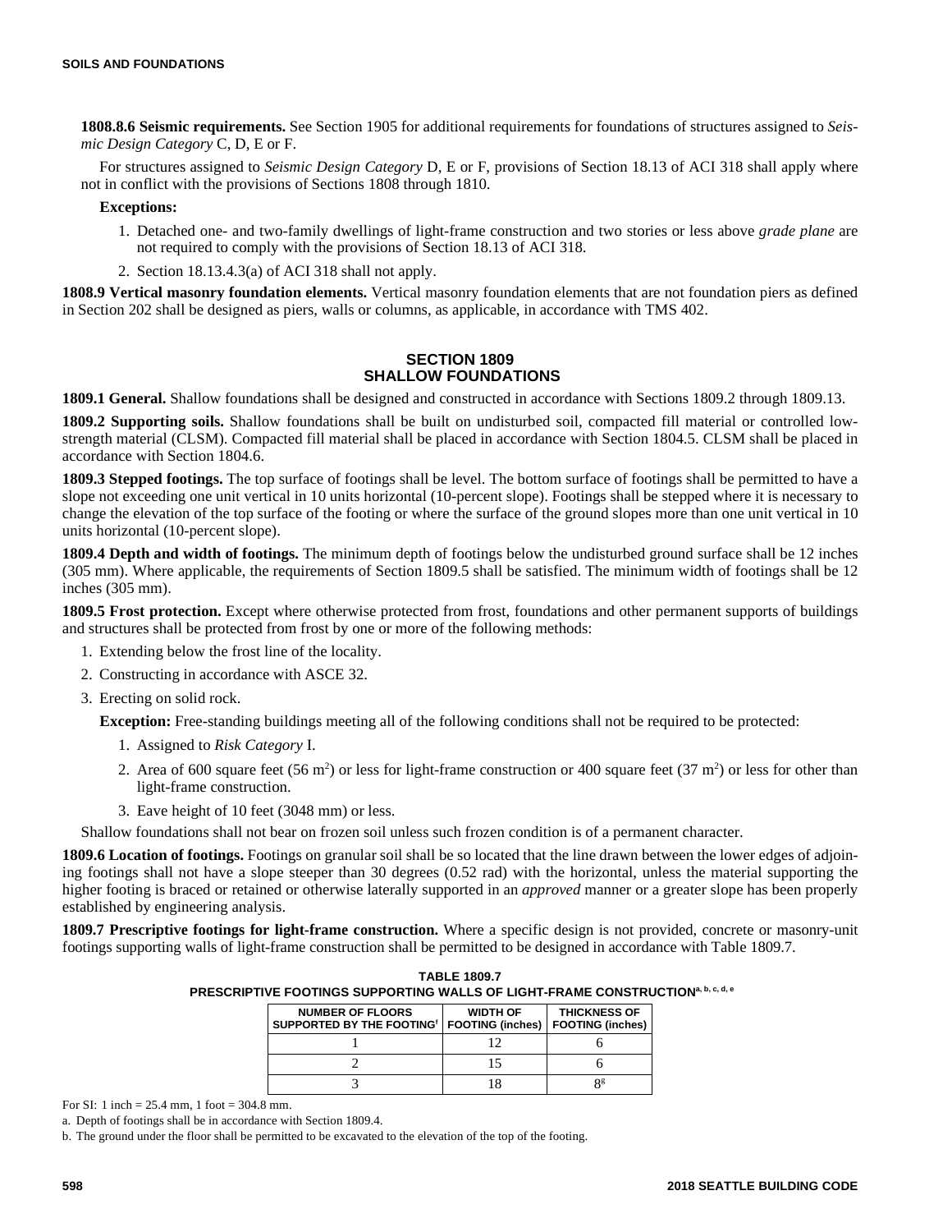**1808.8.6 Seismic requirements.** See Section 1905 for additional requirements for foundations of structures assigned to *Seismic Design Category* C, D, E or F.

For structures assigned to *Seismic Design Category* D, E or F, provisions of Section 18.13 of ACI 318 shall apply where not in conflict with the provisions of Sections 1808 through 1810.

**Exceptions:**

1. Detached one- and two-family dwellings of light-frame construction and two stories or less above *grade plane* are not required to comply with the provisions of Section 18.13 of ACI 318.
2. Section 18.13.4.3(a) of ACI 318 shall not apply.

**1808.9 Vertical masonry foundation elements.** Vertical masonry foundation elements that are not foundation piers as defined in Section 202 shall be designed as piers, walls or columns, as applicable, in accordance with TMS 402.

## SECTION 1809 SHALLOW FOUNDATIONS

**1809.1 General.** Shallow foundations shall be designed and constructed in accordance with Sections 1809.2 through 1809.13.

**1809.2 Supporting soils.** Shallow foundations shall be built on undisturbed soil, compacted fill material or controlled low-strength material (CLSM). Compacted fill material shall be placed in accordance with Section 1804.5. CLSM shall be placed in accordance with Section 1804.6.

**1809.3 Stepped footings.** The top surface of footings shall be level. The bottom surface of footings shall be permitted to have a slope not exceeding one unit vertical in 10 units horizontal (10-percent slope). Footings shall be stepped where it is necessary to change the elevation of the top surface of the footing or where the surface of the ground slopes more than one unit vertical in 10 units horizontal (10-percent slope).

**1809.4 Depth and width of footings.** The minimum depth of footings below the undisturbed ground surface shall be 12 inches (305 mm). Where applicable, the requirements of Section 1809.5 shall be satisfied. The minimum width of footings shall be 12 inches (305 mm).

**1809.5 Frost protection.** Except where otherwise protected from frost, foundations and other permanent supports of buildings and structures shall be protected from frost by one or more of the following methods:

1. Extending below the frost line of the locality.
2. Constructing in accordance with ASCE 32.
3. Erecting on solid rock.

**Exception:** Free-standing buildings meeting all of the following conditions shall not be required to be protected:

1. Assigned to *Risk Category* I.
2. Area of 600 square feet (56 $m^2$) or less for light-frame construction or 400 square feet (37 $m^2$) or less for other than light-frame construction.
3. Eave height of 10 feet (3048 mm) or less.

Shallow foundations shall not bear on frozen soil unless such frozen condition is of a permanent character.

**1809.6 Location of footings.** Footings on granular soil shall be so located that the line drawn between the lower edges of adjoining footings shall not have a slope steeper than 30 degrees (0.52 rad) with the horizontal, unless the material supporting the higher footing is braced or retained or otherwise laterally supported in an *approved* manner or a greater slope has been properly established by engineering analysis.

**1809.7 Prescriptive footings for light-frame construction.** Where a specific design is not provided, concrete or masonry-unit footings supporting walls of light-frame construction shall be permitted to be designed in accordance with Table 1809.7.

**TABLE 1809.7**
**PRESCRIPTIVE FOOTINGS SUPPORTING WALLS OF LIGHT-FRAME CONSTRUCTION[a, b, c, d, e]**

| NUMBER OF FLOORS SUPPORTED BY THE FOOTING[f] | WIDTH OF FOOTING (inches) | THICKNESS OF FOOTING (inches) |
|---|---|---|
| 1 | 12 | 6 |
| 2 | 15 | 6 |
| 3 | 18 | 8[g] |

For SI: 1 inch = 25.4 mm, 1 foot = 304.8 mm.

a. Depth of footings shall be in accordance with Section 1809.4.

b. The ground under the floor shall be permitted to be excavated to the elevation of the top of the footing.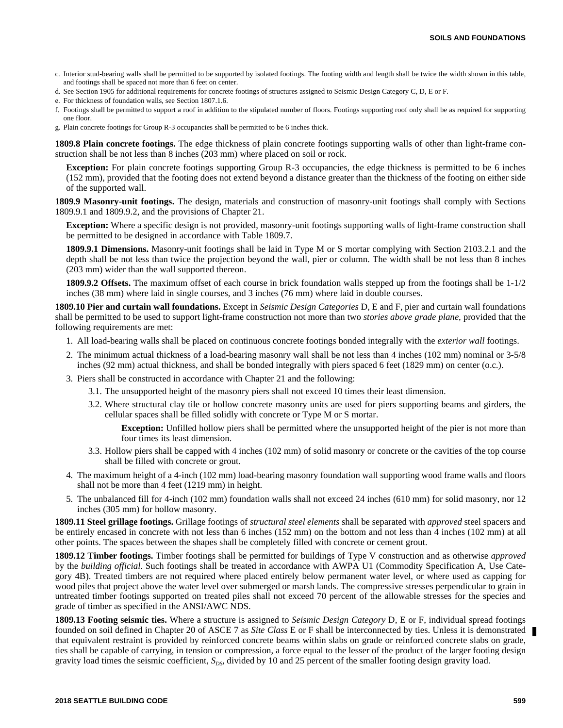c. Interior stud-bearing walls shall be permitted to be supported by isolated footings. The footing width and length shall be twice the width shown in this table, and footings shall be spaced not more than 6 feet on center.

d. See Section 1905 for additional requirements for concrete footings of structures assigned to Seismic Design Category C, D, E or F.

e. For thickness of foundation walls, see Section 1807.1.6.

f. Footings shall be permitted to support a roof in addition to the stipulated number of floors. Footings supporting roof only shall be as required for supporting one floor.

g. Plain concrete footings for Group R-3 occupancies shall be permitted to be 6 inches thick.

**1809.8 Plain concrete footings.** The edge thickness of plain concrete footings supporting walls of other than light-frame construction shall be not less than 8 inches (203 mm) where placed on soil or rock.

**Exception:** For plain concrete footings supporting Group R-3 occupancies, the edge thickness is permitted to be 6 inches (152 mm), provided that the footing does not extend beyond a distance greater than the thickness of the footing on either side of the supported wall.

**1809.9 Masonry-unit footings.** The design, materials and construction of masonry-unit footings shall comply with Sections 1809.9.1 and 1809.9.2, and the provisions of Chapter 21.

**Exception:** Where a specific design is not provided, masonry-unit footings supporting walls of light-frame construction shall be permitted to be designed in accordance with Table 1809.7.

**1809.9.1 Dimensions.** Masonry-unit footings shall be laid in Type M or S mortar complying with Section 2103.2.1 and the depth shall be not less than twice the projection beyond the wall, pier or column. The width shall be not less than 8 inches (203 mm) wider than the wall supported thereon.

**1809.9.2 Offsets.** The maximum offset of each course in brick foundation walls stepped up from the footings shall be 1-1/2 inches (38 mm) where laid in single courses, and 3 inches (76 mm) where laid in double courses.

**1809.10 Pier and curtain wall foundations.** Except in *Seismic Design Categories* D, E and F, pier and curtain wall foundations shall be permitted to be used to support light-frame construction not more than two *stories above grade plane*, provided that the following requirements are met:

1. All load-bearing walls shall be placed on continuous concrete footings bonded integrally with the *exterior wall* footings.
2. The minimum actual thickness of a load-bearing masonry wall shall be not less than 4 inches (102 mm) nominal or 3-5/8 inches (92 mm) actual thickness, and shall be bonded integrally with piers spaced 6 feet (1829 mm) on center (o.c.).
3. Piers shall be constructed in accordance with Chapter 21 and the following:
   - 3.1. The unsupported height of the masonry piers shall not exceed 10 times their least dimension.
   - 3.2. Where structural clay tile or hollow concrete masonry units are used for piers supporting beams and girders, the cellular spaces shall be filled solidly with concrete or Type M or S mortar.

     **Exception:** Unfilled hollow piers shall be permitted where the unsupported height of the pier is not more than four times its least dimension.
   - 3.3. Hollow piers shall be capped with 4 inches (102 mm) of solid masonry or concrete or the cavities of the top course shall be filled with concrete or grout.
4. The maximum height of a 4-inch (102 mm) load-bearing masonry foundation wall supporting wood frame walls and floors shall not be more than 4 feet (1219 mm) in height.
5. The unbalanced fill for 4-inch (102 mm) foundation walls shall not exceed 24 inches (610 mm) for solid masonry, nor 12 inches (305 mm) for hollow masonry.

**1809.11 Steel grillage footings.** Grillage footings of *structural steel elements* shall be separated with *approved* steel spacers and be entirely encased in concrete with not less than 6 inches (152 mm) on the bottom and not less than 4 inches (102 mm) at all other points. The spaces between the shapes shall be completely filled with concrete or cement grout.

**1809.12 Timber footings.** Timber footings shall be permitted for buildings of Type V construction and as otherwise *approved* by the *building official*. Such footings shall be treated in accordance with AWPA U1 (Commodity Specification A, Use Category 4B). Treated timbers are not required where placed entirely below permanent water level, or where used as capping for wood piles that project above the water level over submerged or marsh lands. The compressive stresses perpendicular to grain in untreated timber footings supported on treated piles shall not exceed 70 percent of the allowable stresses for the species and grade of timber as specified in the ANSI/AWC NDS.

**1809.13 Footing seismic ties.** Where a structure is assigned to *Seismic Design Category* D, E or F, individual spread footings founded on soil defined in Chapter 20 of ASCE 7 as *Site Class* E or F shall be interconnected by ties. Unless it is demonstrated that equivalent restraint is provided by reinforced concrete beams within slabs on grade or reinforced concrete slabs on grade, ties shall be capable of carrying, in tension or compression, a force equal to the lesser of the product of the larger footing design gravity load times the seismic coefficient, $S_{DS}$, divided by 10 and 25 percent of the smaller footing design gravity load.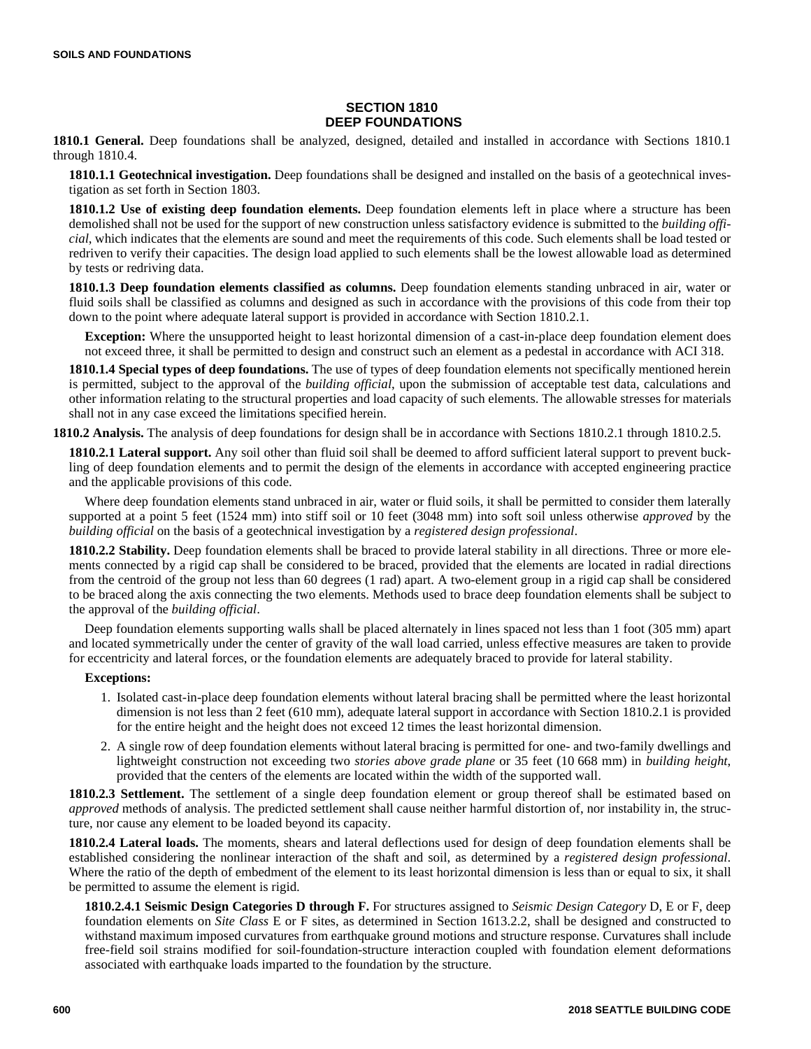## SECTION 1810
## DEEP FOUNDATIONS

**1810.1 General.** Deep foundations shall be analyzed, designed, detailed and installed in accordance with Sections 1810.1 through 1810.4.

**1810.1.1 Geotechnical investigation.** Deep foundations shall be designed and installed on the basis of a geotechnical investigation as set forth in Section 1803.

**1810.1.2 Use of existing deep foundation elements.** Deep foundation elements left in place where a structure has been demolished shall not be used for the support of new construction unless satisfactory evidence is submitted to the *building official*, which indicates that the elements are sound and meet the requirements of this code. Such elements shall be load tested or redriven to verify their capacities. The design load applied to such elements shall be the lowest allowable load as determined by tests or redriving data.

**1810.1.3 Deep foundation elements classified as columns.** Deep foundation elements standing unbraced in air, water or fluid soils shall be classified as columns and designed as such in accordance with the provisions of this code from their top down to the point where adequate lateral support is provided in accordance with Section 1810.2.1.

**Exception:** Where the unsupported height to least horizontal dimension of a cast-in-place deep foundation element does not exceed three, it shall be permitted to design and construct such an element as a pedestal in accordance with ACI 318.

**1810.1.4 Special types of deep foundations.** The use of types of deep foundation elements not specifically mentioned herein is permitted, subject to the approval of the *building official*, upon the submission of acceptable test data, calculations and other information relating to the structural properties and load capacity of such elements. The allowable stresses for materials shall not in any case exceed the limitations specified herein.

**1810.2 Analysis.** The analysis of deep foundations for design shall be in accordance with Sections 1810.2.1 through 1810.2.5.

**1810.2.1 Lateral support.** Any soil other than fluid soil shall be deemed to afford sufficient lateral support to prevent buckling of deep foundation elements and to permit the design of the elements in accordance with accepted engineering practice and the applicable provisions of this code.

Where deep foundation elements stand unbraced in air, water or fluid soils, it shall be permitted to consider them laterally supported at a point 5 feet (1524 mm) into stiff soil or 10 feet (3048 mm) into soft soil unless otherwise *approved* by the *building official* on the basis of a geotechnical investigation by a *registered design professional*.

**1810.2.2 Stability.** Deep foundation elements shall be braced to provide lateral stability in all directions. Three or more elements connected by a rigid cap shall be considered to be braced, provided that the elements are located in radial directions from the centroid of the group not less than 60 degrees (1 rad) apart. A two-element group in a rigid cap shall be considered to be braced along the axis connecting the two elements. Methods used to brace deep foundation elements shall be subject to the approval of the *building official*.

Deep foundation elements supporting walls shall be placed alternately in lines spaced not less than 1 foot (305 mm) apart and located symmetrically under the center of gravity of the wall load carried, unless effective measures are taken to provide for eccentricity and lateral forces, or the foundation elements are adequately braced to provide for lateral stability.

**Exceptions:**

1. Isolated cast-in-place deep foundation elements without lateral bracing shall be permitted where the least horizontal dimension is not less than 2 feet (610 mm), adequate lateral support in accordance with Section 1810.2.1 is provided for the entire height and the height does not exceed 12 times the least horizontal dimension.
2. A single row of deep foundation elements without lateral bracing is permitted for one- and two-family dwellings and lightweight construction not exceeding two *stories above grade plane* or 35 feet (10 668 mm) in *building height*, provided that the centers of the elements are located within the width of the supported wall.

**1810.2.3 Settlement.** The settlement of a single deep foundation element or group thereof shall be estimated based on *approved* methods of analysis. The predicted settlement shall cause neither harmful distortion of, nor instability in, the structure, nor cause any element to be loaded beyond its capacity.

**1810.2.4 Lateral loads.** The moments, shears and lateral deflections used for design of deep foundation elements shall be established considering the nonlinear interaction of the shaft and soil, as determined by a *registered design professional*. Where the ratio of the depth of embedment of the element to its least horizontal dimension is less than or equal to six, it shall be permitted to assume the element is rigid.

**1810.2.4.1 Seismic Design Categories D through F.** For structures assigned to *Seismic Design Category* D, E or F, deep foundation elements on *Site Class* E or F sites, as determined in Section 1613.2.2, shall be designed and constructed to withstand maximum imposed curvatures from earthquake ground motions and structure response. Curvatures shall include free-field soil strains modified for soil-foundation-structure interaction coupled with foundation element deformations associated with earthquake loads imparted to the foundation by the structure.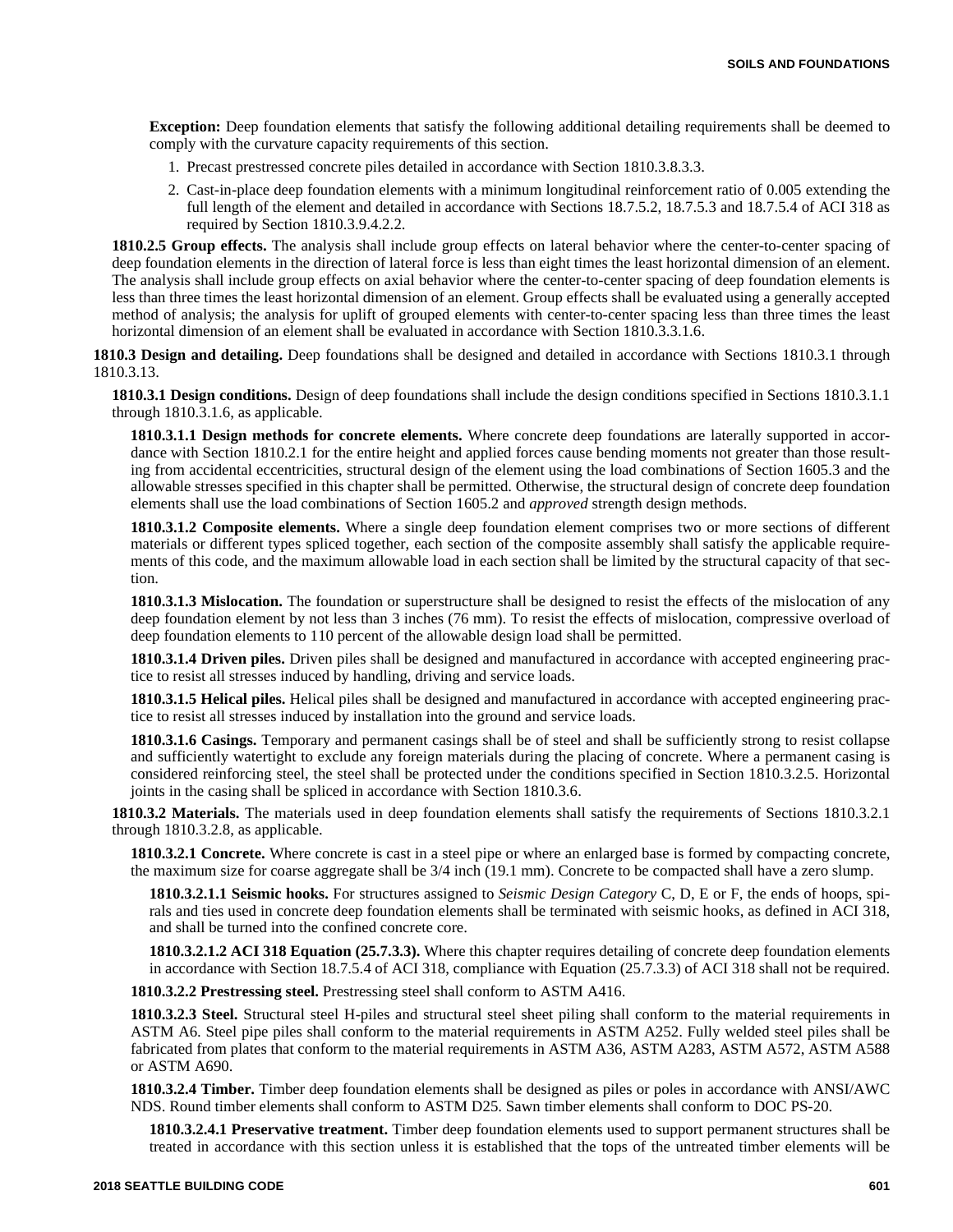**Exception:** Deep foundation elements that satisfy the following additional detailing requirements shall be deemed to comply with the curvature capacity requirements of this section.

1. Precast prestressed concrete piles detailed in accordance with Section 1810.3.8.3.3.
2. Cast-in-place deep foundation elements with a minimum longitudinal reinforcement ratio of 0.005 extending the full length of the element and detailed in accordance with Sections 18.7.5.2, 18.7.5.3 and 18.7.5.4 of ACI 318 as required by Section 1810.3.9.4.2.2.

**1810.2.5 Group effects.** The analysis shall include group effects on lateral behavior where the center-to-center spacing of deep foundation elements in the direction of lateral force is less than eight times the least horizontal dimension of an element. The analysis shall include group effects on axial behavior where the center-to-center spacing of deep foundation elements is less than three times the least horizontal dimension of an element. Group effects shall be evaluated using a generally accepted method of analysis; the analysis for uplift of grouped elements with center-to-center spacing less than three times the least horizontal dimension of an element shall be evaluated in accordance with Section 1810.3.3.1.6.

**1810.3 Design and detailing.** Deep foundations shall be designed and detailed in accordance with Sections 1810.3.1 through 1810.3.13.

**1810.3.1 Design conditions.** Design of deep foundations shall include the design conditions specified in Sections 1810.3.1.1 through 1810.3.1.6, as applicable.

**1810.3.1.1 Design methods for concrete elements.** Where concrete deep foundations are laterally supported in accordance with Section 1810.2.1 for the entire height and applied forces cause bending moments not greater than those resulting from accidental eccentricities, structural design of the element using the load combinations of Section 1605.3 and the allowable stresses specified in this chapter shall be permitted. Otherwise, the structural design of concrete deep foundation elements shall use the load combinations of Section 1605.2 and *approved* strength design methods.

**1810.3.1.2 Composite elements.** Where a single deep foundation element comprises two or more sections of different materials or different types spliced together, each section of the composite assembly shall satisfy the applicable requirements of this code, and the maximum allowable load in each section shall be limited by the structural capacity of that section.

**1810.3.1.3 Mislocation.** The foundation or superstructure shall be designed to resist the effects of the mislocation of any deep foundation element by not less than 3 inches (76 mm). To resist the effects of mislocation, compressive overload of deep foundation elements to 110 percent of the allowable design load shall be permitted.

**1810.3.1.4 Driven piles.** Driven piles shall be designed and manufactured in accordance with accepted engineering practice to resist all stresses induced by handling, driving and service loads.

**1810.3.1.5 Helical piles.** Helical piles shall be designed and manufactured in accordance with accepted engineering practice to resist all stresses induced by installation into the ground and service loads.

**1810.3.1.6 Casings.** Temporary and permanent casings shall be of steel and shall be sufficiently strong to resist collapse and sufficiently watertight to exclude any foreign materials during the placing of concrete. Where a permanent casing is considered reinforcing steel, the steel shall be protected under the conditions specified in Section 1810.3.2.5. Horizontal joints in the casing shall be spliced in accordance with Section 1810.3.6.

**1810.3.2 Materials.** The materials used in deep foundation elements shall satisfy the requirements of Sections 1810.3.2.1 through 1810.3.2.8, as applicable.

**1810.3.2.1 Concrete.** Where concrete is cast in a steel pipe or where an enlarged base is formed by compacting concrete, the maximum size for coarse aggregate shall be 3/4 inch (19.1 mm). Concrete to be compacted shall have a zero slump.

**1810.3.2.1.1 Seismic hooks.** For structures assigned to *Seismic Design Category* C, D, E or F, the ends of hoops, spirals and ties used in concrete deep foundation elements shall be terminated with seismic hooks, as defined in ACI 318, and shall be turned into the confined concrete core.

**1810.3.2.1.2 ACI 318 Equation (25.7.3.3).** Where this chapter requires detailing of concrete deep foundation elements in accordance with Section 18.7.5.4 of ACI 318, compliance with Equation (25.7.3.3) of ACI 318 shall not be required.

**1810.3.2.2 Prestressing steel.** Prestressing steel shall conform to ASTM A416.

**1810.3.2.3 Steel.** Structural steel H-piles and structural steel sheet piling shall conform to the material requirements in ASTM A6. Steel pipe piles shall conform to the material requirements in ASTM A252. Fully welded steel piles shall be fabricated from plates that conform to the material requirements in ASTM A36, ASTM A283, ASTM A572, ASTM A588 or ASTM A690.

**1810.3.2.4 Timber.** Timber deep foundation elements shall be designed as piles or poles in accordance with ANSI/AWC NDS. Round timber elements shall conform to ASTM D25. Sawn timber elements shall conform to DOC PS-20.

**1810.3.2.4.1 Preservative treatment.** Timber deep foundation elements used to support permanent structures shall be treated in accordance with this section unless it is established that the tops of the untreated timber elements will be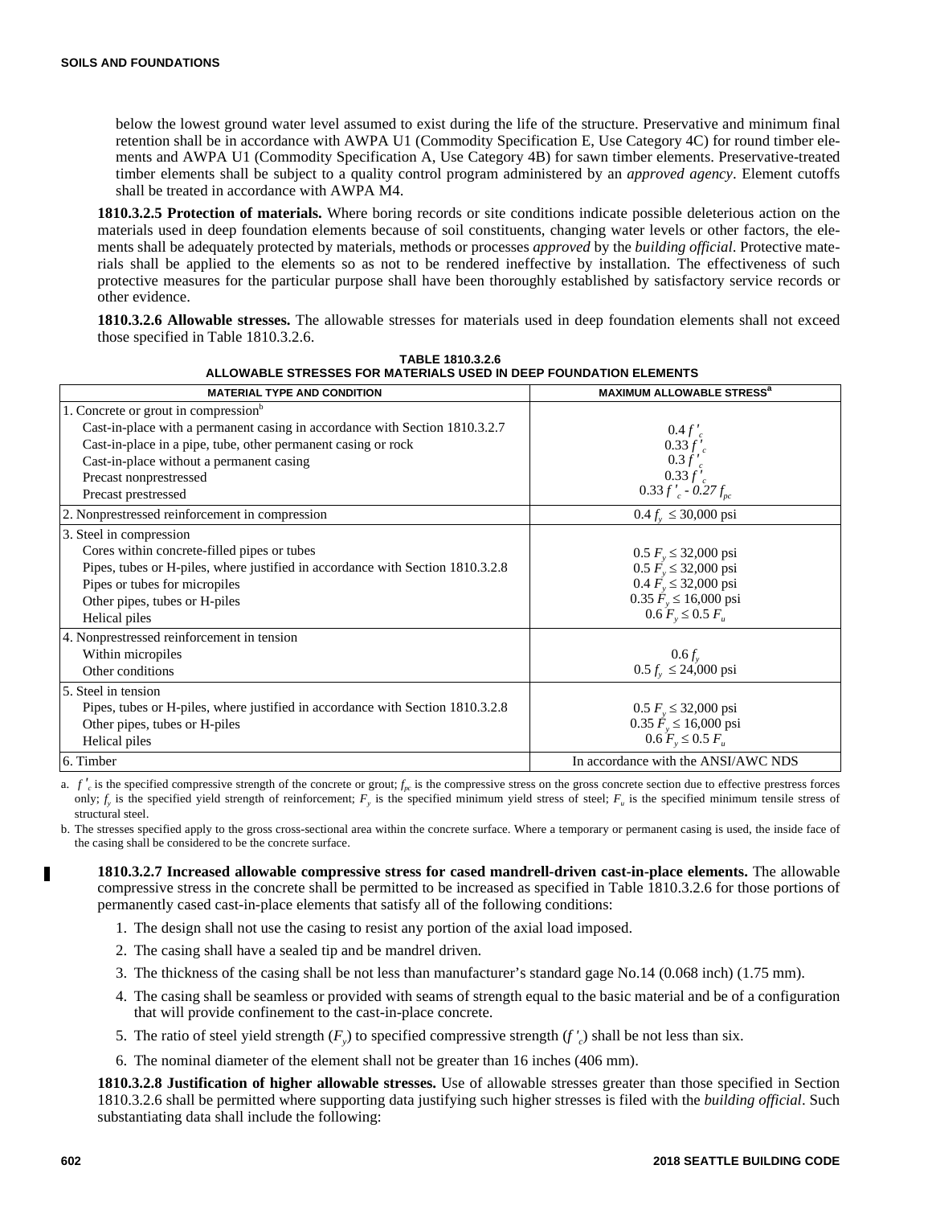below the lowest ground water level assumed to exist during the life of the structure. Preservative and minimum final retention shall be in accordance with AWPA U1 (Commodity Specification E, Use Category 4C) for round timber elements and AWPA U1 (Commodity Specification A, Use Category 4B) for sawn timber elements. Preservative-treated timber elements shall be subject to a quality control program administered by an *approved agency*. Element cutoffs shall be treated in accordance with AWPA M4.

**1810.3.2.5 Protection of materials.** Where boring records or site conditions indicate possible deleterious action on the materials used in deep foundation elements because of soil constituents, changing water levels or other factors, the elements shall be adequately protected by materials, methods or processes *approved* by the *building official*. Protective materials shall be applied to the elements so as not to be rendered ineffective by installation. The effectiveness of such protective measures for the particular purpose shall have been thoroughly established by satisfactory service records or other evidence.

**1810.3.2.6 Allowable stresses.** The allowable stresses for materials used in deep foundation elements shall not exceed those specified in Table 1810.3.2.6.

**TABLE 1810.3.2.6**
**ALLOWABLE STRESSES FOR MATERIALS USED IN DEEP FOUNDATION ELEMENTS**

| MATERIAL TYPE AND CONDITION | MAXIMUM ALLOWABLE STRESS[a] |
|---|---|
| 1. Concrete or grout in compression[b] | |
| Cast-in-place with a permanent casing in accordance with Section 1810.3.2.7 | $0.4 f'_c$ |
| Cast-in-place in a pipe, tube, other permanent casing or rock | $0.33 f'_c$ |
| Cast-in-place without a permanent casing | $0.3 f'_c$ |
| Precast nonprestressed | $0.33 f'_c$ |
| Precast prestressed | $0.33 f'_c - 0.27 f_{pc}$ |
| 2. Nonprestressed reinforcement in compression | $0.4 f_y \leq 30{,}000$ psi |
| 3. Steel in compression | |
| Cores within concrete-filled pipes or tubes | $0.5 F_y \leq 32{,}000$ psi |
| Pipes, tubes or H-piles, where justified in accordance with Section 1810.3.2.8 | $0.5 F_y \leq 32{,}000$ psi |
| Pipes or tubes for micropiles | $0.4 F_y \leq 32{,}000$ psi |
| Other pipes, tubes or H-piles | $0.35 F_y \leq 16{,}000$ psi |
| Helical piles | $0.6 F_y \leq 0.5 F_u$ |
| 4. Nonprestressed reinforcement in tension | |
| Within micropiles | $0.6 f_y$ |
| Other conditions | $0.5 f_y \leq 24{,}000$ psi |
| 5. Steel in tension | |
| Pipes, tubes or H-piles, where justified in accordance with Section 1810.3.2.8 | $0.5 F_y \leq 32{,}000$ psi |
| Other pipes, tubes or H-piles | $0.35 F_y \leq 16{,}000$ psi |
| Helical piles | $0.6 F_y \leq 0.5 F_u$ |
| 6. Timber | In accordance with the ANSI/AWC NDS |

a. $f'_c$ is the specified compressive strength of the concrete or grout; $f_{pc}$ is the compressive stress on the gross concrete section due to effective prestress forces only; $f_y$ is the specified yield strength of reinforcement; $F_y$ is the specified minimum yield stress of steel; $F_u$ is the specified minimum tensile stress of structural steel.

b. The stresses specified apply to the gross cross-sectional area within the concrete surface. Where a temporary or permanent casing is used, the inside face of the casing shall be considered to be the concrete surface.

**1810.3.2.7 Increased allowable compressive stress for cased mandrell-driven cast-in-place elements.** The allowable compressive stress in the concrete shall be permitted to be increased as specified in Table 1810.3.2.6 for those portions of permanently cased cast-in-place elements that satisfy all of the following conditions:

1. The design shall not use the casing to resist any portion of the axial load imposed.
2. The casing shall have a sealed tip and be mandrel driven.
3. The thickness of the casing shall be not less than manufacturer's standard gage No.14 (0.068 inch) (1.75 mm).
4. The casing shall be seamless or provided with seams of strength equal to the basic material and be of a configuration that will provide confinement to the cast-in-place concrete.
5. The ratio of steel yield strength ($F_y$) to specified compressive strength ($f'_c$) shall be not less than six.
6. The nominal diameter of the element shall not be greater than 16 inches (406 mm).

**1810.3.2.8 Justification of higher allowable stresses.** Use of allowable stresses greater than those specified in Section 1810.3.2.6 shall be permitted where supporting data justifying such higher stresses is filed with the *building official*. Such substantiating data shall include the following: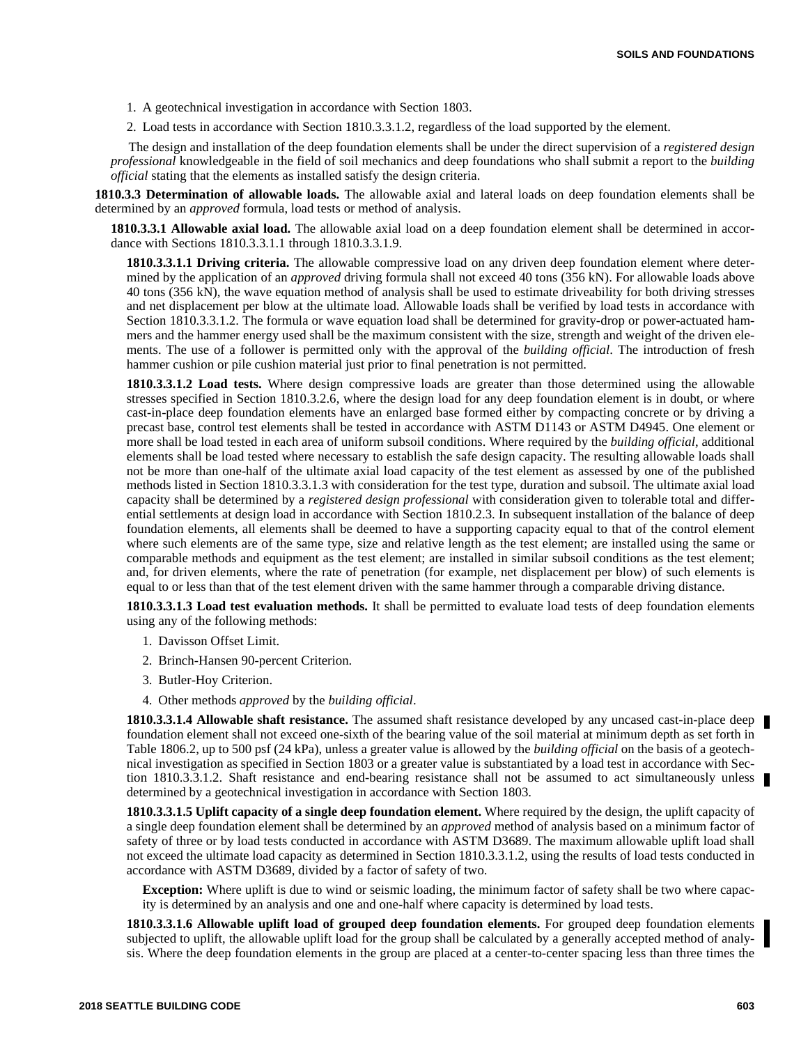1. A geotechnical investigation in accordance with Section 1803.
2. Load tests in accordance with Section 1810.3.3.1.2, regardless of the load supported by the element.

The design and installation of the deep foundation elements shall be under the direct supervision of a *registered design professional* knowledgeable in the field of soil mechanics and deep foundations who shall submit a report to the *building official* stating that the elements as installed satisfy the design criteria.

**1810.3.3 Determination of allowable loads.** The allowable axial and lateral loads on deep foundation elements shall be determined by an *approved* formula, load tests or method of analysis.

**1810.3.3.1 Allowable axial load.** The allowable axial load on a deep foundation element shall be determined in accordance with Sections 1810.3.3.1.1 through 1810.3.3.1.9.

**1810.3.3.1.1 Driving criteria.** The allowable compressive load on any driven deep foundation element where determined by the application of an *approved* driving formula shall not exceed 40 tons (356 kN). For allowable loads above 40 tons (356 kN), the wave equation method of analysis shall be used to estimate driveability for both driving stresses and net displacement per blow at the ultimate load. Allowable loads shall be verified by load tests in accordance with Section 1810.3.3.1.2. The formula or wave equation load shall be determined for gravity-drop or power-actuated hammers and the hammer energy used shall be the maximum consistent with the size, strength and weight of the driven elements. The use of a follower is permitted only with the approval of the *building official*. The introduction of fresh hammer cushion or pile cushion material just prior to final penetration is not permitted.

**1810.3.3.1.2 Load tests.** Where design compressive loads are greater than those determined using the allowable stresses specified in Section 1810.3.2.6, where the design load for any deep foundation element is in doubt, or where cast-in-place deep foundation elements have an enlarged base formed either by compacting concrete or by driving a precast base, control test elements shall be tested in accordance with ASTM D1143 or ASTM D4945. One element or more shall be load tested in each area of uniform subsoil conditions. Where required by the *building official*, additional elements shall be load tested where necessary to establish the safe design capacity. The resulting allowable loads shall not be more than one-half of the ultimate axial load capacity of the test element as assessed by one of the published methods listed in Section 1810.3.3.1.3 with consideration for the test type, duration and subsoil. The ultimate axial load capacity shall be determined by a *registered design professional* with consideration given to tolerable total and differential settlements at design load in accordance with Section 1810.2.3. In subsequent installation of the balance of deep foundation elements, all elements shall be deemed to have a supporting capacity equal to that of the control element where such elements are of the same type, size and relative length as the test element; are installed using the same or comparable methods and equipment as the test element; are installed in similar subsoil conditions as the test element; and, for driven elements, where the rate of penetration (for example, net displacement per blow) of such elements is equal to or less than that of the test element driven with the same hammer through a comparable driving distance.

**1810.3.3.1.3 Load test evaluation methods.** It shall be permitted to evaluate load tests of deep foundation elements using any of the following methods:

1. Davisson Offset Limit.
2. Brinch-Hansen 90-percent Criterion.
3. Butler-Hoy Criterion.
4. Other methods *approved* by the *building official*.

**1810.3.3.1.4 Allowable shaft resistance.** The assumed shaft resistance developed by any uncased cast-in-place deep foundation element shall not exceed one-sixth of the bearing value of the soil material at minimum depth as set forth in Table 1806.2, up to 500 psf (24 kPa), unless a greater value is allowed by the *building official* on the basis of a geotechnical investigation as specified in Section 1803 or a greater value is substantiated by a load test in accordance with Section 1810.3.3.1.2. Shaft resistance and end-bearing resistance shall not be assumed to act simultaneously unless determined by a geotechnical investigation in accordance with Section 1803.

**1810.3.3.1.5 Uplift capacity of a single deep foundation element.** Where required by the design, the uplift capacity of a single deep foundation element shall be determined by an *approved* method of analysis based on a minimum factor of safety of three or by load tests conducted in accordance with ASTM D3689. The maximum allowable uplift load shall not exceed the ultimate load capacity as determined in Section 1810.3.3.1.2, using the results of load tests conducted in accordance with ASTM D3689, divided by a factor of safety of two.

**Exception:** Where uplift is due to wind or seismic loading, the minimum factor of safety shall be two where capacity is determined by an analysis and one and one-half where capacity is determined by load tests.

**1810.3.3.1.6 Allowable uplift load of grouped deep foundation elements.** For grouped deep foundation elements subjected to uplift, the allowable uplift load for the group shall be calculated by a generally accepted method of analysis. Where the deep foundation elements in the group are placed at a center-to-center spacing less than three times the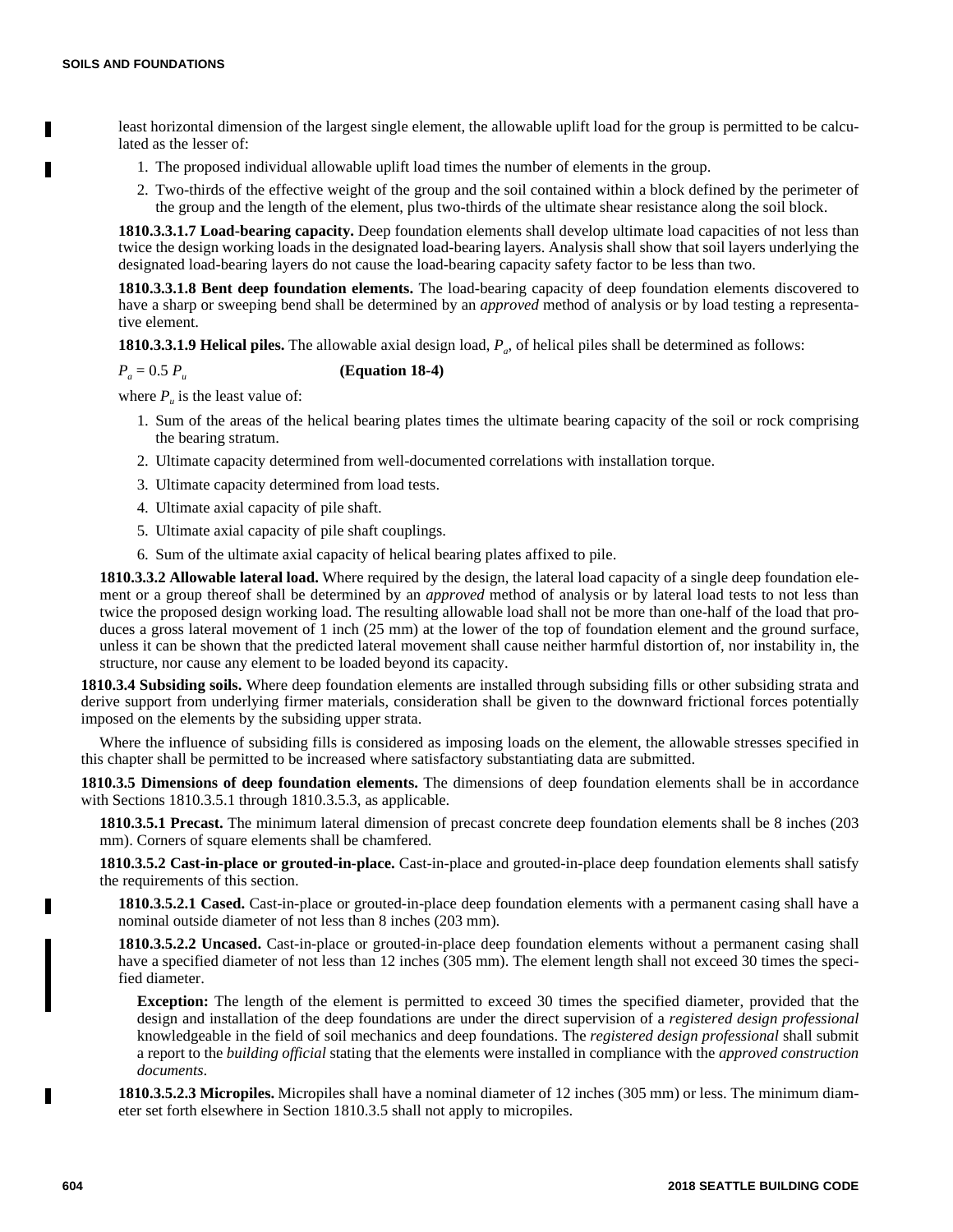least horizontal dimension of the largest single element, the allowable uplift load for the group is permitted to be calculated as the lesser of:

1. The proposed individual allowable uplift load times the number of elements in the group.
2. Two-thirds of the effective weight of the group and the soil contained within a block defined by the perimeter of the group and the length of the element, plus two-thirds of the ultimate shear resistance along the soil block.

**1810.3.3.1.7 Load-bearing capacity.** Deep foundation elements shall develop ultimate load capacities of not less than twice the design working loads in the designated load-bearing layers. Analysis shall show that soil layers underlying the designated load-bearing layers do not cause the load-bearing capacity safety factor to be less than two.

**1810.3.3.1.8 Bent deep foundation elements.** The load-bearing capacity of deep foundation elements discovered to have a sharp or sweeping bend shall be determined by an *approved* method of analysis or by load testing a representative element.

**1810.3.3.1.9 Helical piles.** The allowable axial design load, $P_a$, of helical piles shall be determined as follows:

$$P_a = 0.5\, P_u \qquad \textbf{(Equation 18-4)}$$

where $P_u$ is the least value of:

1. Sum of the areas of the helical bearing plates times the ultimate bearing capacity of the soil or rock comprising the bearing stratum.
2. Ultimate capacity determined from well-documented correlations with installation torque.
3. Ultimate capacity determined from load tests.
4. Ultimate axial capacity of pile shaft.
5. Ultimate axial capacity of pile shaft couplings.
6. Sum of the ultimate axial capacity of helical bearing plates affixed to pile.

**1810.3.3.2 Allowable lateral load.** Where required by the design, the lateral load capacity of a single deep foundation element or a group thereof shall be determined by an *approved* method of analysis or by lateral load tests to not less than twice the proposed design working load. The resulting allowable load shall not be more than one-half of the load that produces a gross lateral movement of 1 inch (25 mm) at the lower of the top of foundation element and the ground surface, unless it can be shown that the predicted lateral movement shall cause neither harmful distortion of, nor instability in, the structure, nor cause any element to be loaded beyond its capacity.

**1810.3.4 Subsiding soils.** Where deep foundation elements are installed through subsiding fills or other subsiding strata and derive support from underlying firmer materials, consideration shall be given to the downward frictional forces potentially imposed on the elements by the subsiding upper strata.

Where the influence of subsiding fills is considered as imposing loads on the element, the allowable stresses specified in this chapter shall be permitted to be increased where satisfactory substantiating data are submitted.

**1810.3.5 Dimensions of deep foundation elements.** The dimensions of deep foundation elements shall be in accordance with Sections 1810.3.5.1 through 1810.3.5.3, as applicable.

**1810.3.5.1 Precast.** The minimum lateral dimension of precast concrete deep foundation elements shall be 8 inches (203 mm). Corners of square elements shall be chamfered.

**1810.3.5.2 Cast-in-place or grouted-in-place.** Cast-in-place and grouted-in-place deep foundation elements shall satisfy the requirements of this section.

**1810.3.5.2.1 Cased.** Cast-in-place or grouted-in-place deep foundation elements with a permanent casing shall have a nominal outside diameter of not less than 8 inches (203 mm).

**1810.3.5.2.2 Uncased.** Cast-in-place or grouted-in-place deep foundation elements without a permanent casing shall have a specified diameter of not less than 12 inches (305 mm). The element length shall not exceed 30 times the specified diameter.

**Exception:** The length of the element is permitted to exceed 30 times the specified diameter, provided that the design and installation of the deep foundations are under the direct supervision of a *registered design professional* knowledgeable in the field of soil mechanics and deep foundations. The *registered design professional* shall submit a report to the *building official* stating that the elements were installed in compliance with the *approved construction documents*.

**1810.3.5.2.3 Micropiles.** Micropiles shall have a nominal diameter of 12 inches (305 mm) or less. The minimum diameter set forth elsewhere in Section 1810.3.5 shall not apply to micropiles.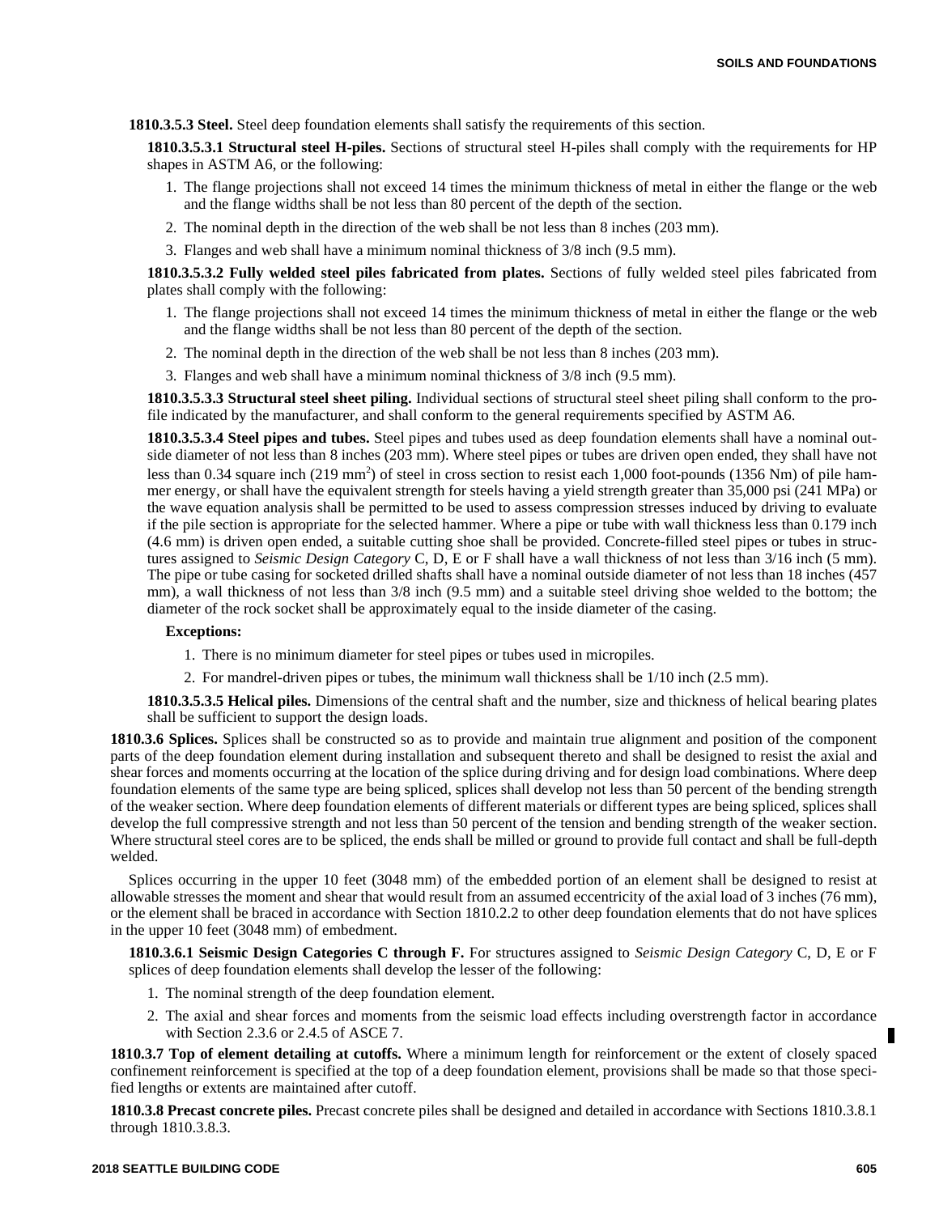**1810.3.5.3 Steel.** Steel deep foundation elements shall satisfy the requirements of this section.

**1810.3.5.3.1 Structural steel H-piles.** Sections of structural steel H-piles shall comply with the requirements for HP shapes in ASTM A6, or the following:

1. The flange projections shall not exceed 14 times the minimum thickness of metal in either the flange or the web and the flange widths shall be not less than 80 percent of the depth of the section.
2. The nominal depth in the direction of the web shall be not less than 8 inches (203 mm).
3. Flanges and web shall have a minimum nominal thickness of 3/8 inch (9.5 mm).

**1810.3.5.3.2 Fully welded steel piles fabricated from plates.** Sections of fully welded steel piles fabricated from plates shall comply with the following:

1. The flange projections shall not exceed 14 times the minimum thickness of metal in either the flange or the web and the flange widths shall be not less than 80 percent of the depth of the section.
2. The nominal depth in the direction of the web shall be not less than 8 inches (203 mm).
3. Flanges and web shall have a minimum nominal thickness of 3/8 inch (9.5 mm).

**1810.3.5.3.3 Structural steel sheet piling.** Individual sections of structural steel sheet piling shall conform to the profile indicated by the manufacturer, and shall conform to the general requirements specified by ASTM A6.

**1810.3.5.3.4 Steel pipes and tubes.** Steel pipes and tubes used as deep foundation elements shall have a nominal outside diameter of not less than 8 inches (203 mm). Where steel pipes or tubes are driven open ended, they shall have not less than 0.34 square inch (219 mm$^2$) of steel in cross section to resist each 1,000 foot-pounds (1356 Nm) of pile hammer energy, or shall have the equivalent strength for steels having a yield strength greater than 35,000 psi (241 MPa) or the wave equation analysis shall be permitted to be used to assess compression stresses induced by driving to evaluate if the pile section is appropriate for the selected hammer. Where a pipe or tube with wall thickness less than 0.179 inch (4.6 mm) is driven open ended, a suitable cutting shoe shall be provided. Concrete-filled steel pipes or tubes in structures assigned to *Seismic Design Category* C, D, E or F shall have a wall thickness of not less than 3/16 inch (5 mm). The pipe or tube casing for socketed drilled shafts shall have a nominal outside diameter of not less than 18 inches (457 mm), a wall thickness of not less than 3/8 inch (9.5 mm) and a suitable steel driving shoe welded to the bottom; the diameter of the rock socket shall be approximately equal to the inside diameter of the casing.

**Exceptions:**

1. There is no minimum diameter for steel pipes or tubes used in micropiles.
2. For mandrel-driven pipes or tubes, the minimum wall thickness shall be 1/10 inch (2.5 mm).

**1810.3.5.3.5 Helical piles.** Dimensions of the central shaft and the number, size and thickness of helical bearing plates shall be sufficient to support the design loads.

**1810.3.6 Splices.** Splices shall be constructed so as to provide and maintain true alignment and position of the component parts of the deep foundation element during installation and subsequent thereto and shall be designed to resist the axial and shear forces and moments occurring at the location of the splice during driving and for design load combinations. Where deep foundation elements of the same type are being spliced, splices shall develop not less than 50 percent of the bending strength of the weaker section. Where deep foundation elements of different materials or different types are being spliced, splices shall develop the full compressive strength and not less than 50 percent of the tension and bending strength of the weaker section. Where structural steel cores are to be spliced, the ends shall be milled or ground to provide full contact and shall be full-depth welded.

Splices occurring in the upper 10 feet (3048 mm) of the embedded portion of an element shall be designed to resist at allowable stresses the moment and shear that would result from an assumed eccentricity of the axial load of 3 inches (76 mm), or the element shall be braced in accordance with Section 1810.2.2 to other deep foundation elements that do not have splices in the upper 10 feet (3048 mm) of embedment.

**1810.3.6.1 Seismic Design Categories C through F.** For structures assigned to *Seismic Design Category* C, D, E or F splices of deep foundation elements shall develop the lesser of the following:

1. The nominal strength of the deep foundation element.
2. The axial and shear forces and moments from the seismic load effects including overstrength factor in accordance with Section 2.3.6 or 2.4.5 of ASCE 7.

**1810.3.7 Top of element detailing at cutoffs.** Where a minimum length for reinforcement or the extent of closely spaced confinement reinforcement is specified at the top of a deep foundation element, provisions shall be made so that those specified lengths or extents are maintained after cutoff.

**1810.3.8 Precast concrete piles.** Precast concrete piles shall be designed and detailed in accordance with Sections 1810.3.8.1 through 1810.3.8.3.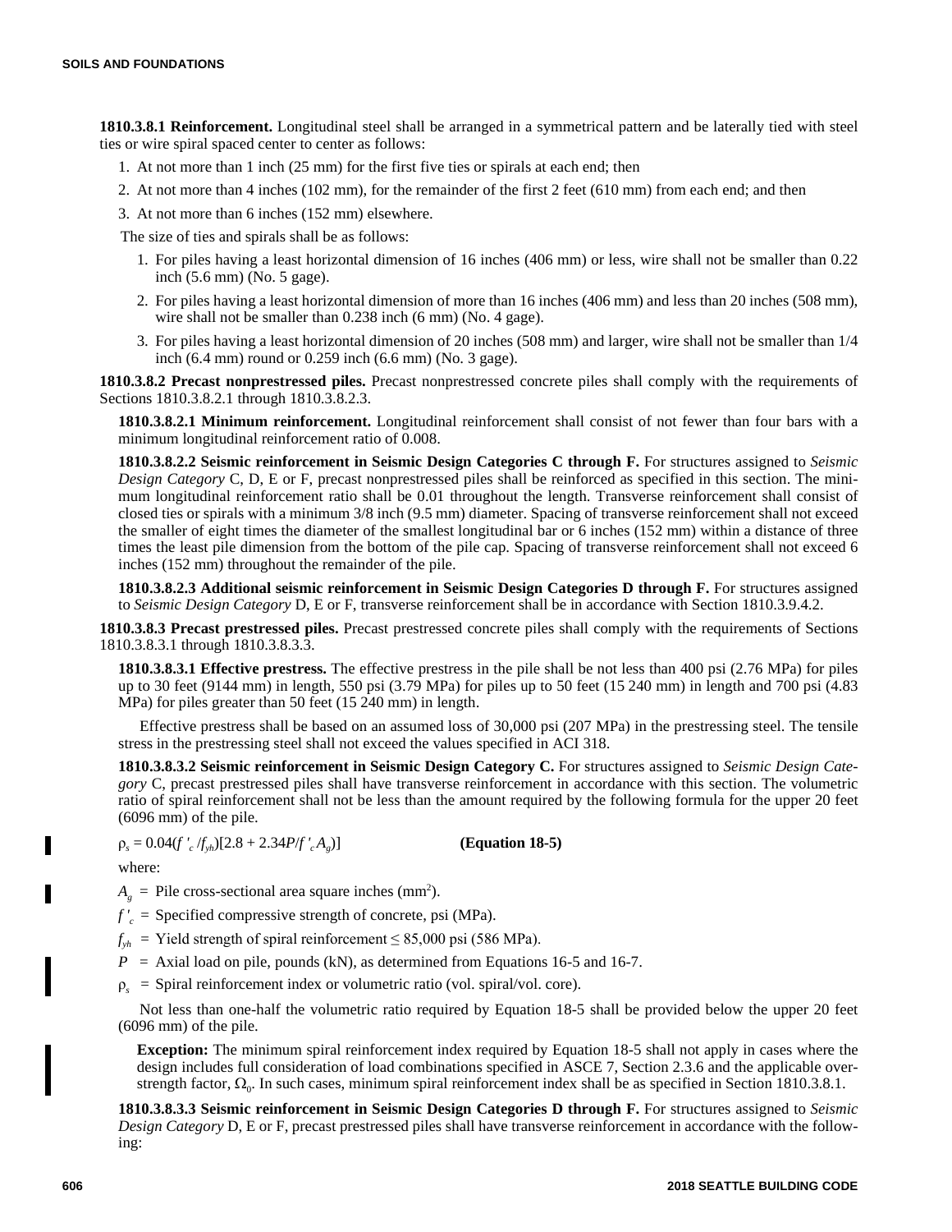**1810.3.8.1 Reinforcement.** Longitudinal steel shall be arranged in a symmetrical pattern and be laterally tied with steel ties or wire spiral spaced center to center as follows:

1. At not more than 1 inch (25 mm) for the first five ties or spirals at each end; then
2. At not more than 4 inches (102 mm), for the remainder of the first 2 feet (610 mm) from each end; and then
3. At not more than 6 inches (152 mm) elsewhere.

The size of ties and spirals shall be as follows:

1. For piles having a least horizontal dimension of 16 inches (406 mm) or less, wire shall not be smaller than 0.22 inch (5.6 mm) (No. 5 gage).
2. For piles having a least horizontal dimension of more than 16 inches (406 mm) and less than 20 inches (508 mm), wire shall not be smaller than 0.238 inch (6 mm) (No. 4 gage).
3. For piles having a least horizontal dimension of 20 inches (508 mm) and larger, wire shall not be smaller than 1/4 inch (6.4 mm) round or 0.259 inch (6.6 mm) (No. 3 gage).

**1810.3.8.2 Precast nonprestressed piles.** Precast nonprestressed concrete piles shall comply with the requirements of Sections 1810.3.8.2.1 through 1810.3.8.2.3.

**1810.3.8.2.1 Minimum reinforcement.** Longitudinal reinforcement shall consist of not fewer than four bars with a minimum longitudinal reinforcement ratio of 0.008.

**1810.3.8.2.2 Seismic reinforcement in Seismic Design Categories C through F.** For structures assigned to *Seismic Design Category* C, D, E or F, precast nonprestressed piles shall be reinforced as specified in this section. The minimum longitudinal reinforcement ratio shall be 0.01 throughout the length. Transverse reinforcement shall consist of closed ties or spirals with a minimum 3/8 inch (9.5 mm) diameter. Spacing of transverse reinforcement shall not exceed the smaller of eight times the diameter of the smallest longitudinal bar or 6 inches (152 mm) within a distance of three times the least pile dimension from the bottom of the pile cap. Spacing of transverse reinforcement shall not exceed 6 inches (152 mm) throughout the remainder of the pile.

**1810.3.8.2.3 Additional seismic reinforcement in Seismic Design Categories D through F.** For structures assigned to *Seismic Design Category* D, E or F, transverse reinforcement shall be in accordance with Section 1810.3.9.4.2.

**1810.3.8.3 Precast prestressed piles.** Precast prestressed concrete piles shall comply with the requirements of Sections 1810.3.8.3.1 through 1810.3.8.3.3.

**1810.3.8.3.1 Effective prestress.** The effective prestress in the pile shall be not less than 400 psi (2.76 MPa) for piles up to 30 feet (9144 mm) in length, 550 psi (3.79 MPa) for piles up to 50 feet (15 240 mm) in length and 700 psi (4.83 MPa) for piles greater than 50 feet (15 240 mm) in length.

Effective prestress shall be based on an assumed loss of 30,000 psi (207 MPa) in the prestressing steel. The tensile stress in the prestressing steel shall not exceed the values specified in ACI 318.

**1810.3.8.3.2 Seismic reinforcement in Seismic Design Category C.** For structures assigned to *Seismic Design Category* C, precast prestressed piles shall have transverse reinforcement in accordance with this section. The volumetric ratio of spiral reinforcement shall not be less than the amount required by the following formula for the upper 20 feet (6096 mm) of the pile.

$$\rho_s = 0.04(f'_c/f_{yh})[2.8 + 2.34P/f'_c A_g] \qquad \textbf{(Equation 18-5)}$$

where:

$A_g$ = Pile cross-sectional area square inches (mm$^2$).

$f'_c$ = Specified compressive strength of concrete, psi (MPa).

$f_{yh}$ = Yield strength of spiral reinforcement $\leq$ 85,000 psi (586 MPa).

$P$ = Axial load on pile, pounds (kN), as determined from Equations 16-5 and 16-7.

$\rho_s$ = Spiral reinforcement index or volumetric ratio (vol. spiral/vol. core).

Not less than one-half the volumetric ratio required by Equation 18-5 shall be provided below the upper 20 feet (6096 mm) of the pile.

**Exception:** The minimum spiral reinforcement index required by Equation 18-5 shall not apply in cases where the design includes full consideration of load combinations specified in ASCE 7, Section 2.3.6 and the applicable overstrength factor, $\Omega_0$. In such cases, minimum spiral reinforcement index shall be as specified in Section 1810.3.8.1.

**1810.3.8.3.3 Seismic reinforcement in Seismic Design Categories D through F.** For structures assigned to *Seismic Design Category* D, E or F, precast prestressed piles shall have transverse reinforcement in accordance with the following: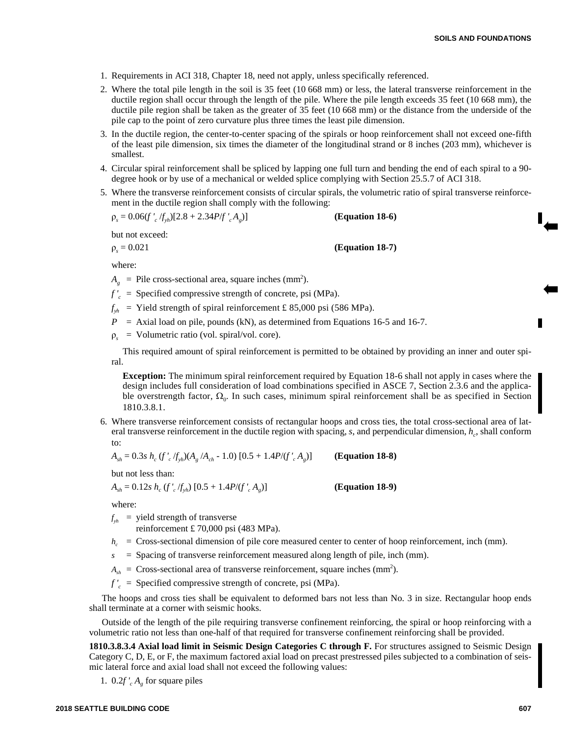1. Requirements in ACI 318, Chapter 18, need not apply, unless specifically referenced.
2. Where the total pile length in the soil is 35 feet (10 668 mm) or less, the lateral transverse reinforcement in the ductile region shall occur through the length of the pile. Where the pile length exceeds 35 feet (10 668 mm), the ductile pile region shall be taken as the greater of 35 feet (10 668 mm) or the distance from the underside of the pile cap to the point of zero curvature plus three times the least pile dimension.
3. In the ductile region, the center-to-center spacing of the spirals or hoop reinforcement shall not exceed one-fifth of the least pile dimension, six times the diameter of the longitudinal strand or 8 inches (203 mm), whichever is smallest.
4. Circular spiral reinforcement shall be spliced by lapping one full turn and bending the end of each spiral to a 90-degree hook or by use of a mechanical or welded splice complying with Section 25.5.7 of ACI 318.
5. Where the transverse reinforcement consists of circular spirals, the volumetric ratio of spiral transverse reinforcement in the ductile region shall comply with the following:

   $\rho_s = 0.06(f'_c/f_{yh})[2.8 + 2.34P/f'_c A_g)]$ **(Equation 18-6)**

   but not exceed:

   $\rho_s = 0.021$ **(Equation 18-7)**

   where:

   $A_g$ = Pile cross-sectional area, square inches (mm$^2$).

   $f'_c$ = Specified compressive strength of concrete, psi (MPa).

   $f_{yh}$ = Yield strength of spiral reinforcement £ 85,000 psi (586 MPa).

   $P$ = Axial load on pile, pounds (kN), as determined from Equations 16-5 and 16-7.

   $\rho_s$ = Volumetric ratio (vol. spiral/vol. core).

   This required amount of spiral reinforcement is permitted to be obtained by providing an inner and outer spiral.

   **Exception:** The minimum spiral reinforcement required by Equation 18-6 shall not apply in cases where the design includes full consideration of load combinations specified in ASCE 7, Section 2.3.6 and the applicable overstrength factor, $\Omega_0$. In such cases, minimum spiral reinforcement shall be as specified in Section 1810.3.8.1.

6. Where transverse reinforcement consists of rectangular hoops and cross ties, the total cross-sectional area of lateral transverse reinforcement in the ductile region with spacing, $s$, and perpendicular dimension, $h_c$, shall conform to:

   $A_{sh} = 0.3s\, h_c\, (f'_c/f_{yh})(A_g/A_{ch} - 1.0)\, [0.5 + 1.4P/(f'_c A_g)]$ **(Equation 18-8)**

   but not less than:

   $A_{sh} = 0.12s\, h_c\, (f'_c/f_{yh})\, [0.5 + 1.4P/(f'_c A_g)]$ **(Equation 18-9)**

   where:

   $f_{yh}$ = yield strength of transverse reinforcement £ 70,000 psi (483 MPa).

   $h_c$ = Cross-sectional dimension of pile core measured center to center of hoop reinforcement, inch (mm).

   $s$ = Spacing of transverse reinforcement measured along length of pile, inch (mm).

   $A_{sh}$ = Cross-sectional area of transverse reinforcement, square inches (mm$^2$).

   $f'_c$ = Specified compressive strength of concrete, psi (MPa).

The hoops and cross ties shall be equivalent to deformed bars not less than No. 3 in size. Rectangular hoop ends shall terminate at a corner with seismic hooks.

Outside of the length of the pile requiring transverse confinement reinforcing, the spiral or hoop reinforcing with a volumetric ratio not less than one-half of that required for transverse confinement reinforcing shall be provided.

**1810.3.8.3.4 Axial load limit in Seismic Design Categories C through F.** For structures assigned to Seismic Design Category C, D, E, or F, the maximum factored axial load on precast prestressed piles subjected to a combination of seismic lateral force and axial load shall not exceed the following values:

1. $0.2f'_c A_g$ for square piles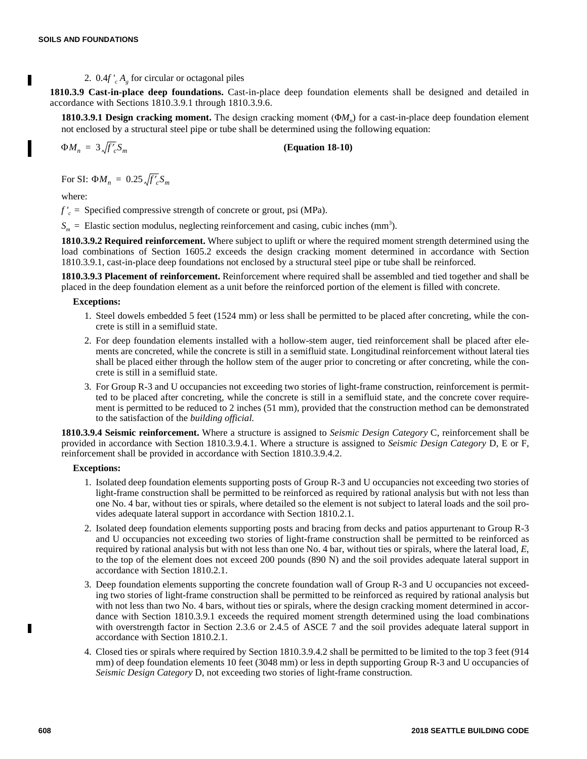2. $0.4f'_c A_g$ for circular or octagonal piles

**1810.3.9 Cast-in-place deep foundations.** Cast-in-place deep foundation elements shall be designed and detailed in accordance with Sections 1810.3.9.1 through 1810.3.9.6.

**1810.3.9.1 Design cracking moment.** The design cracking moment ($\Phi M_n$) for a cast-in-place deep foundation element not enclosed by a structural steel pipe or tube shall be determined using the following equation:

$$\Phi M_n = 3\sqrt{f'_c}S_m \qquad \textbf{(Equation 18-10)}$$

For SI: $\Phi M_n = 0.25\sqrt{f'_c}S_m$

where:

$f'_c$ = Specified compressive strength of concrete or grout, psi (MPa).

$S_m$ = Elastic section modulus, neglecting reinforcement and casing, cubic inches ($mm^3$).

**1810.3.9.2 Required reinforcement.** Where subject to uplift or where the required moment strength determined using the load combinations of Section 1605.2 exceeds the design cracking moment determined in accordance with Section 1810.3.9.1, cast-in-place deep foundations not enclosed by a structural steel pipe or tube shall be reinforced.

**1810.3.9.3 Placement of reinforcement.** Reinforcement where required shall be assembled and tied together and shall be placed in the deep foundation element as a unit before the reinforced portion of the element is filled with concrete.

**Exceptions:**

1. Steel dowels embedded 5 feet (1524 mm) or less shall be permitted to be placed after concreting, while the concrete is still in a semifluid state.
2. For deep foundation elements installed with a hollow-stem auger, tied reinforcement shall be placed after elements are concreted, while the concrete is still in a semifluid state. Longitudinal reinforcement without lateral ties shall be placed either through the hollow stem of the auger prior to concreting or after concreting, while the concrete is still in a semifluid state.
3. For Group R-3 and U occupancies not exceeding two stories of light-frame construction, reinforcement is permitted to be placed after concreting, while the concrete is still in a semifluid state, and the concrete cover requirement is permitted to be reduced to 2 inches (51 mm), provided that the construction method can be demonstrated to the satisfaction of the *building official*.

**1810.3.9.4 Seismic reinforcement.** Where a structure is assigned to *Seismic Design Category* C, reinforcement shall be provided in accordance with Section 1810.3.9.4.1. Where a structure is assigned to *Seismic Design Category* D, E or F, reinforcement shall be provided in accordance with Section 1810.3.9.4.2.

**Exceptions:**

1. Isolated deep foundation elements supporting posts of Group R-3 and U occupancies not exceeding two stories of light-frame construction shall be permitted to be reinforced as required by rational analysis but with not less than one No. 4 bar, without ties or spirals, where detailed so the element is not subject to lateral loads and the soil provides adequate lateral support in accordance with Section 1810.2.1.
2. Isolated deep foundation elements supporting posts and bracing from decks and patios appurtenant to Group R-3 and U occupancies not exceeding two stories of light-frame construction shall be permitted to be reinforced as required by rational analysis but with not less than one No. 4 bar, without ties or spirals, where the lateral load, $E$, to the top of the element does not exceed 200 pounds (890 N) and the soil provides adequate lateral support in accordance with Section 1810.2.1.
3. Deep foundation elements supporting the concrete foundation wall of Group R-3 and U occupancies not exceeding two stories of light-frame construction shall be permitted to be reinforced as required by rational analysis but with not less than two No. 4 bars, without ties or spirals, where the design cracking moment determined in accordance with Section 1810.3.9.1 exceeds the required moment strength determined using the load combinations with overstrength factor in Section 2.3.6 or 2.4.5 of ASCE 7 and the soil provides adequate lateral support in accordance with Section 1810.2.1.
4. Closed ties or spirals where required by Section 1810.3.9.4.2 shall be permitted to be limited to the top 3 feet (914 mm) of deep foundation elements 10 feet (3048 mm) or less in depth supporting Group R-3 and U occupancies of *Seismic Design Category* D, not exceeding two stories of light-frame construction.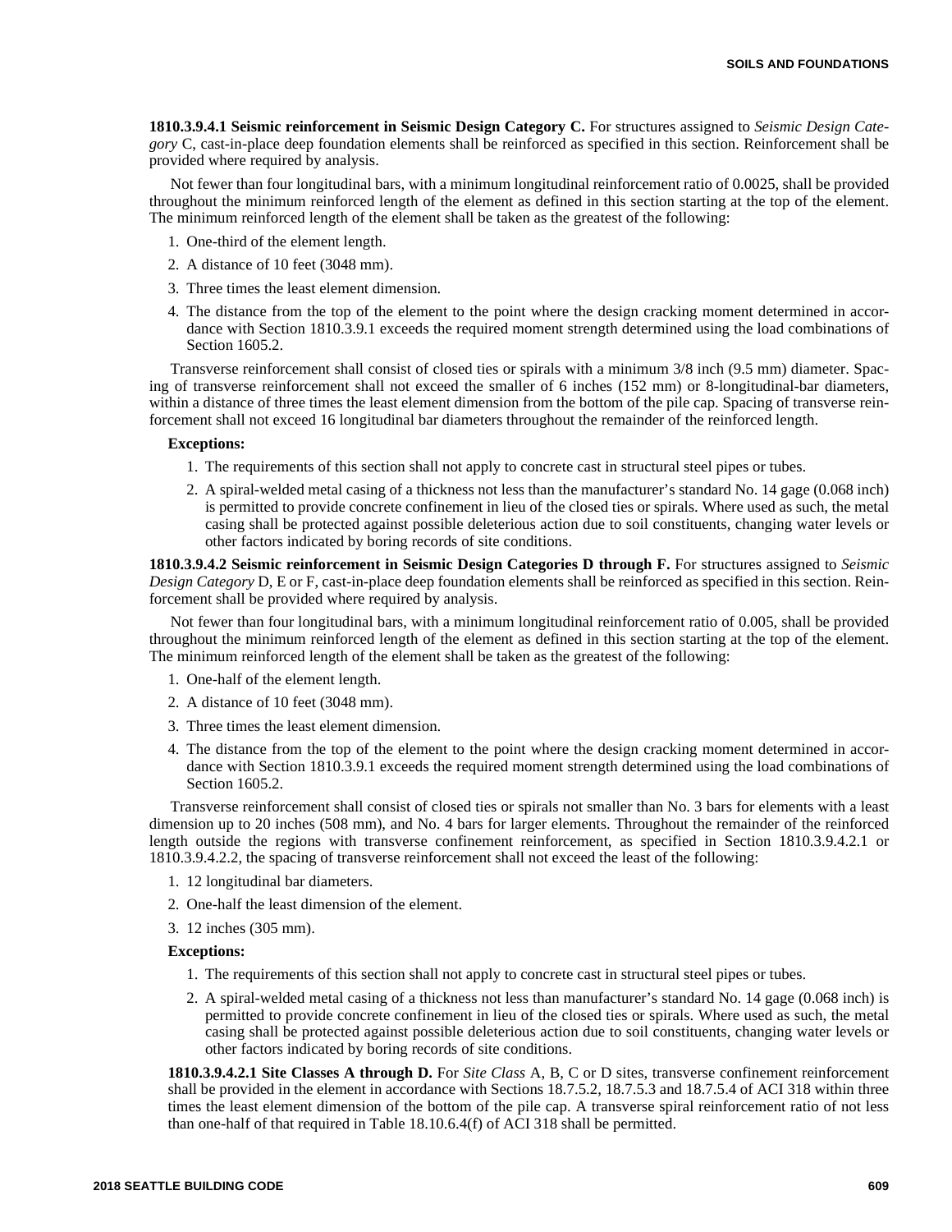**1810.3.9.4.1 Seismic reinforcement in Seismic Design Category C.** For structures assigned to *Seismic Design Category* C, cast-in-place deep foundation elements shall be reinforced as specified in this section. Reinforcement shall be provided where required by analysis.

Not fewer than four longitudinal bars, with a minimum longitudinal reinforcement ratio of 0.0025, shall be provided throughout the minimum reinforced length of the element as defined in this section starting at the top of the element. The minimum reinforced length of the element shall be taken as the greatest of the following:

1. One-third of the element length.
2. A distance of 10 feet (3048 mm).
3. Three times the least element dimension.
4. The distance from the top of the element to the point where the design cracking moment determined in accordance with Section 1810.3.9.1 exceeds the required moment strength determined using the load combinations of Section 1605.2.

Transverse reinforcement shall consist of closed ties or spirals with a minimum 3/8 inch (9.5 mm) diameter. Spacing of transverse reinforcement shall not exceed the smaller of 6 inches (152 mm) or 8-longitudinal-bar diameters, within a distance of three times the least element dimension from the bottom of the pile cap. Spacing of transverse reinforcement shall not exceed 16 longitudinal bar diameters throughout the remainder of the reinforced length.

**Exceptions:**

1. The requirements of this section shall not apply to concrete cast in structural steel pipes or tubes.
2. A spiral-welded metal casing of a thickness not less than the manufacturer's standard No. 14 gage (0.068 inch) is permitted to provide concrete confinement in lieu of the closed ties or spirals. Where used as such, the metal casing shall be protected against possible deleterious action due to soil constituents, changing water levels or other factors indicated by boring records of site conditions.

**1810.3.9.4.2 Seismic reinforcement in Seismic Design Categories D through F.** For structures assigned to *Seismic Design Category* D, E or F, cast-in-place deep foundation elements shall be reinforced as specified in this section. Reinforcement shall be provided where required by analysis.

Not fewer than four longitudinal bars, with a minimum longitudinal reinforcement ratio of 0.005, shall be provided throughout the minimum reinforced length of the element as defined in this section starting at the top of the element. The minimum reinforced length of the element shall be taken as the greatest of the following:

1. One-half of the element length.
2. A distance of 10 feet (3048 mm).
3. Three times the least element dimension.
4. The distance from the top of the element to the point where the design cracking moment determined in accordance with Section 1810.3.9.1 exceeds the required moment strength determined using the load combinations of Section 1605.2.

Transverse reinforcement shall consist of closed ties or spirals not smaller than No. 3 bars for elements with a least dimension up to 20 inches (508 mm), and No. 4 bars for larger elements. Throughout the remainder of the reinforced length outside the regions with transverse confinement reinforcement, as specified in Section 1810.3.9.4.2.1 or 1810.3.9.4.2.2, the spacing of transverse reinforcement shall not exceed the least of the following:

1. 12 longitudinal bar diameters.
2. One-half the least dimension of the element.
3. 12 inches (305 mm).

**Exceptions:**

1. The requirements of this section shall not apply to concrete cast in structural steel pipes or tubes.
2. A spiral-welded metal casing of a thickness not less than manufacturer's standard No. 14 gage (0.068 inch) is permitted to provide concrete confinement in lieu of the closed ties or spirals. Where used as such, the metal casing shall be protected against possible deleterious action due to soil constituents, changing water levels or other factors indicated by boring records of site conditions.

**1810.3.9.4.2.1 Site Classes A through D.** For *Site Class* A, B, C or D sites, transverse confinement reinforcement shall be provided in the element in accordance with Sections 18.7.5.2, 18.7.5.3 and 18.7.5.4 of ACI 318 within three times the least element dimension of the bottom of the pile cap. A transverse spiral reinforcement ratio of not less than one-half of that required in Table 18.10.6.4(f) of ACI 318 shall be permitted.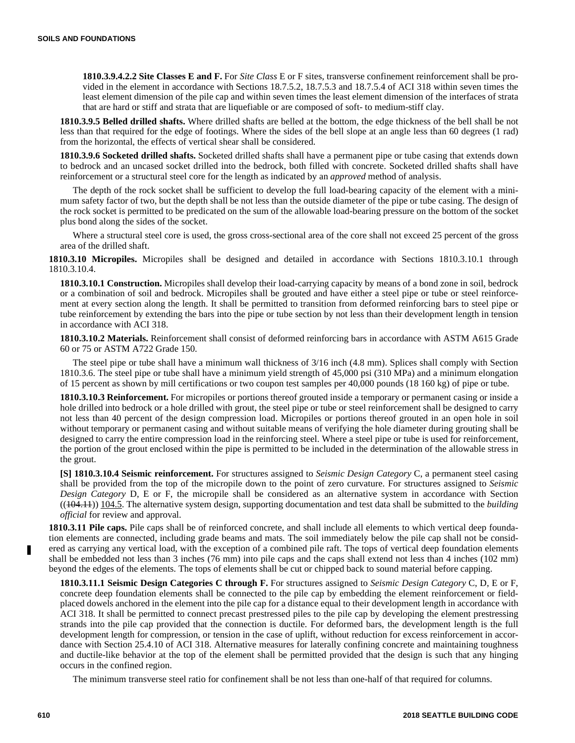**1810.3.9.4.2.2 Site Classes E and F.** For *Site Class* E or F sites, transverse confinement reinforcement shall be provided in the element in accordance with Sections 18.7.5.2, 18.7.5.3 and 18.7.5.4 of ACI 318 within seven times the least element dimension of the pile cap and within seven times the least element dimension of the interfaces of strata that are hard or stiff and strata that are liquefiable or are composed of soft- to medium-stiff clay.

**1810.3.9.5 Belled drilled shafts.** Where drilled shafts are belled at the bottom, the edge thickness of the bell shall be not less than that required for the edge of footings. Where the sides of the bell slope at an angle less than 60 degrees (1 rad) from the horizontal, the effects of vertical shear shall be considered.

**1810.3.9.6 Socketed drilled shafts.** Socketed drilled shafts shall have a permanent pipe or tube casing that extends down to bedrock and an uncased socket drilled into the bedrock, both filled with concrete. Socketed drilled shafts shall have reinforcement or a structural steel core for the length as indicated by an *approved* method of analysis.

The depth of the rock socket shall be sufficient to develop the full load-bearing capacity of the element with a minimum safety factor of two, but the depth shall be not less than the outside diameter of the pipe or tube casing. The design of the rock socket is permitted to be predicated on the sum of the allowable load-bearing pressure on the bottom of the socket plus bond along the sides of the socket.

Where a structural steel core is used, the gross cross-sectional area of the core shall not exceed 25 percent of the gross area of the drilled shaft.

**1810.3.10 Micropiles.** Micropiles shall be designed and detailed in accordance with Sections 1810.3.10.1 through 1810.3.10.4.

**1810.3.10.1 Construction.** Micropiles shall develop their load-carrying capacity by means of a bond zone in soil, bedrock or a combination of soil and bedrock. Micropiles shall be grouted and have either a steel pipe or tube or steel reinforcement at every section along the length. It shall be permitted to transition from deformed reinforcing bars to steel pipe or tube reinforcement by extending the bars into the pipe or tube section by not less than their development length in tension in accordance with ACI 318.

**1810.3.10.2 Materials.** Reinforcement shall consist of deformed reinforcing bars in accordance with ASTM A615 Grade 60 or 75 or ASTM A722 Grade 150.

The steel pipe or tube shall have a minimum wall thickness of 3/16 inch (4.8 mm). Splices shall comply with Section 1810.3.6. The steel pipe or tube shall have a minimum yield strength of 45,000 psi (310 MPa) and a minimum elongation of 15 percent as shown by mill certifications or two coupon test samples per 40,000 pounds (18 160 kg) of pipe or tube.

**1810.3.10.3 Reinforcement.** For micropiles or portions thereof grouted inside a temporary or permanent casing or inside a hole drilled into bedrock or a hole drilled with grout, the steel pipe or tube or steel reinforcement shall be designed to carry not less than 40 percent of the design compression load. Micropiles or portions thereof grouted in an open hole in soil without temporary or permanent casing and without suitable means of verifying the hole diameter during grouting shall be designed to carry the entire compression load in the reinforcing steel. Where a steel pipe or tube is used for reinforcement, the portion of the grout enclosed within the pipe is permitted to be included in the determination of the allowable stress in the grout.

**[S] 1810.3.10.4 Seismic reinforcement.** For structures assigned to *Seismic Design Category* C, a permanent steel casing shall be provided from the top of the micropile down to the point of zero curvature. For structures assigned to *Seismic Design Category* D, E or F, the micropile shall be considered as an alternative system in accordance with Section ((~~104.11~~)) 104.5. The alternative system design, supporting documentation and test data shall be submitted to the *building official* for review and approval.

**1810.3.11 Pile caps.** Pile caps shall be of reinforced concrete, and shall include all elements to which vertical deep foundation elements are connected, including grade beams and mats. The soil immediately below the pile cap shall not be considered as carrying any vertical load, with the exception of a combined pile raft. The tops of vertical deep foundation elements shall be embedded not less than 3 inches (76 mm) into pile caps and the caps shall extend not less than 4 inches (102 mm) beyond the edges of the elements. The tops of elements shall be cut or chipped back to sound material before capping.

**1810.3.11.1 Seismic Design Categories C through F.** For structures assigned to *Seismic Design Category* C, D, E or F, concrete deep foundation elements shall be connected to the pile cap by embedding the element reinforcement or field-placed dowels anchored in the element into the pile cap for a distance equal to their development length in accordance with ACI 318. It shall be permitted to connect precast prestressed piles to the pile cap by developing the element prestressing strands into the pile cap provided that the connection is ductile. For deformed bars, the development length is the full development length for compression, or tension in the case of uplift, without reduction for excess reinforcement in accordance with Section 25.4.10 of ACI 318. Alternative measures for laterally confining concrete and maintaining toughness and ductile-like behavior at the top of the element shall be permitted provided that the design is such that any hinging occurs in the confined region.

The minimum transverse steel ratio for confinement shall be not less than one-half of that required for columns.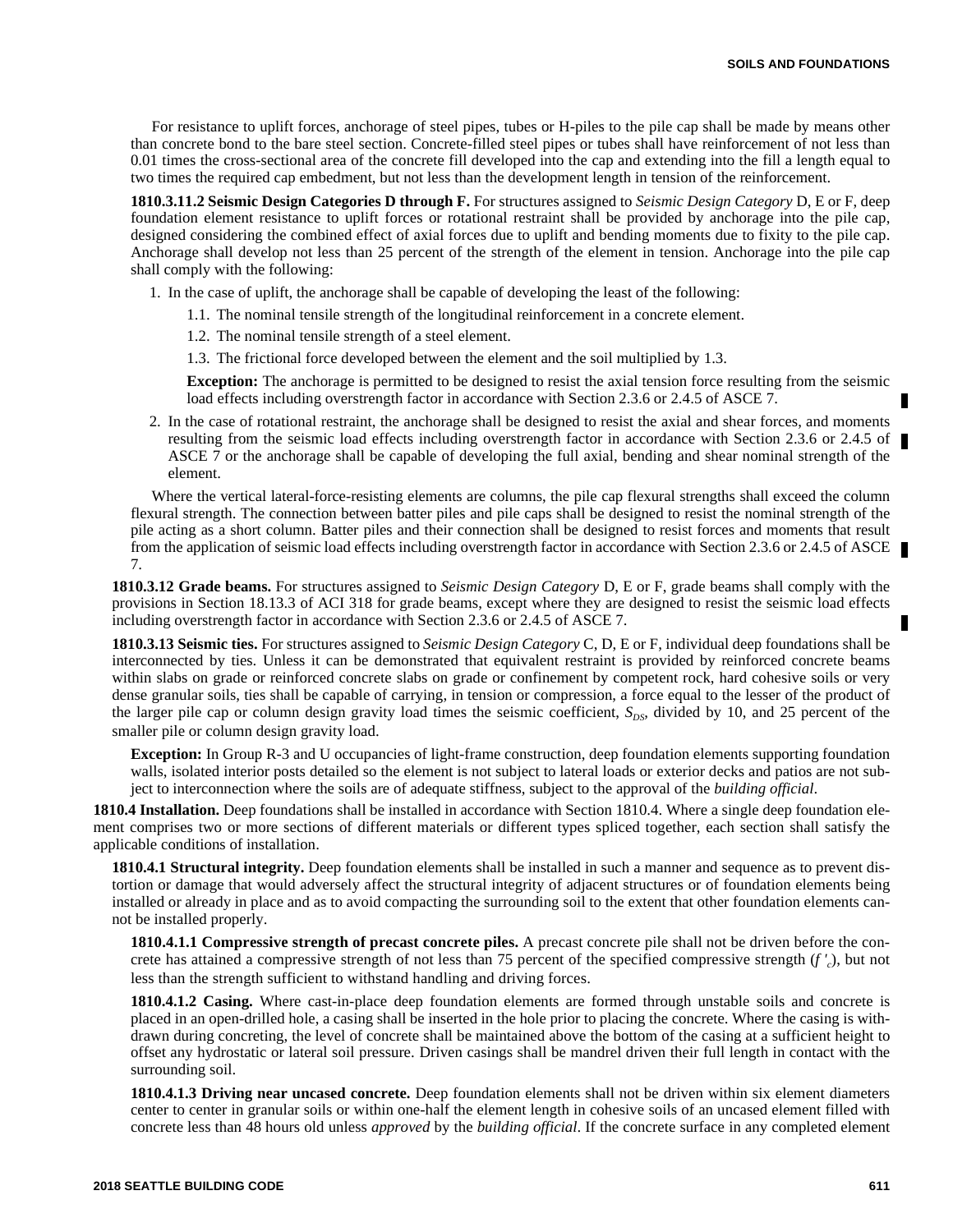For resistance to uplift forces, anchorage of steel pipes, tubes or H-piles to the pile cap shall be made by means other than concrete bond to the bare steel section. Concrete-filled steel pipes or tubes shall have reinforcement of not less than 0.01 times the cross-sectional area of the concrete fill developed into the cap and extending into the fill a length equal to two times the required cap embedment, but not less than the development length in tension of the reinforcement.

**1810.3.11.2 Seismic Design Categories D through F.** For structures assigned to *Seismic Design Category* D, E or F, deep foundation element resistance to uplift forces or rotational restraint shall be provided by anchorage into the pile cap, designed considering the combined effect of axial forces due to uplift and bending moments due to fixity to the pile cap. Anchorage shall develop not less than 25 percent of the strength of the element in tension. Anchorage into the pile cap shall comply with the following:

1. In the case of uplift, the anchorage shall be capable of developing the least of the following:
   1.1. The nominal tensile strength of the longitudinal reinforcement in a concrete element.
   1.2. The nominal tensile strength of a steel element.
   1.3. The frictional force developed between the element and the soil multiplied by 1.3.

   **Exception:** The anchorage is permitted to be designed to resist the axial tension force resulting from the seismic load effects including overstrength factor in accordance with Section 2.3.6 or 2.4.5 of ASCE 7.

2. In the case of rotational restraint, the anchorage shall be designed to resist the axial and shear forces, and moments resulting from the seismic load effects including overstrength factor in accordance with Section 2.3.6 or 2.4.5 of ASCE 7 or the anchorage shall be capable of developing the full axial, bending and shear nominal strength of the element.

Where the vertical lateral-force-resisting elements are columns, the pile cap flexural strengths shall exceed the column flexural strength. The connection between batter piles and pile caps shall be designed to resist the nominal strength of the pile acting as a short column. Batter piles and their connection shall be designed to resist forces and moments that result from the application of seismic load effects including overstrength factor in accordance with Section 2.3.6 or 2.4.5 of ASCE 7.

**1810.3.12 Grade beams.** For structures assigned to *Seismic Design Category* D, E or F, grade beams shall comply with the provisions in Section 18.13.3 of ACI 318 for grade beams, except where they are designed to resist the seismic load effects including overstrength factor in accordance with Section 2.3.6 or 2.4.5 of ASCE 7.

**1810.3.13 Seismic ties.** For structures assigned to *Seismic Design Category* C, D, E or F, individual deep foundations shall be interconnected by ties. Unless it can be demonstrated that equivalent restraint is provided by reinforced concrete beams within slabs on grade or reinforced concrete slabs on grade or confinement by competent rock, hard cohesive soils or very dense granular soils, ties shall be capable of carrying, in tension or compression, a force equal to the lesser of the product of the larger pile cap or column design gravity load times the seismic coefficient, $S_{DS}$, divided by 10, and 25 percent of the smaller pile or column design gravity load.

**Exception:** In Group R-3 and U occupancies of light-frame construction, deep foundation elements supporting foundation walls, isolated interior posts detailed so the element is not subject to lateral loads or exterior decks and patios are not subject to interconnection where the soils are of adequate stiffness, subject to the approval of the *building official*.

**1810.4 Installation.** Deep foundations shall be installed in accordance with Section 1810.4. Where a single deep foundation element comprises two or more sections of different materials or different types spliced together, each section shall satisfy the applicable conditions of installation.

**1810.4.1 Structural integrity.** Deep foundation elements shall be installed in such a manner and sequence as to prevent distortion or damage that would adversely affect the structural integrity of adjacent structures or of foundation elements being installed or already in place and as to avoid compacting the surrounding soil to the extent that other foundation elements cannot be installed properly.

**1810.4.1.1 Compressive strength of precast concrete piles.** A precast concrete pile shall not be driven before the concrete has attained a compressive strength of not less than 75 percent of the specified compressive strength ($f'_c$), but not less than the strength sufficient to withstand handling and driving forces.

**1810.4.1.2 Casing.** Where cast-in-place deep foundation elements are formed through unstable soils and concrete is placed in an open-drilled hole, a casing shall be inserted in the hole prior to placing the concrete. Where the casing is withdrawn during concreting, the level of concrete shall be maintained above the bottom of the casing at a sufficient height to offset any hydrostatic or lateral soil pressure. Driven casings shall be mandrel driven their full length in contact with the surrounding soil.

**1810.4.1.3 Driving near uncased concrete.** Deep foundation elements shall not be driven within six element diameters center to center in granular soils or within one-half the element length in cohesive soils of an uncased element filled with concrete less than 48 hours old unless *approved* by the *building official*. If the concrete surface in any completed element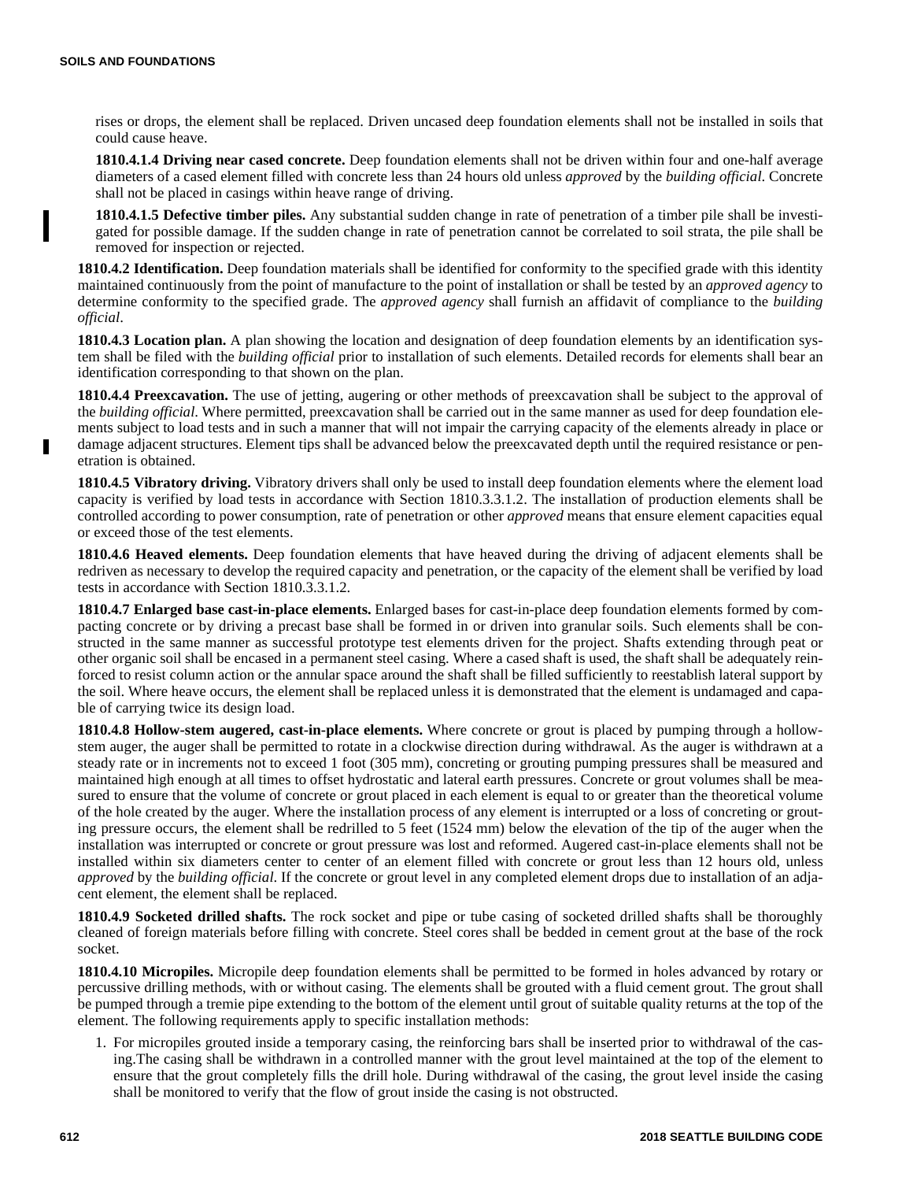rises or drops, the element shall be replaced. Driven uncased deep foundation elements shall not be installed in soils that could cause heave.

**1810.4.1.4 Driving near cased concrete.** Deep foundation elements shall not be driven within four and one-half average diameters of a cased element filled with concrete less than 24 hours old unless *approved* by the *building official*. Concrete shall not be placed in casings within heave range of driving.

**1810.4.1.5 Defective timber piles.** Any substantial sudden change in rate of penetration of a timber pile shall be investigated for possible damage. If the sudden change in rate of penetration cannot be correlated to soil strata, the pile shall be removed for inspection or rejected.

**1810.4.2 Identification.** Deep foundation materials shall be identified for conformity to the specified grade with this identity maintained continuously from the point of manufacture to the point of installation or shall be tested by an *approved agency* to determine conformity to the specified grade. The *approved agency* shall furnish an affidavit of compliance to the *building official*.

**1810.4.3 Location plan.** A plan showing the location and designation of deep foundation elements by an identification system shall be filed with the *building official* prior to installation of such elements. Detailed records for elements shall bear an identification corresponding to that shown on the plan.

**1810.4.4 Preexcavation.** The use of jetting, augering or other methods of preexcavation shall be subject to the approval of the *building official*. Where permitted, preexcavation shall be carried out in the same manner as used for deep foundation elements subject to load tests and in such a manner that will not impair the carrying capacity of the elements already in place or damage adjacent structures. Element tips shall be advanced below the preexcavated depth until the required resistance or penetration is obtained.

**1810.4.5 Vibratory driving.** Vibratory drivers shall only be used to install deep foundation elements where the element load capacity is verified by load tests in accordance with Section 1810.3.3.1.2. The installation of production elements shall be controlled according to power consumption, rate of penetration or other *approved* means that ensure element capacities equal or exceed those of the test elements.

**1810.4.6 Heaved elements.** Deep foundation elements that have heaved during the driving of adjacent elements shall be redriven as necessary to develop the required capacity and penetration, or the capacity of the element shall be verified by load tests in accordance with Section 1810.3.3.1.2.

**1810.4.7 Enlarged base cast-in-place elements.** Enlarged bases for cast-in-place deep foundation elements formed by compacting concrete or by driving a precast base shall be formed in or driven into granular soils. Such elements shall be constructed in the same manner as successful prototype test elements driven for the project. Shafts extending through peat or other organic soil shall be encased in a permanent steel casing. Where a cased shaft is used, the shaft shall be adequately reinforced to resist column action or the annular space around the shaft shall be filled sufficiently to reestablish lateral support by the soil. Where heave occurs, the element shall be replaced unless it is demonstrated that the element is undamaged and capable of carrying twice its design load.

**1810.4.8 Hollow-stem augered, cast-in-place elements.** Where concrete or grout is placed by pumping through a hollow-stem auger, the auger shall be permitted to rotate in a clockwise direction during withdrawal. As the auger is withdrawn at a steady rate or in increments not to exceed 1 foot (305 mm), concreting or grouting pumping pressures shall be measured and maintained high enough at all times to offset hydrostatic and lateral earth pressures. Concrete or grout volumes shall be measured to ensure that the volume of concrete or grout placed in each element is equal to or greater than the theoretical volume of the hole created by the auger. Where the installation process of any element is interrupted or a loss of concreting or grouting pressure occurs, the element shall be redrilled to 5 feet (1524 mm) below the elevation of the tip of the auger when the installation was interrupted or concrete or grout pressure was lost and reformed. Augered cast-in-place elements shall not be installed within six diameters center to center of an element filled with concrete or grout less than 12 hours old, unless *approved* by the *building official*. If the concrete or grout level in any completed element drops due to installation of an adjacent element, the element shall be replaced.

**1810.4.9 Socketed drilled shafts.** The rock socket and pipe or tube casing of socketed drilled shafts shall be thoroughly cleaned of foreign materials before filling with concrete. Steel cores shall be bedded in cement grout at the base of the rock socket.

**1810.4.10 Micropiles.** Micropile deep foundation elements shall be permitted to be formed in holes advanced by rotary or percussive drilling methods, with or without casing. The elements shall be grouted with a fluid cement grout. The grout shall be pumped through a tremie pipe extending to the bottom of the element until grout of suitable quality returns at the top of the element. The following requirements apply to specific installation methods:

1. For micropiles grouted inside a temporary casing, the reinforcing bars shall be inserted prior to withdrawal of the casing.The casing shall be withdrawn in a controlled manner with the grout level maintained at the top of the element to ensure that the grout completely fills the drill hole. During withdrawal of the casing, the grout level inside the casing shall be monitored to verify that the flow of grout inside the casing is not obstructed.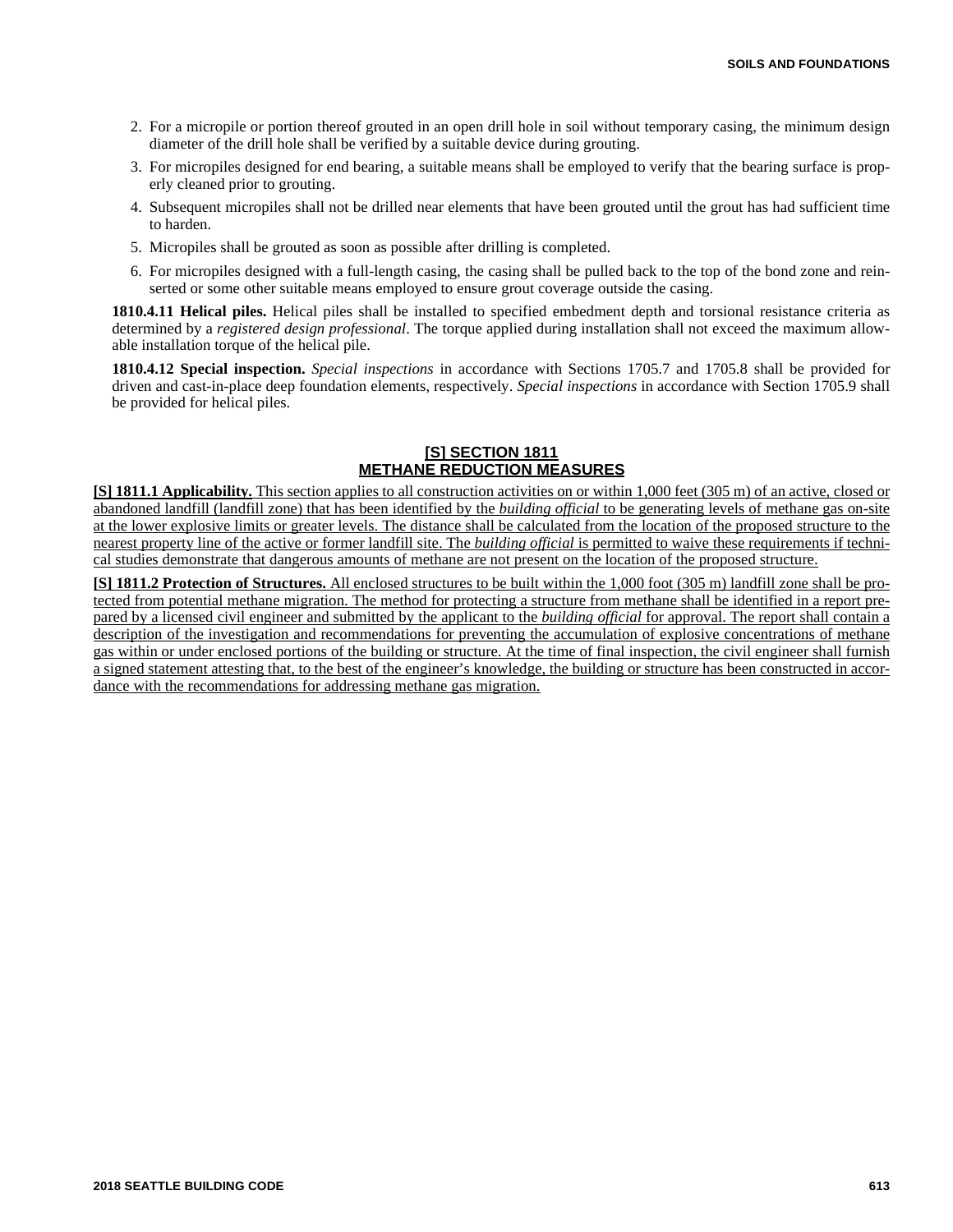2. For a micropile or portion thereof grouted in an open drill hole in soil without temporary casing, the minimum design diameter of the drill hole shall be verified by a suitable device during grouting.
3. For micropiles designed for end bearing, a suitable means shall be employed to verify that the bearing surface is properly cleaned prior to grouting.
4. Subsequent micropiles shall not be drilled near elements that have been grouted until the grout has had sufficient time to harden.
5. Micropiles shall be grouted as soon as possible after drilling is completed.
6. For micropiles designed with a full-length casing, the casing shall be pulled back to the top of the bond zone and reinserted or some other suitable means employed to ensure grout coverage outside the casing.

**1810.4.11 Helical piles.** Helical piles shall be installed to specified embedment depth and torsional resistance criteria as determined by a *registered design professional*. The torque applied during installation shall not exceed the maximum allowable installation torque of the helical pile.

**1810.4.12 Special inspection.** *Special inspections* in accordance with Sections 1705.7 and 1705.8 shall be provided for driven and cast-in-place deep foundation elements, respectively. *Special inspections* in accordance with Section 1705.9 shall be provided for helical piles.

## [S] SECTION 1811
## METHANE REDUCTION MEASURES

**[S] 1811.1 Applicability.** This section applies to all construction activities on or within 1,000 feet (305 m) of an active, closed or abandoned landfill (landfill zone) that has been identified by the *building official* to be generating levels of methane gas on-site at the lower explosive limits or greater levels. The distance shall be calculated from the location of the proposed structure to the nearest property line of the active or former landfill site. The *building official* is permitted to waive these requirements if technical studies demonstrate that dangerous amounts of methane are not present on the location of the proposed structure.

**[S] 1811.2 Protection of Structures.** All enclosed structures to be built within the 1,000 foot (305 m) landfill zone shall be protected from potential methane migration. The method for protecting a structure from methane shall be identified in a report prepared by a licensed civil engineer and submitted by the applicant to the *building official* for approval. The report shall contain a description of the investigation and recommendations for preventing the accumulation of explosive concentrations of methane gas within or under enclosed portions of the building or structure. At the time of final inspection, the civil engineer shall furnish a signed statement attesting that, to the best of the engineer's knowledge, the building or structure has been constructed in accordance with the recommendations for addressing methane gas migration.